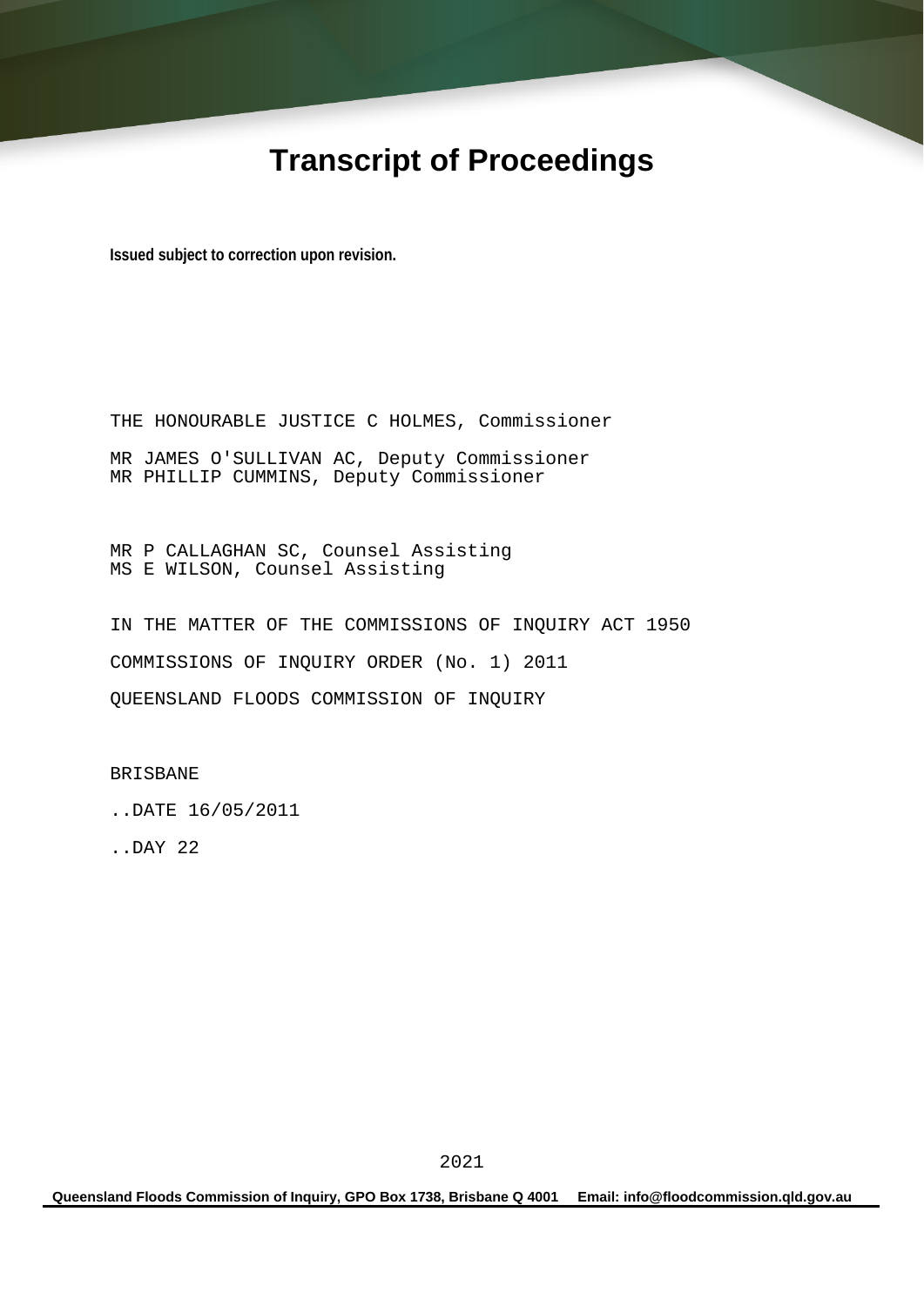# Transcript of Proceedings

**Issued subject to correction upon revision.**

THE HONOURABLE JUSTICE C HOLMES, Commissioner

MR JAMES O'SULLIVAN AC, Deputy Commissioner
MR PHILLIP CUMMINS, Deputy Commissioner

MR P CALLAGHAN SC, Counsel Assisting
MS E WILSON, Counsel Assisting

IN THE MATTER OF THE COMMISSIONS OF INQUIRY ACT 1950

COMMISSIONS OF INQUIRY ORDER (No. 1) 2011

QUEENSLAND FLOODS COMMISSION OF INQUIRY

BRISBANE

..DATE 16/05/2011

..DAY 22

Queensland Floods Commission of Inquiry, GPO Box 1738, Brisbane Q 4001 Email: info@floodcommission.qld.gov.au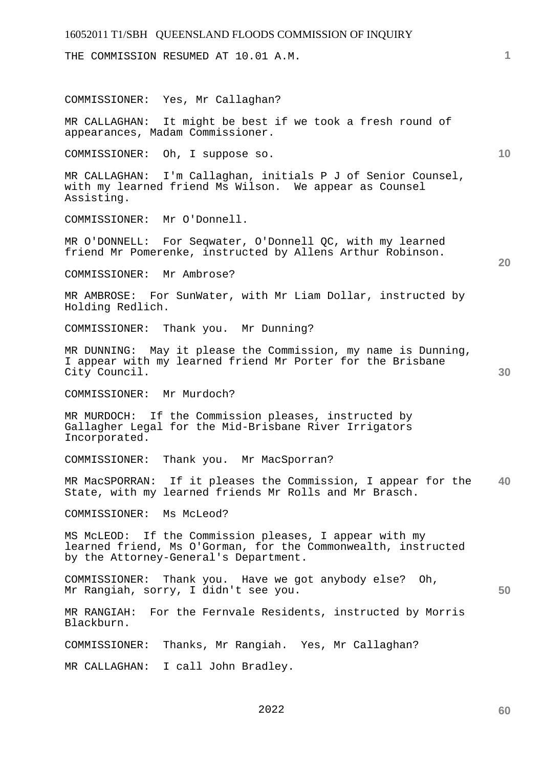THE COMMISSION RESUMED AT 10.01 A.M.

COMMISSIONER: Yes, Mr Callaghan?

MR CALLAGHAN: It might be best if we took a fresh round of appearances, Madam Commissioner.

COMMISSIONER: Oh, I suppose so.

MR CALLAGHAN: I'm Callaghan, initials P J of Senior Counsel, with my learned friend Ms Wilson. We appear as Counsel Assisting.

COMMISSIONER: Mr O'Donnell.

MR O'DONNELL: For Seqwater, O'Donnell QC, with my learned friend Mr Pomerenke, instructed by Allens Arthur Robinson.

COMMISSIONER: Mr Ambrose?

MR AMBROSE: For SunWater, with Mr Liam Dollar, instructed by Holding Redlich.

COMMISSIONER: Thank you. Mr Dunning?

MR DUNNING: May it please the Commission, my name is Dunning, I appear with my learned friend Mr Porter for the Brisbane City Council.

COMMISSIONER: Mr Murdoch?

MR MURDOCH: If the Commission pleases, instructed by Gallagher Legal for the Mid-Brisbane River Irrigators Incorporated.

COMMISSIONER: Thank you. Mr MacSporran?

MR MacSPORRAN: If it pleases the Commission, I appear for the State, with my learned friends Mr Rolls and Mr Brasch.

COMMISSIONER: Ms McLeod?

MS McLEOD: If the Commission pleases, I appear with my learned friend, Ms O'Gorman, for the Commonwealth, instructed by the Attorney-General's Department.

COMMISSIONER: Thank you. Have we got anybody else? Oh, Mr Rangiah, sorry, I didn't see you.

MR RANGIAH: For the Fernvale Residents, instructed by Morris Blackburn.

COMMISSIONER: Thanks, Mr Rangiah. Yes, Mr Callaghan?

MR CALLAGHAN: I call John Bradley.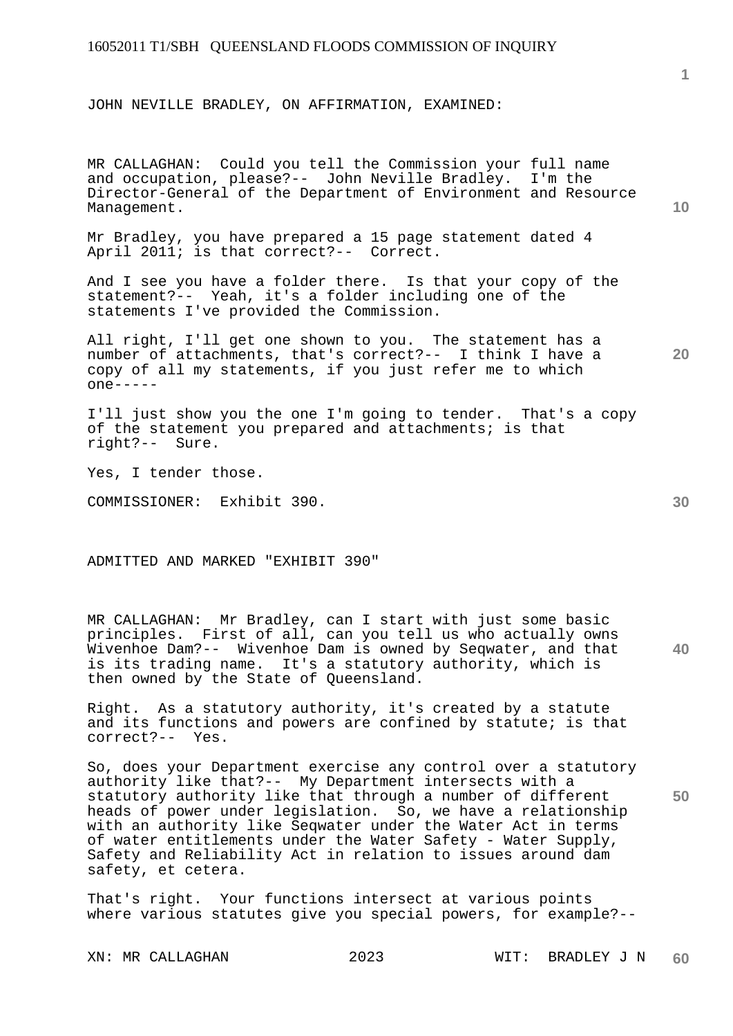JOHN NEVILLE BRADLEY, ON AFFIRMATION, EXAMINED:

MR CALLAGHAN: Could you tell the Commission your full name and occupation, please?-- John Neville Bradley. I'm the Director-General of the Department of Environment and Resource Management.

Mr Bradley, you have prepared a 15 page statement dated 4 April 2011; is that correct?-- Correct.

And I see you have a folder there. Is that your copy of the statement?-- Yeah, it's a folder including one of the statements I've provided the Commission.

All right, I'll get one shown to you. The statement has a number of attachments, that's correct?-- I think I have a copy of all my statements, if you just refer me to which one-----

I'll just show you the one I'm going to tender. That's a copy of the statement you prepared and attachments; is that right?-- Sure.

Yes, I tender those.

COMMISSIONER: Exhibit 390.

ADMITTED AND MARKED "EXHIBIT 390"

MR CALLAGHAN: Mr Bradley, can I start with just some basic principles. First of all, can you tell us who actually owns Wivenhoe Dam?-- Wivenhoe Dam is owned by Seqwater, and that is its trading name. It's a statutory authority, which is then owned by the State of Queensland.

Right. As a statutory authority, it's created by a statute and its functions and powers are confined by statute; is that correct?-- Yes.

So, does your Department exercise any control over a statutory authority like that?-- My Department intersects with a statutory authority like that through a number of different heads of power under legislation. So, we have a relationship with an authority like Seqwater under the Water Act in terms of water entitlements under the Water Safety - Water Supply, Safety and Reliability Act in relation to issues around dam safety, et cetera.

That's right. Your functions intersect at various points where various statutes give you special powers, for example?--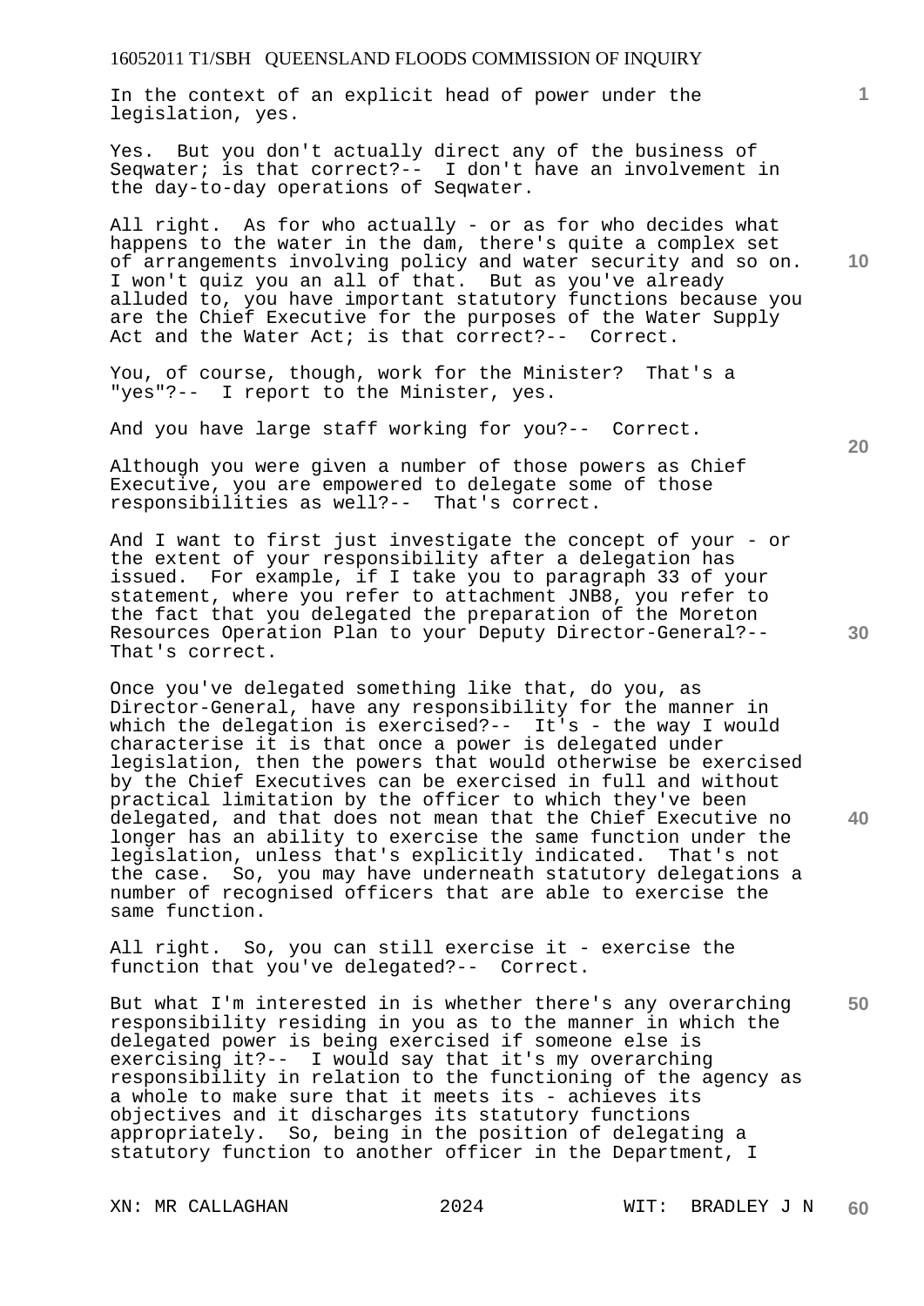In the context of an explicit head of power under the legislation, yes.

Yes. But you don't actually direct any of the business of Seqwater; is that correct?-- I don't have an involvement in the day-to-day operations of Seqwater.

All right. As for who actually - or as for who decides what happens to the water in the dam, there's quite a complex set of arrangements involving policy and water security and so on. I won't quiz you an all of that. But as you've already alluded to, you have important statutory functions because you are the Chief Executive for the purposes of the Water Supply Act and the Water Act; is that correct?-- Correct.

You, of course, though, work for the Minister? That's a "yes"?-- I report to the Minister, yes.

And you have large staff working for you?-- Correct.

Although you were given a number of those powers as Chief Executive, you are empowered to delegate some of those responsibilities as well?-- That's correct.

And I want to first just investigate the concept of your - or the extent of your responsibility after a delegation has issued. For example, if I take you to paragraph 33 of your statement, where you refer to attachment JNB8, you refer to the fact that you delegated the preparation of the Moreton Resources Operation Plan to your Deputy Director-General?-- That's correct.

Once you've delegated something like that, do you, as Director-General, have any responsibility for the manner in which the delegation is exercised?-- It's - the way I would characterise it is that once a power is delegated under legislation, then the powers that would otherwise be exercised by the Chief Executives can be exercised in full and without practical limitation by the officer to which they've been delegated, and that does not mean that the Chief Executive no longer has an ability to exercise the same function under the legislation, unless that's explicitly indicated. That's not the case. So, you may have underneath statutory delegations a number of recognised officers that are able to exercise the same function.

All right. So, you can still exercise it - exercise the function that you've delegated?-- Correct.

But what I'm interested in is whether there's any overarching responsibility residing in you as to the manner in which the delegated power is being exercised if someone else is exercising it?-- I would say that it's my overarching responsibility in relation to the functioning of the agency as a whole to make sure that it meets its - achieves its objectives and it discharges its statutory functions appropriately. So, being in the position of delegating a statutory function to another officer in the Department, I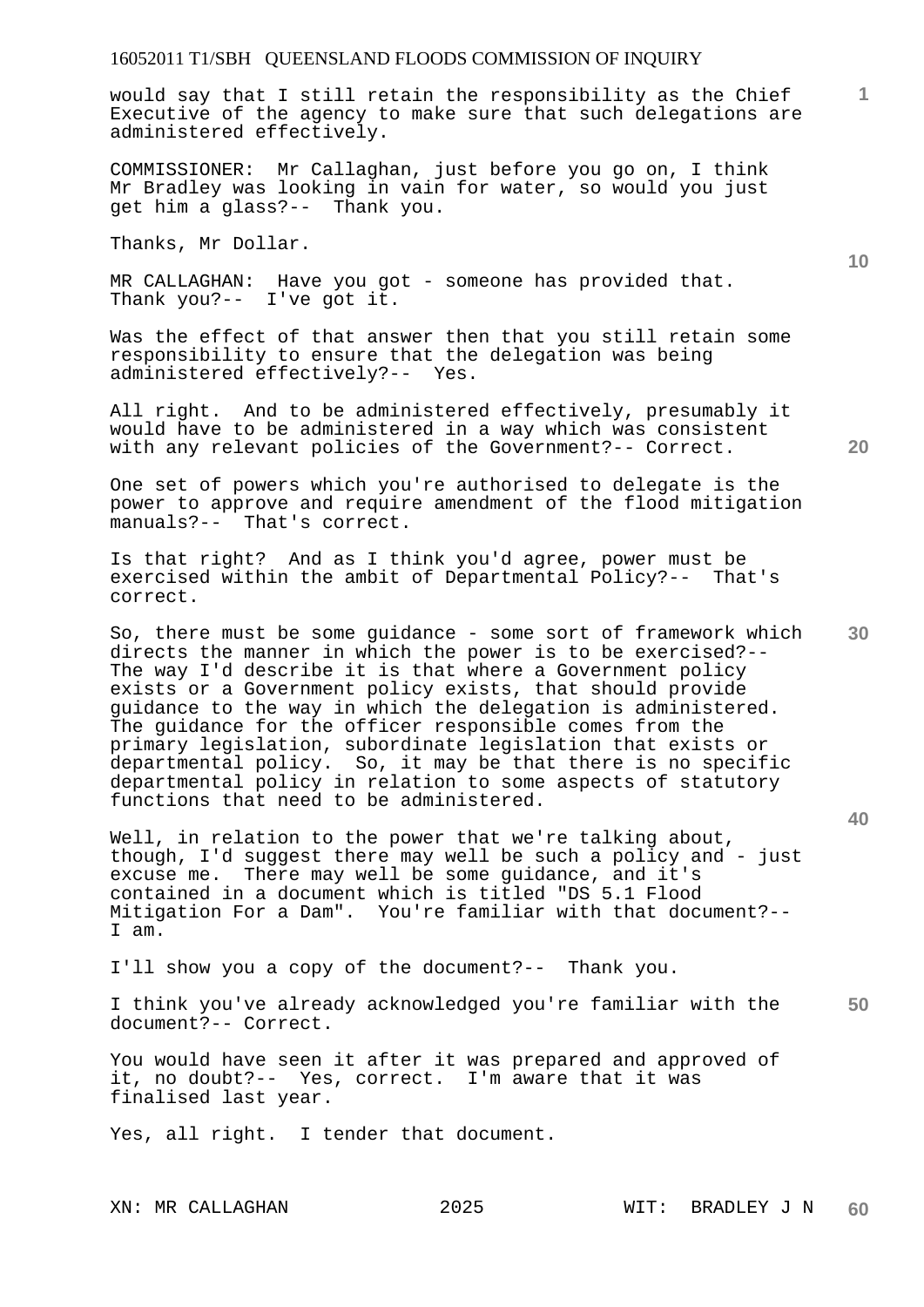would say that I still retain the responsibility as the Chief Executive of the agency to make sure that such delegations are administered effectively.

COMMISSIONER: Mr Callaghan, just before you go on, I think Mr Bradley was looking in vain for water, so would you just get him a glass?-- Thank you.

Thanks, Mr Dollar.

MR CALLAGHAN: Have you got - someone has provided that. Thank you?-- I've got it.

Was the effect of that answer then that you still retain some responsibility to ensure that the delegation was being administered effectively?-- Yes.

All right. And to be administered effectively, presumably it would have to be administered in a way which was consistent with any relevant policies of the Government?-- Correct.

One set of powers which you're authorised to delegate is the power to approve and require amendment of the flood mitigation manuals?-- That's correct.

Is that right? And as I think you'd agree, power must be exercised within the ambit of Departmental Policy?-- That's correct.

So, there must be some guidance - some sort of framework which directs the manner in which the power is to be exercised?-- The way I'd describe it is that where a Government policy exists or a Government policy exists, that should provide guidance to the way in which the delegation is administered. The guidance for the officer responsible comes from the primary legislation, subordinate legislation that exists or departmental policy. So, it may be that there is no specific departmental policy in relation to some aspects of statutory functions that need to be administered.

Well, in relation to the power that we're talking about, though, I'd suggest there may well be such a policy and - just excuse me. There may well be some guidance, and it's contained in a document which is titled "DS 5.1 Flood Mitigation For a Dam". You're familiar with that document?-- I am.

I'll show you a copy of the document?-- Thank you.

I think you've already acknowledged you're familiar with the document?-- Correct.

You would have seen it after it was prepared and approved of it, no doubt?-- Yes, correct. I'm aware that it was finalised last year.

Yes, all right. I tender that document.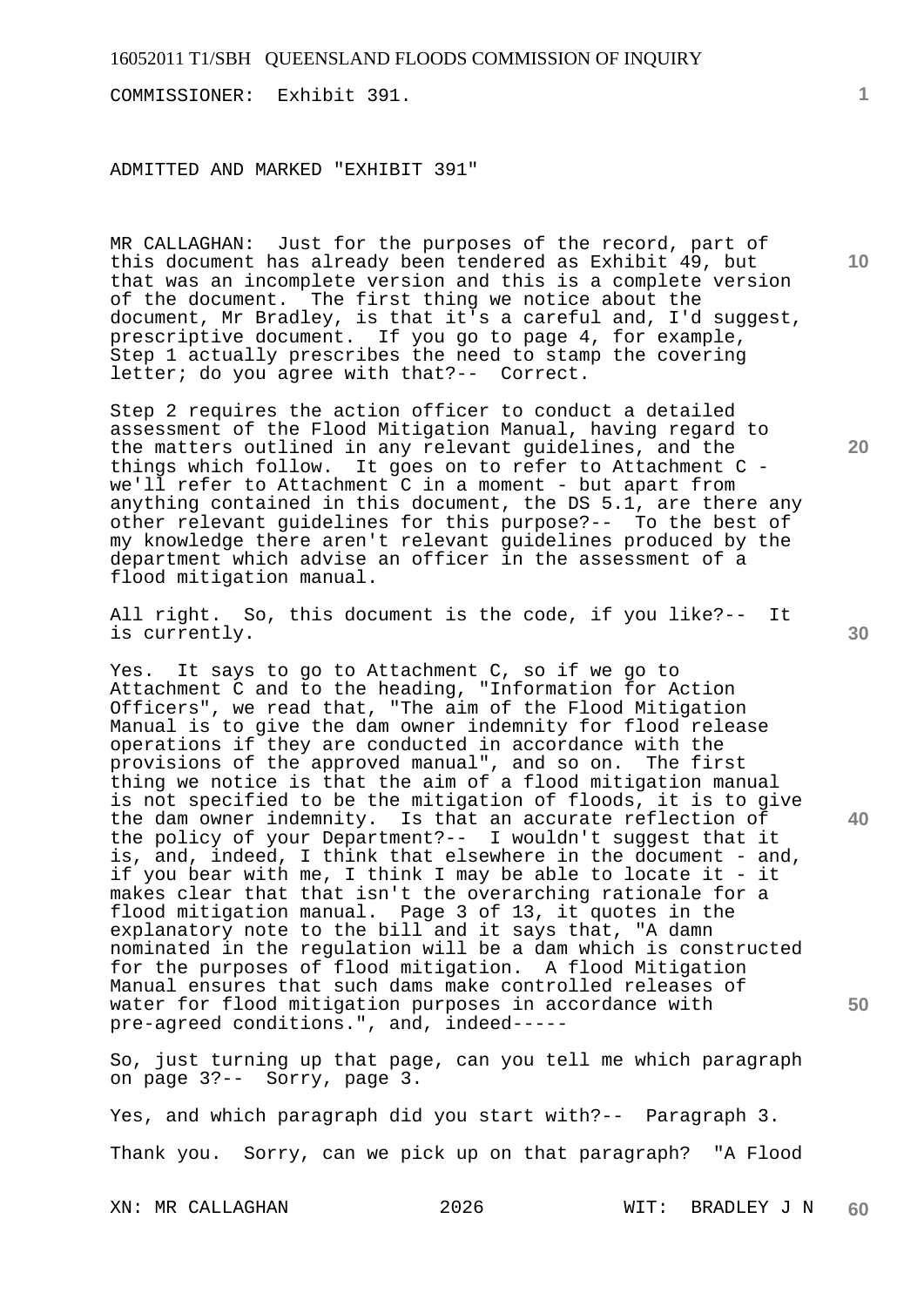COMMISSIONER: Exhibit 391.

ADMITTED AND MARKED "EXHIBIT 391"

MR CALLAGHAN: Just for the purposes of the record, part of this document has already been tendered as Exhibit 49, but that was an incomplete version and this is a complete version of the document. The first thing we notice about the document, Mr Bradley, is that it's a careful and, I'd suggest, prescriptive document. If you go to page 4, for example, Step 1 actually prescribes the need to stamp the covering letter; do you agree with that?-- Correct.

Step 2 requires the action officer to conduct a detailed assessment of the Flood Mitigation Manual, having regard to the matters outlined in any relevant guidelines, and the things which follow. It goes on to refer to Attachment C - we'll refer to Attachment C in a moment - but apart from anything contained in this document, the DS 5.1, are there any other relevant guidelines for this purpose?-- To the best of my knowledge there aren't relevant guidelines produced by the department which advise an officer in the assessment of a flood mitigation manual.

All right. So, this document is the code, if you like?-- It is currently.

Yes. It says to go to Attachment C, so if we go to Attachment C and to the heading, "Information for Action Officers", we read that, "The aim of the Flood Mitigation Manual is to give the dam owner indemnity for flood release operations if they are conducted in accordance with the provisions of the approved manual", and so on. The first thing we notice is that the aim of a flood mitigation manual is not specified to be the mitigation of floods, it is to give the dam owner indemnity. Is that an accurate reflection of the policy of your Department?-- I wouldn't suggest that it is, and, indeed, I think that elsewhere in the document - and, if you bear with me, I think I may be able to locate it - it makes clear that that isn't the overarching rationale for a flood mitigation manual. Page 3 of 13, it quotes in the explanatory note to the bill and it says that, "A damn nominated in the regulation will be a dam which is constructed for the purposes of flood mitigation. A flood Mitigation Manual ensures that such dams make controlled releases of water for flood mitigation purposes in accordance with pre-agreed conditions.", and, indeed-----

So, just turning up that page, can you tell me which paragraph on page 3?-- Sorry, page 3.

Yes, and which paragraph did you start with?-- Paragraph 3.

Thank you. Sorry, can we pick up on that paragraph? "A Flood

XN: MR CALLAGHAN WIT: BRADLEY J N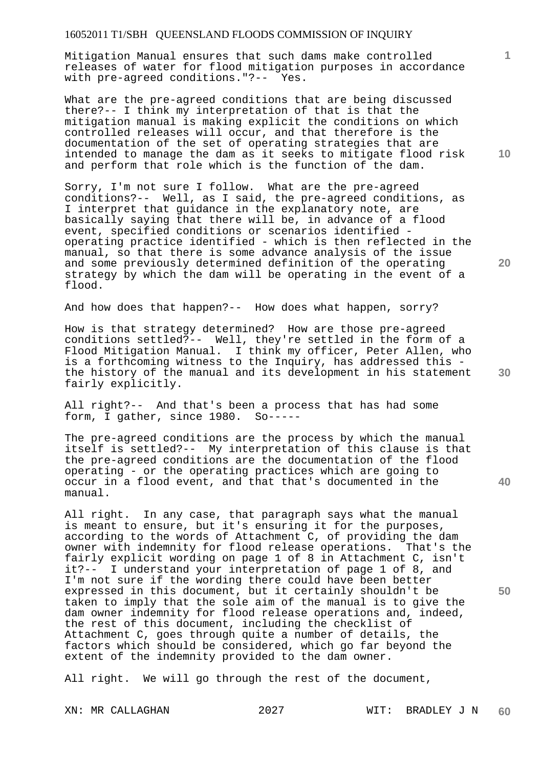Mitigation Manual ensures that such dams make controlled releases of water for flood mitigation purposes in accordance with pre-agreed conditions."?-- Yes.

What are the pre-agreed conditions that are being discussed there?-- I think my interpretation of that is that the mitigation manual is making explicit the conditions on which controlled releases will occur, and that therefore is the documentation of the set of operating strategies that are intended to manage the dam as it seeks to mitigate flood risk and perform that role which is the function of the dam.

Sorry, I'm not sure I follow. What are the pre-agreed conditions?-- Well, as I said, the pre-agreed conditions, as I interpret that guidance in the explanatory note, are basically saying that there will be, in advance of a flood event, specified conditions or scenarios identified - operating practice identified - which is then reflected in the manual, so that there is some advance analysis of the issue and some previously determined definition of the operating strategy by which the dam will be operating in the event of a flood.

And how does that happen?-- How does what happen, sorry?

How is that strategy determined? How are those pre-agreed conditions settled?-- Well, they're settled in the form of a Flood Mitigation Manual. I think my officer, Peter Allen, who is a forthcoming witness to the Inquiry, has addressed this - the history of the manual and its development in his statement fairly explicitly.

All right?-- And that's been a process that has had some form, I gather, since 1980. So-----

The pre-agreed conditions are the process by which the manual itself is settled?-- My interpretation of this clause is that the pre-agreed conditions are the documentation of the flood operating - or the operating practices which are going to occur in a flood event, and that that's documented in the manual.

All right. In any case, that paragraph says what the manual is meant to ensure, but it's ensuring it for the purposes, according to the words of Attachment C, of providing the dam owner with indemnity for flood release operations. That's the fairly explicit wording on page 1 of 8 in Attachment C, isn't it?-- I understand your interpretation of page 1 of 8, and I'm not sure if the wording there could have been better expressed in this document, but it certainly shouldn't be taken to imply that the sole aim of the manual is to give the dam owner indemnity for flood release operations and, indeed, the rest of this document, including the checklist of Attachment C, goes through quite a number of details, the factors which should be considered, which go far beyond the extent of the indemnity provided to the dam owner.

All right. We will go through the rest of the document,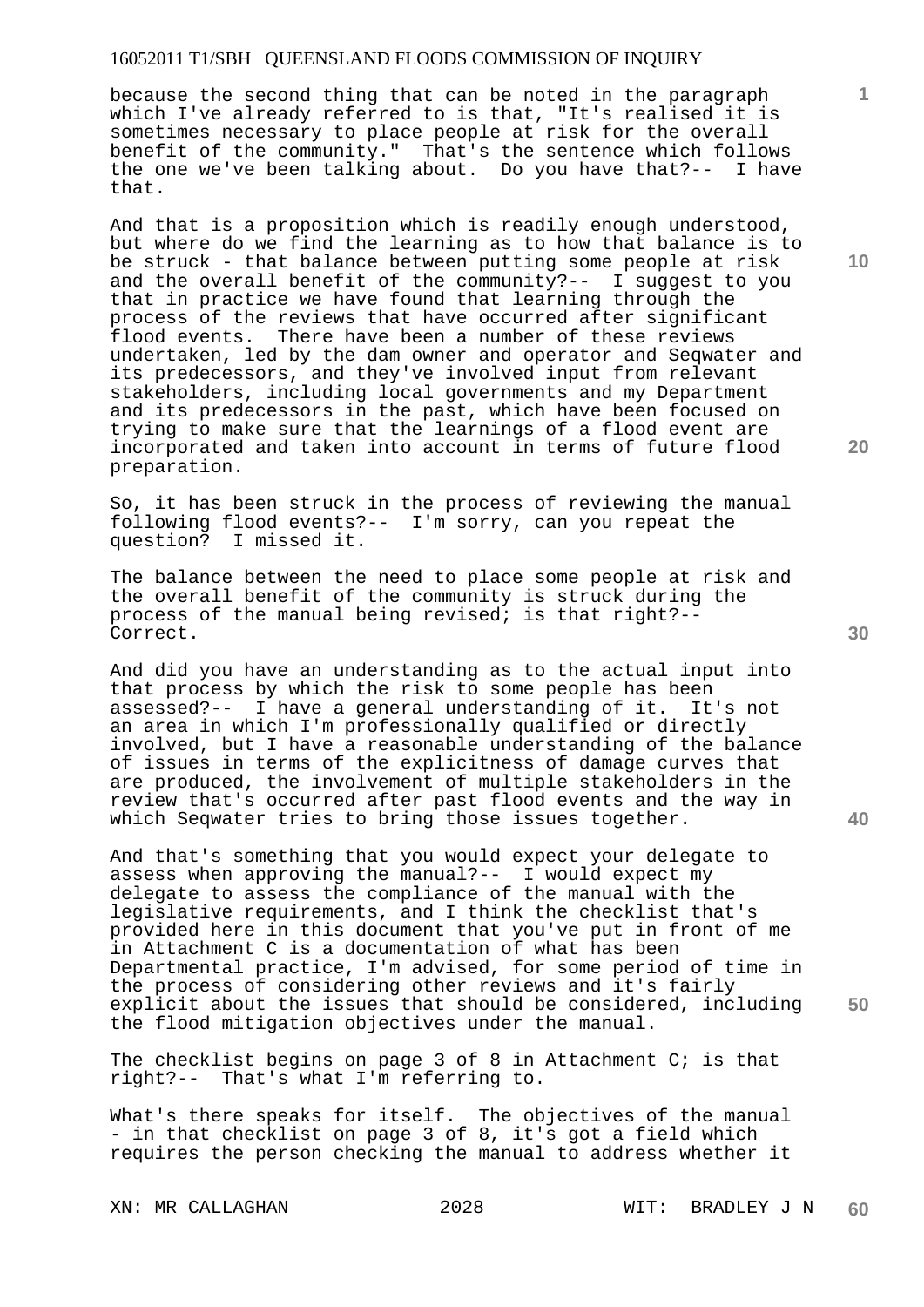because the second thing that can be noted in the paragraph which I've already referred to is that, "It's realised it is sometimes necessary to place people at risk for the overall benefit of the community." That's the sentence which follows the one we've been talking about. Do you have that?-- I have that.

And that is a proposition which is readily enough understood, but where do we find the learning as to how that balance is to be struck - that balance between putting some people at risk and the overall benefit of the community?-- I suggest to you that in practice we have found that learning through the process of the reviews that have occurred after significant flood events. There have been a number of these reviews undertaken, led by the dam owner and operator and Seqwater and its predecessors, and they've involved input from relevant stakeholders, including local governments and my Department and its predecessors in the past, which have been focused on trying to make sure that the learnings of a flood event are incorporated and taken into account in terms of future flood preparation.

So, it has been struck in the process of reviewing the manual following flood events?-- I'm sorry, can you repeat the question? I missed it.

The balance between the need to place some people at risk and the overall benefit of the community is struck during the process of the manual being revised; is that right?-- Correct.

And did you have an understanding as to the actual input into that process by which the risk to some people has been assessed?-- I have a general understanding of it. It's not an area in which I'm professionally qualified or directly involved, but I have a reasonable understanding of the balance of issues in terms of the explicitness of damage curves that are produced, the involvement of multiple stakeholders in the review that's occurred after past flood events and the way in which Seqwater tries to bring those issues together.

And that's something that you would expect your delegate to assess when approving the manual?-- I would expect my delegate to assess the compliance of the manual with the legislative requirements, and I think the checklist that's provided here in this document that you've put in front of me in Attachment C is a documentation of what has been Departmental practice, I'm advised, for some period of time in the process of considering other reviews and it's fairly explicit about the issues that should be considered, including the flood mitigation objectives under the manual.

The checklist begins on page 3 of 8 in Attachment C; is that right?-- That's what I'm referring to.

What's there speaks for itself. The objectives of the manual - in that checklist on page 3 of 8, it's got a field which requires the person checking the manual to address whether it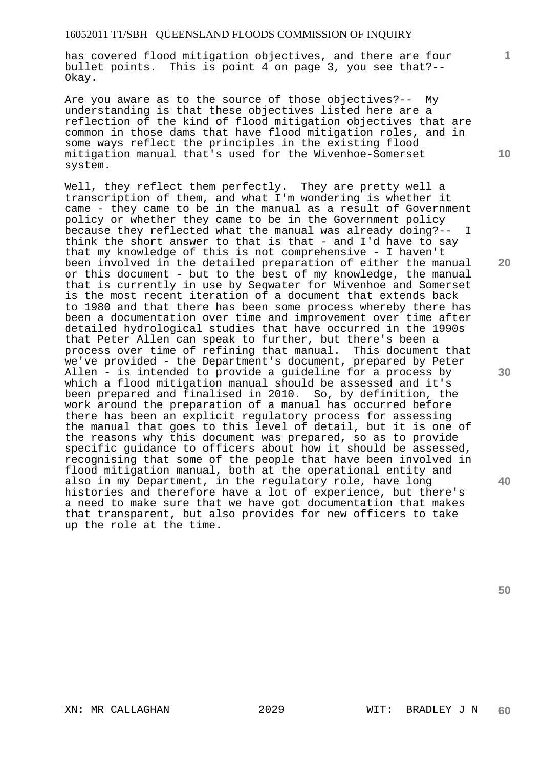has covered flood mitigation objectives, and there are four bullet points. This is point 4 on page 3, you see that?-- Okay.

Are you aware as to the source of those objectives?-- My understanding is that these objectives listed here are a reflection of the kind of flood mitigation objectives that are common in those dams that have flood mitigation roles, and in some ways reflect the principles in the existing flood mitigation manual that's used for the Wivenhoe-Somerset system.

Well, they reflect them perfectly. They are pretty well a transcription of them, and what I'm wondering is whether it came - they came to be in the manual as a result of Government policy or whether they came to be in the Government policy because they reflected what the manual was already doing?-- I think the short answer to that is that - and I'd have to say that my knowledge of this is not comprehensive - I haven't been involved in the detailed preparation of either the manual or this document - but to the best of my knowledge, the manual that is currently in use by Seqwater for Wivenhoe and Somerset is the most recent iteration of a document that extends back to 1980 and that there has been some process whereby there has been a documentation over time and improvement over time after detailed hydrological studies that have occurred in the 1990s that Peter Allen can speak to further, but there's been a process over time of refining that manual. This document that we've provided - the Department's document, prepared by Peter Allen - is intended to provide a guideline for a process by which a flood mitigation manual should be assessed and it's been prepared and finalised in 2010. So, by definition, the work around the preparation of a manual has occurred before there has been an explicit regulatory process for assessing the manual that goes to this level of detail, but it is one of the reasons why this document was prepared, so as to provide specific guidance to officers about how it should be assessed, recognising that some of the people that have been involved in flood mitigation manual, both at the operational entity and also in my Department, in the regulatory role, have long histories and therefore have a lot of experience, but there's a need to make sure that we have got documentation that makes that transparent, but also provides for new officers to take up the role at the time.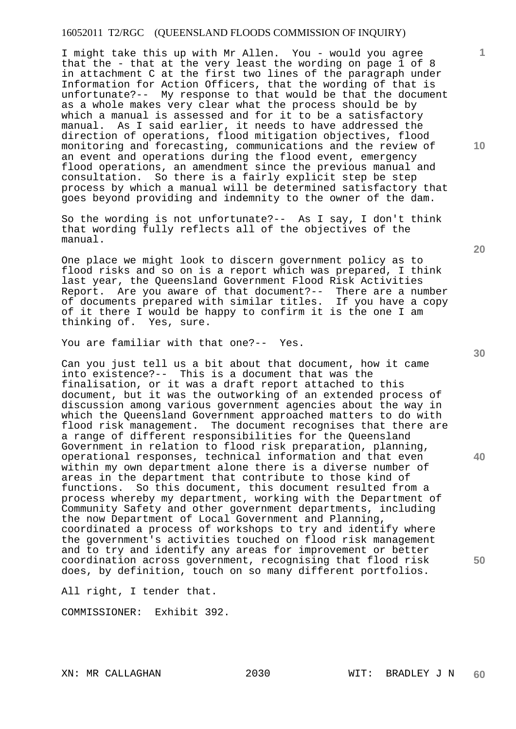I might take this up with Mr Allen. You - would you agree that the - that at the very least the wording on page 1 of 8 in attachment C at the first two lines of the paragraph under Information for Action Officers, that the wording of that is unfortunate?-- My response to that would be that the document as a whole makes very clear what the process should be by which a manual is assessed and for it to be a satisfactory manual. As I said earlier, it needs to have addressed the direction of operations, flood mitigation objectives, flood monitoring and forecasting, communications and the review of an event and operations during the flood event, emergency flood operations, an amendment since the previous manual and consultation. So there is a fairly explicit step be step process by which a manual will be determined satisfactory that goes beyond providing and indemnity to the owner of the dam.

So the wording is not unfortunate?-- As I say, I don't think that wording fully reflects all of the objectives of the manual.

One place we might look to discern government policy as to flood risks and so on is a report which was prepared, I think last year, the Queensland Government Flood Risk Activities Report. Are you aware of that document?-- There are a number of documents prepared with similar titles. If you have a copy of it there I would be happy to confirm it is the one I am thinking of. Yes, sure.

You are familiar with that one?-- Yes.

Can you just tell us a bit about that document, how it came into existence?-- This is a document that was the finalisation, or it was a draft report attached to this document, but it was the outworking of an extended process of discussion among various government agencies about the way in which the Queensland Government approached matters to do with flood risk management. The document recognises that there are a range of different responsibilities for the Queensland Government in relation to flood risk preparation, planning, operational responses, technical information and that even within my own department alone there is a diverse number of areas in the department that contribute to those kind of functions. So this document, this document resulted from a process whereby my department, working with the Department of Community Safety and other government departments, including the now Department of Local Government and Planning, coordinated a process of workshops to try and identify where the government's activities touched on flood risk management and to try and identify any areas for improvement or better coordination across government, recognising that flood risk does, by definition, touch on so many different portfolios.

All right, I tender that.

COMMISSIONER: Exhibit 392.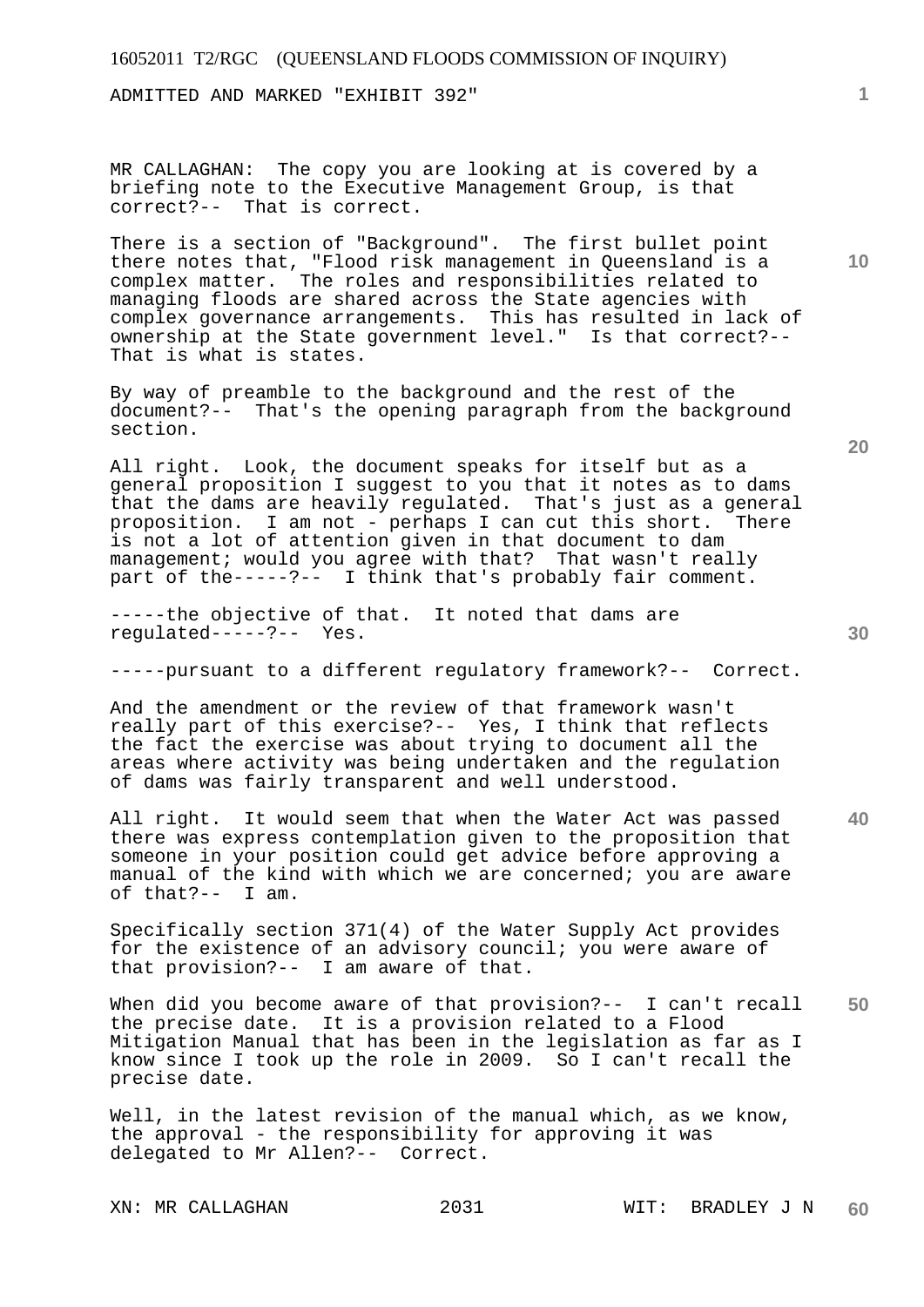ADMITTED AND MARKED "EXHIBIT 392"

MR CALLAGHAN: The copy you are looking at is covered by a briefing note to the Executive Management Group, is that correct?-- That is correct.

There is a section of "Background". The first bullet point there notes that, "Flood risk management in Queensland is a complex matter. The roles and responsibilities related to managing floods are shared across the State agencies with complex governance arrangements. This has resulted in lack of ownership at the State government level." Is that correct?-- That is what is states.

By way of preamble to the background and the rest of the document?-- That's the opening paragraph from the background section.

All right. Look, the document speaks for itself but as a general proposition I suggest to you that it notes as to dams that the dams are heavily regulated. That's just as a general proposition. I am not - perhaps I can cut this short. There is not a lot of attention given in that document to dam management; would you agree with that? That wasn't really part of the-----?-- I think that's probably fair comment.

-----the objective of that. It noted that dams are regulated-----?-- Yes.

-----pursuant to a different regulatory framework?-- Correct.

And the amendment or the review of that framework wasn't really part of this exercise?-- Yes, I think that reflects the fact the exercise was about trying to document all the areas where activity was being undertaken and the regulation of dams was fairly transparent and well understood.

All right. It would seem that when the Water Act was passed there was express contemplation given to the proposition that someone in your position could get advice before approving a manual of the kind with which we are concerned; you are aware of that?-- I am.

Specifically section 371(4) of the Water Supply Act provides for the existence of an advisory council; you were aware of that provision?-- I am aware of that.

When did you become aware of that provision?-- I can't recall the precise date. It is a provision related to a Flood Mitigation Manual that has been in the legislation as far as I know since I took up the role in 2009. So I can't recall the precise date.

Well, in the latest revision of the manual which, as we know, the approval - the responsibility for approving it was delegated to Mr Allen?-- Correct.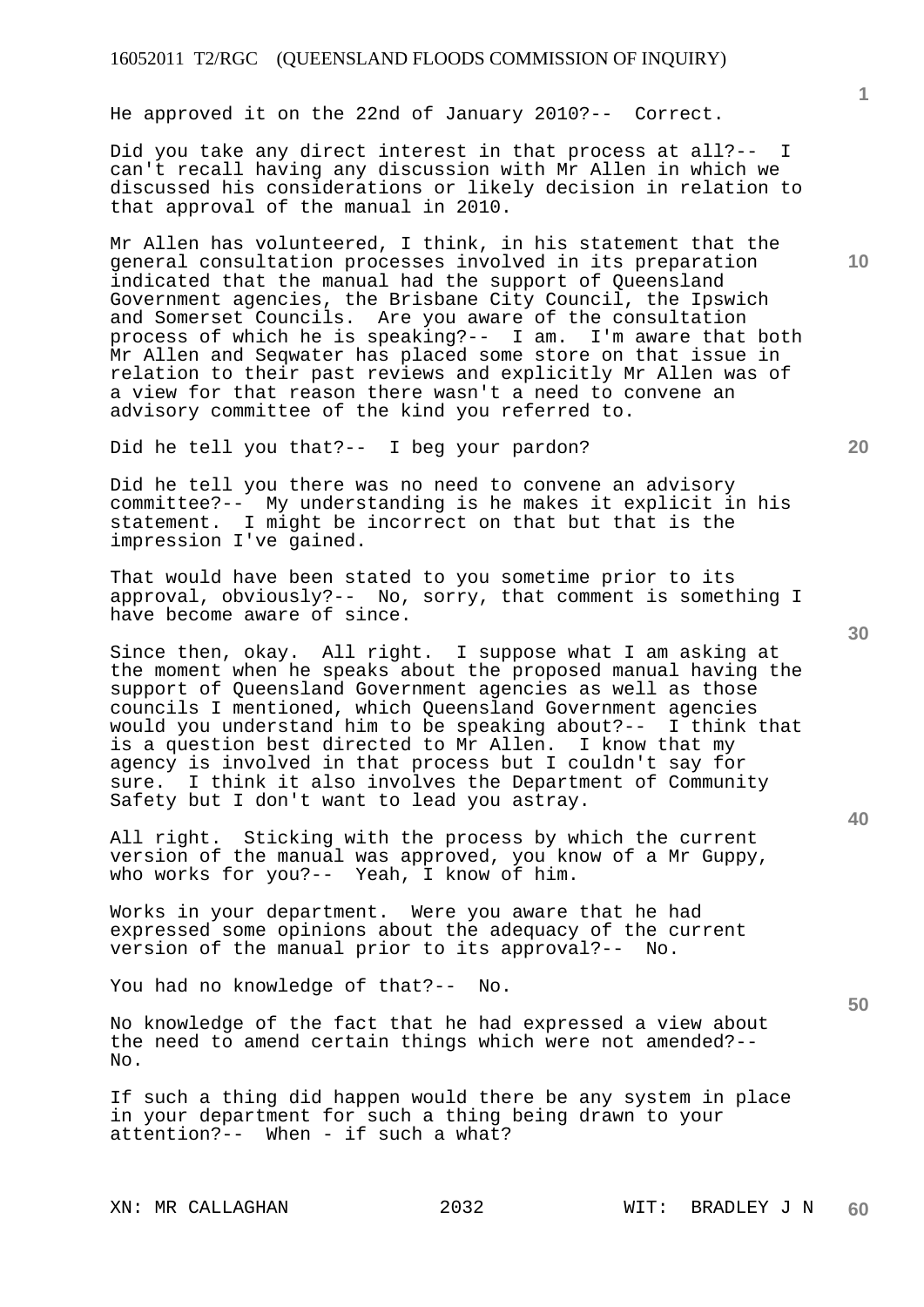He approved it on the 22nd of January 2010?-- Correct.

Did you take any direct interest in that process at all?-- I can't recall having any discussion with Mr Allen in which we discussed his considerations or likely decision in relation to that approval of the manual in 2010.

Mr Allen has volunteered, I think, in his statement that the general consultation processes involved in its preparation indicated that the manual had the support of Queensland Government agencies, the Brisbane City Council, the Ipswich and Somerset Councils. Are you aware of the consultation process of which he is speaking?-- I am. I'm aware that both Mr Allen and Seqwater has placed some store on that issue in relation to their past reviews and explicitly Mr Allen was of a view for that reason there wasn't a need to convene an advisory committee of the kind you referred to.

Did he tell you that?-- I beg your pardon?

Did he tell you there was no need to convene an advisory committee?-- My understanding is he makes it explicit in his statement. I might be incorrect on that but that is the impression I've gained.

That would have been stated to you sometime prior to its approval, obviously?-- No, sorry, that comment is something I have become aware of since.

Since then, okay. All right. I suppose what I am asking at the moment when he speaks about the proposed manual having the support of Queensland Government agencies as well as those councils I mentioned, which Queensland Government agencies would you understand him to be speaking about?-- I think that is a question best directed to Mr Allen. I know that my agency is involved in that process but I couldn't say for sure. I think it also involves the Department of Community Safety but I don't want to lead you astray.

All right. Sticking with the process by which the current version of the manual was approved, you know of a Mr Guppy, who works for you?-- Yeah, I know of him.

Works in your department. Were you aware that he had expressed some opinions about the adequacy of the current version of the manual prior to its approval?-- No.

You had no knowledge of that?-- No.

No knowledge of the fact that he had expressed a view about the need to amend certain things which were not amended?-- No.

If such a thing did happen would there be any system in place in your department for such a thing being drawn to your attention?-- When - if such a what?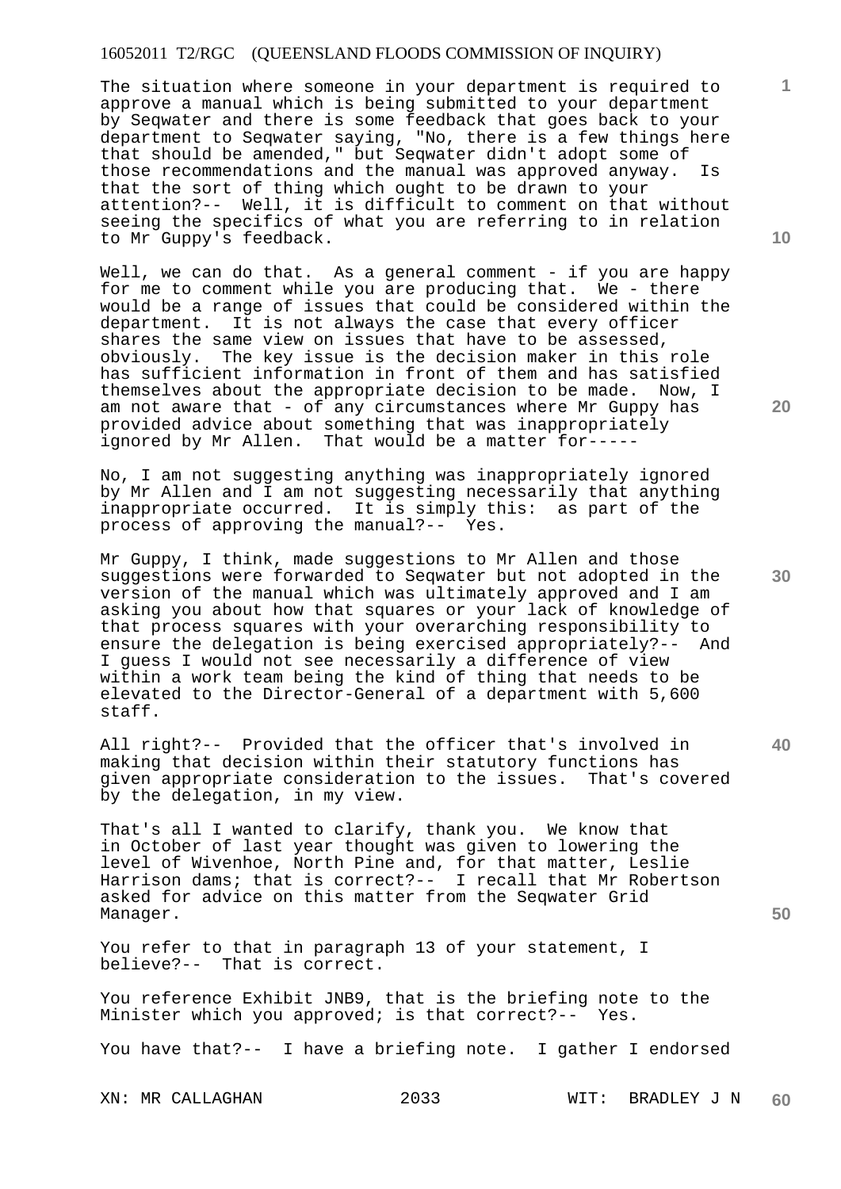The situation where someone in your department is required to approve a manual which is being submitted to your department by Seqwater and there is some feedback that goes back to your department to Seqwater saying, "No, there is a few things here that should be amended," but Seqwater didn't adopt some of those recommendations and the manual was approved anyway. Is that the sort of thing which ought to be drawn to your attention?-- Well, it is difficult to comment on that without seeing the specifics of what you are referring to in relation to Mr Guppy's feedback.

Well, we can do that. As a general comment - if you are happy for me to comment while you are producing that. We - there would be a range of issues that could be considered within the department. It is not always the case that every officer shares the same view on issues that have to be assessed, obviously. The key issue is the decision maker in this role has sufficient information in front of them and has satisfied themselves about the appropriate decision to be made. Now, I am not aware that - of any circumstances where Mr Guppy has provided advice about something that was inappropriately ignored by Mr Allen. That would be a matter for-----

No, I am not suggesting anything was inappropriately ignored by Mr Allen and I am not suggesting necessarily that anything inappropriate occurred. It is simply this: as part of the process of approving the manual?-- Yes.

Mr Guppy, I think, made suggestions to Mr Allen and those suggestions were forwarded to Seqwater but not adopted in the version of the manual which was ultimately approved and I am asking you about how that squares or your lack of knowledge of that process squares with your overarching responsibility to ensure the delegation is being exercised appropriately?-- And I guess I would not see necessarily a difference of view within a work team being the kind of thing that needs to be elevated to the Director-General of a department with 5,600 staff.

All right?-- Provided that the officer that's involved in making that decision within their statutory functions has given appropriate consideration to the issues. That's covered by the delegation, in my view.

That's all I wanted to clarify, thank you. We know that in October of last year thought was given to lowering the level of Wivenhoe, North Pine and, for that matter, Leslie Harrison dams; that is correct?-- I recall that Mr Robertson asked for advice on this matter from the Seqwater Grid Manager.

You refer to that in paragraph 13 of your statement, I believe?-- That is correct.

You reference Exhibit JNB9, that is the briefing note to the Minister which you approved; is that correct?-- Yes.

You have that?-- I have a briefing note. I gather I endorsed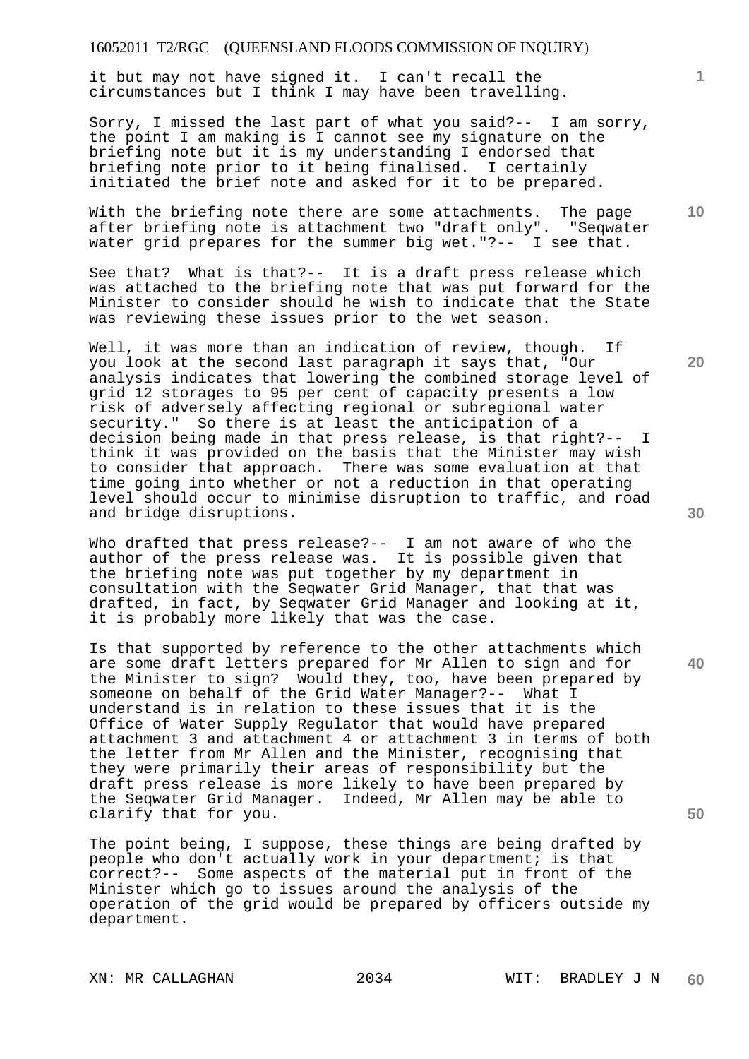it but may not have signed it. I can't recall the circumstances but I think I may have been travelling.

Sorry, I missed the last part of what you said?-- I am sorry, the point I am making is I cannot see my signature on the briefing note but it is my understanding I endorsed that briefing note prior to it being finalised. I certainly initiated the brief note and asked for it to be prepared.

With the briefing note there are some attachments. The page after briefing note is attachment two "draft only". "Seqwater water grid prepares for the summer big wet."?-- I see that.

See that? What is that?-- It is a draft press release which was attached to the briefing note that was put forward for the Minister to consider should he wish to indicate that the State was reviewing these issues prior to the wet season.

Well, it was more than an indication of review, though. If you look at the second last paragraph it says that, "Our analysis indicates that lowering the combined storage level of grid 12 storages to 95 per cent of capacity presents a low risk of adversely affecting regional or subregional water security." So there is at least the anticipation of a decision being made in that press release, is that right?-- I think it was provided on the basis that the Minister may wish to consider that approach. There was some evaluation at that time going into whether or not a reduction in that operating level should occur to minimise disruption to traffic, and road and bridge disruptions.

Who drafted that press release?-- I am not aware of who the author of the press release was. It is possible given that the briefing note was put together by my department in consultation with the Seqwater Grid Manager, that that was drafted, in fact, by Seqwater Grid Manager and looking at it, it is probably more likely that was the case.

Is that supported by reference to the other attachments which are some draft letters prepared for Mr Allen to sign and for the Minister to sign? Would they, too, have been prepared by someone on behalf of the Grid Water Manager?-- What I understand is in relation to these issues that it is the Office of Water Supply Regulator that would have prepared attachment 3 and attachment 4 or attachment 3 in terms of both the letter from Mr Allen and the Minister, recognising that they were primarily their areas of responsibility but the draft press release is more likely to have been prepared by the Seqwater Grid Manager. Indeed, Mr Allen may be able to clarify that for you.

The point being, I suppose, these things are being drafted by people who don't actually work in your department; is that correct?-- Some aspects of the material put in front of the Minister which go to issues around the analysis of the operation of the grid would be prepared by officers outside my department.

XN: MR CALLAGHAN WIT: BRADLEY J N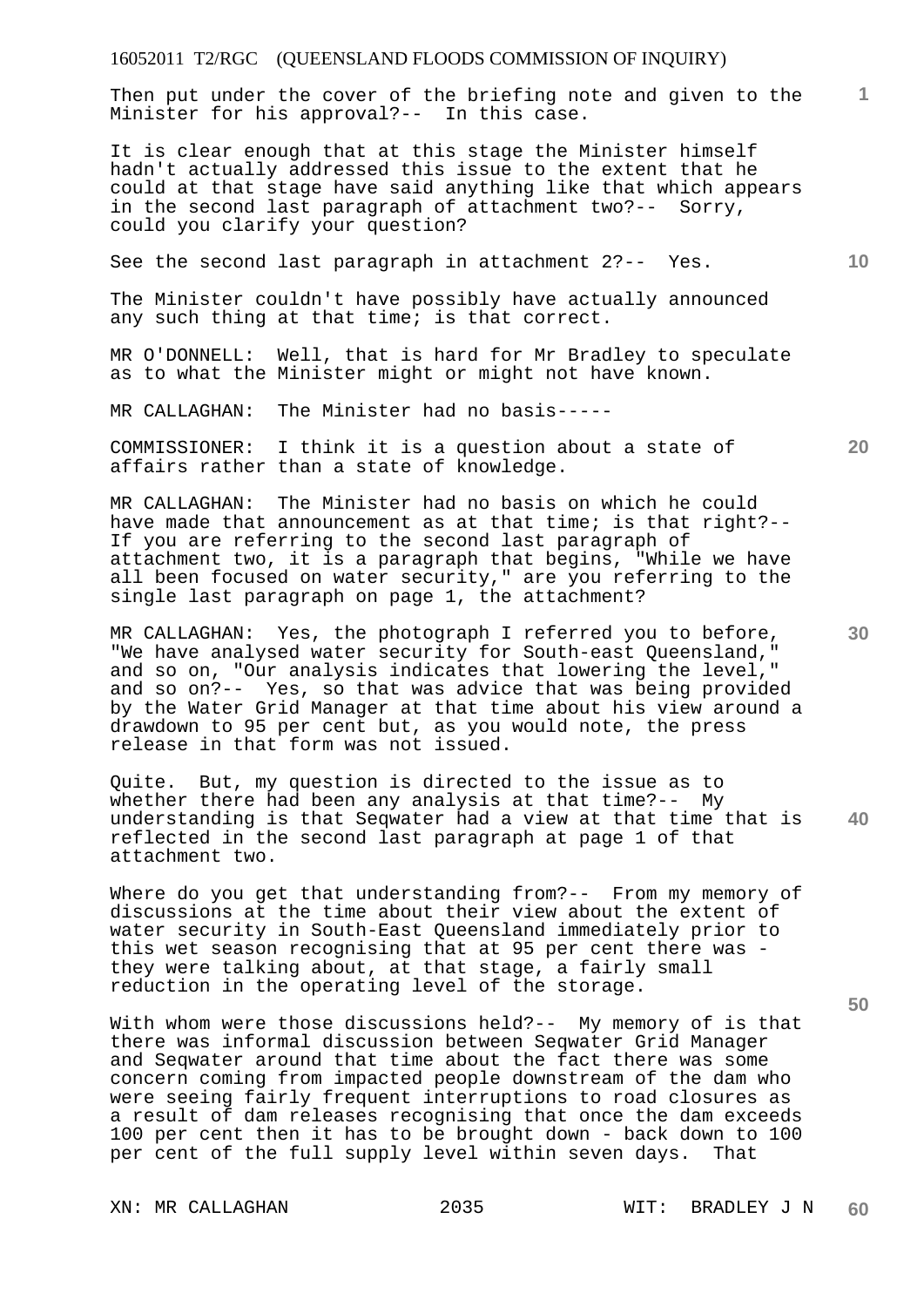Then put under the cover of the briefing note and given to the Minister for his approval?-- In this case.

It is clear enough that at this stage the Minister himself hadn't actually addressed this issue to the extent that he could at that stage have said anything like that which appears in the second last paragraph of attachment two?-- Sorry, could you clarify your question?

See the second last paragraph in attachment 2?-- Yes.

The Minister couldn't have possibly have actually announced any such thing at that time; is that correct.

MR O'DONNELL: Well, that is hard for Mr Bradley to speculate as to what the Minister might or might not have known.

MR CALLAGHAN: The Minister had no basis-----

COMMISSIONER: I think it is a question about a state of affairs rather than a state of knowledge.

MR CALLAGHAN: The Minister had no basis on which he could have made that announcement as at that time; is that right?-- If you are referring to the second last paragraph of attachment two, it is a paragraph that begins, "While we have all been focused on water security," are you referring to the single last paragraph on page 1, the attachment?

MR CALLAGHAN: Yes, the photograph I referred you to before, "We have analysed water security for South-east Queensland," and so on, "Our analysis indicates that lowering the level," and so on?-- Yes, so that was advice that was being provided by the Water Grid Manager at that time about his view around a drawdown to 95 per cent but, as you would note, the press release in that form was not issued.

Quite. But, my question is directed to the issue as to whether there had been any analysis at that time?-- My understanding is that Seqwater had a view at that time that is reflected in the second last paragraph at page 1 of that attachment two.

Where do you get that understanding from?-- From my memory of discussions at the time about their view about the extent of water security in South-East Queensland immediately prior to this wet season recognising that at 95 per cent there was - they were talking about, at that stage, a fairly small reduction in the operating level of the storage.

With whom were those discussions held?-- My memory of is that there was informal discussion between Seqwater Grid Manager and Seqwater around that time about the fact there was some concern coming from impacted people downstream of the dam who were seeing fairly frequent interruptions to road closures as a result of dam releases recognising that once the dam exceeds 100 per cent then it has to be brought down - back down to 100 per cent of the full supply level within seven days. That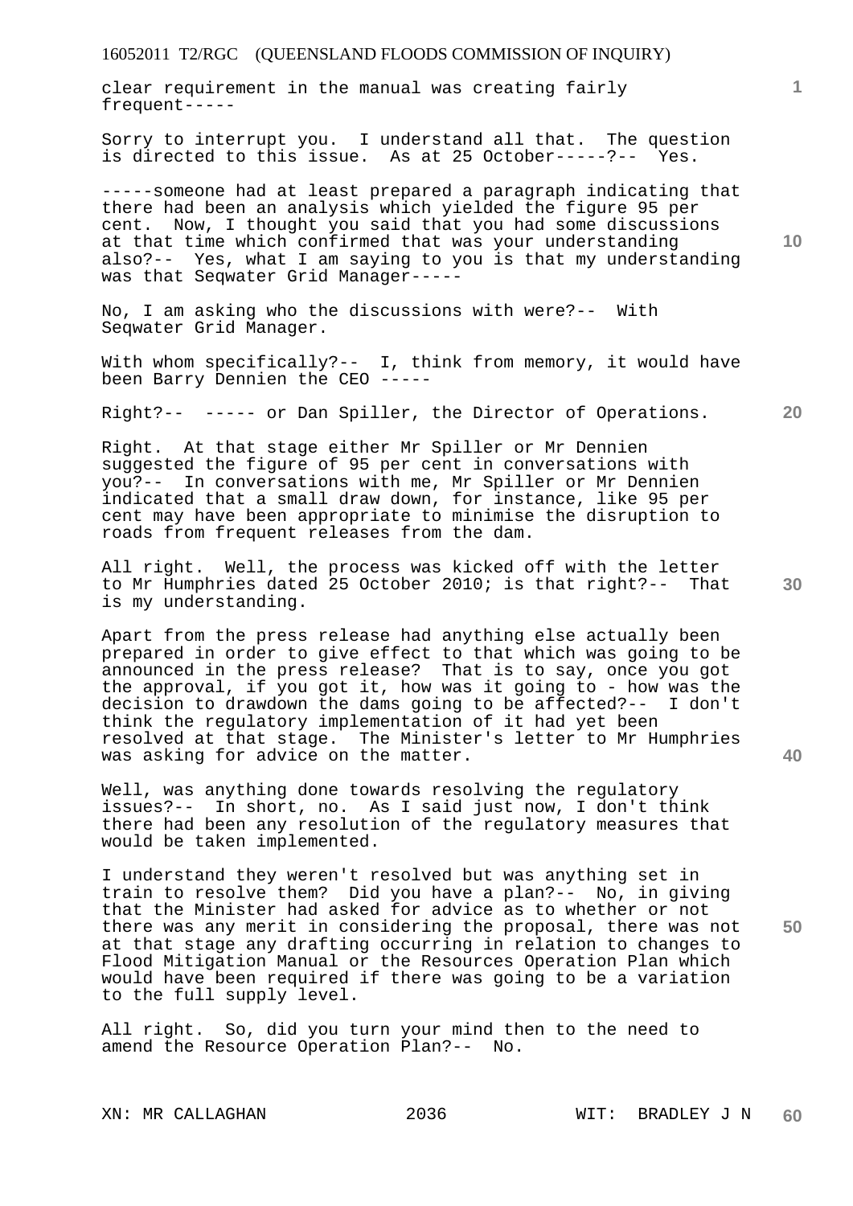clear requirement in the manual was creating fairly frequent-----

Sorry to interrupt you. I understand all that. The question is directed to this issue. As at 25 October-----?-- Yes.

-----someone had at least prepared a paragraph indicating that there had been an analysis which yielded the figure 95 per cent. Now, I thought you said that you had some discussions at that time which confirmed that was your understanding also?-- Yes, what I am saying to you is that my understanding was that Seqwater Grid Manager-----

No, I am asking who the discussions with were?-- With Seqwater Grid Manager.

With whom specifically?-- I, think from memory, it would have been Barry Dennien the CEO -----

Right?-- ----- or Dan Spiller, the Director of Operations.

Right. At that stage either Mr Spiller or Mr Dennien suggested the figure of 95 per cent in conversations with you?-- In conversations with me, Mr Spiller or Mr Dennien indicated that a small draw down, for instance, like 95 per cent may have been appropriate to minimise the disruption to roads from frequent releases from the dam.

All right. Well, the process was kicked off with the letter to Mr Humphries dated 25 October 2010; is that right?-- That is my understanding.

Apart from the press release had anything else actually been prepared in order to give effect to that which was going to be announced in the press release? That is to say, once you got the approval, if you got it, how was it going to - how was the decision to drawdown the dams going to be affected?-- I don't think the regulatory implementation of it had yet been resolved at that stage. The Minister's letter to Mr Humphries was asking for advice on the matter.

Well, was anything done towards resolving the regulatory issues?-- In short, no. As I said just now, I don't think there had been any resolution of the regulatory measures that would be taken implemented.

I understand they weren't resolved but was anything set in train to resolve them? Did you have a plan?-- No, in giving that the Minister had asked for advice as to whether or not there was any merit in considering the proposal, there was not at that stage any drafting occurring in relation to changes to Flood Mitigation Manual or the Resources Operation Plan which would have been required if there was going to be a variation to the full supply level.

All right. So, did you turn your mind then to the need to amend the Resource Operation Plan?-- No.

XN: MR CALLAGHAN WIT: BRADLEY J N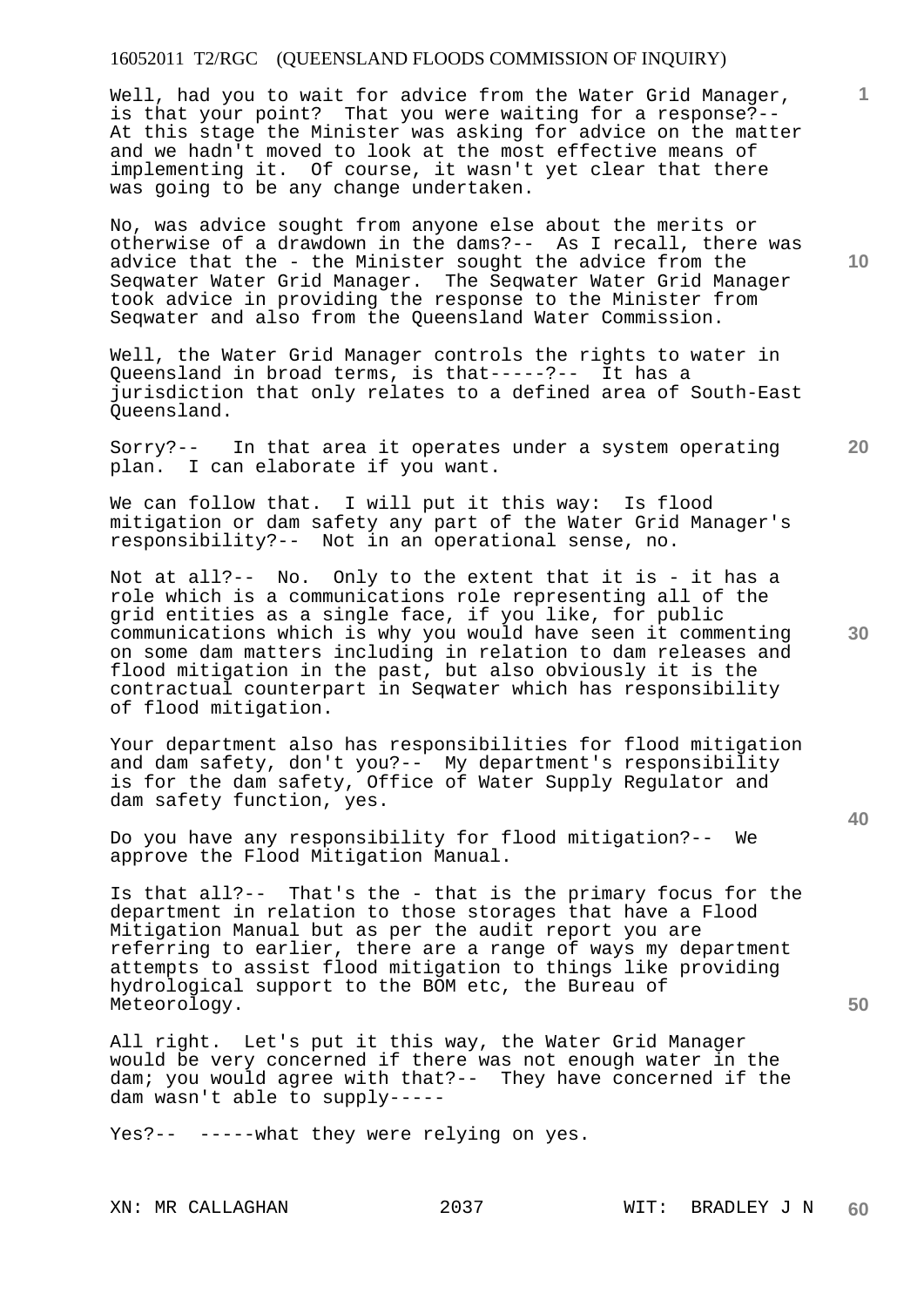Well, had you to wait for advice from the Water Grid Manager, is that your point? That you were waiting for a response?-- At this stage the Minister was asking for advice on the matter and we hadn't moved to look at the most effective means of implementing it. Of course, it wasn't yet clear that there was going to be any change undertaken.

No, was advice sought from anyone else about the merits or otherwise of a drawdown in the dams?-- As I recall, there was advice that the - the Minister sought the advice from the Seqwater Water Grid Manager. The Seqwater Water Grid Manager took advice in providing the response to the Minister from Seqwater and also from the Queensland Water Commission.

Well, the Water Grid Manager controls the rights to water in Queensland in broad terms, is that-----?-- It has a jurisdiction that only relates to a defined area of South-East Queensland.

Sorry?-- In that area it operates under a system operating plan. I can elaborate if you want.

We can follow that. I will put it this way: Is flood mitigation or dam safety any part of the Water Grid Manager's responsibility?-- Not in an operational sense, no.

Not at all?-- No. Only to the extent that it is - it has a role which is a communications role representing all of the grid entities as a single face, if you like, for public communications which is why you would have seen it commenting on some dam matters including in relation to dam releases and flood mitigation in the past, but also obviously it is the contractual counterpart in Seqwater which has responsibility of flood mitigation.

Your department also has responsibilities for flood mitigation and dam safety, don't you?-- My department's responsibility is for the dam safety, Office of Water Supply Regulator and dam safety function, yes.

Do you have any responsibility for flood mitigation?-- We approve the Flood Mitigation Manual.

Is that all?-- That's the - that is the primary focus for the department in relation to those storages that have a Flood Mitigation Manual but as per the audit report you are referring to earlier, there are a range of ways my department attempts to assist flood mitigation to things like providing hydrological support to the BOM etc, the Bureau of Meteorology.

All right. Let's put it this way, the Water Grid Manager would be very concerned if there was not enough water in the dam; you would agree with that?-- They have concerned if the dam wasn't able to supply-----

Yes?-- -----what they were relying on yes.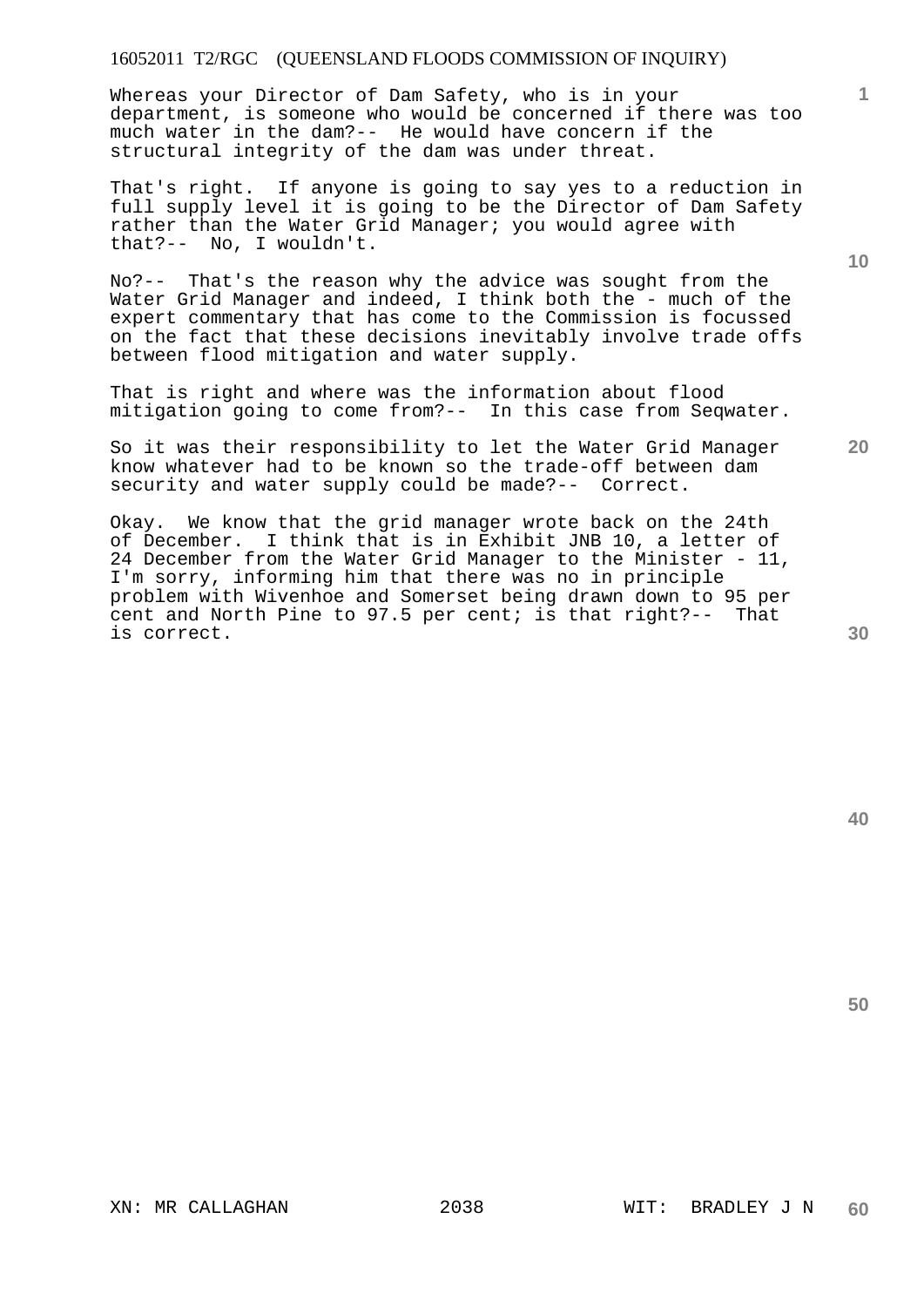Whereas your Director of Dam Safety, who is in your department, is someone who would be concerned if there was too much water in the dam?-- He would have concern if the structural integrity of the dam was under threat.

That's right. If anyone is going to say yes to a reduction in full supply level it is going to be the Director of Dam Safety rather than the Water Grid Manager; you would agree with that?-- No, I wouldn't.

No?-- That's the reason why the advice was sought from the Water Grid Manager and indeed, I think both the - much of the expert commentary that has come to the Commission is focussed on the fact that these decisions inevitably involve trade offs between flood mitigation and water supply.

That is right and where was the information about flood mitigation going to come from?-- In this case from Seqwater.

So it was their responsibility to let the Water Grid Manager know whatever had to be known so the trade-off between dam security and water supply could be made?-- Correct.

Okay. We know that the grid manager wrote back on the 24th of December. I think that is in Exhibit JNB 10, a letter of 24 December from the Water Grid Manager to the Minister - 11, I'm sorry, informing him that there was no in principle problem with Wivenhoe and Somerset being drawn down to 95 per cent and North Pine to 97.5 per cent; is that right?-- That is correct.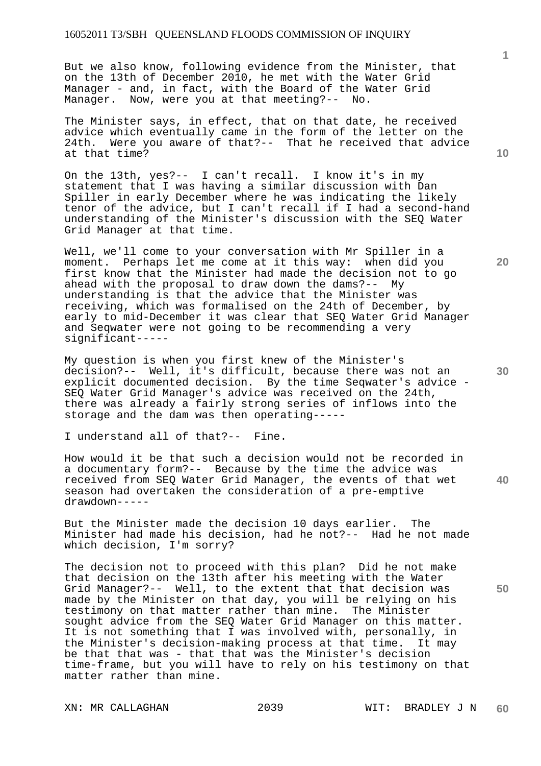But we also know, following evidence from the Minister, that on the 13th of December 2010, he met with the Water Grid Manager - and, in fact, with the Board of the Water Grid Manager. Now, were you at that meeting?-- No.

The Minister says, in effect, that on that date, he received advice which eventually came in the form of the letter on the 24th. Were you aware of that?-- That he received that advice at that time?

On the 13th, yes?-- I can't recall. I know it's in my statement that I was having a similar discussion with Dan Spiller in early December where he was indicating the likely tenor of the advice, but I can't recall if I had a second-hand understanding of the Minister's discussion with the SEQ Water Grid Manager at that time.

Well, we'll come to your conversation with Mr Spiller in a moment. Perhaps let me come at it this way: when did you first know that the Minister had made the decision not to go ahead with the proposal to draw down the dams?-- My understanding is that the advice that the Minister was receiving, which was formalised on the 24th of December, by early to mid-December it was clear that SEQ Water Grid Manager and Seqwater were not going to be recommending a very significant-----

My question is when you first knew of the Minister's decision?-- Well, it's difficult, because there was not an explicit documented decision. By the time Seqwater's advice - SEQ Water Grid Manager's advice was received on the 24th, there was already a fairly strong series of inflows into the storage and the dam was then operating-----

I understand all of that?-- Fine.

How would it be that such a decision would not be recorded in a documentary form?-- Because by the time the advice was received from SEQ Water Grid Manager, the events of that wet season had overtaken the consideration of a pre-emptive drawdown-----

But the Minister made the decision 10 days earlier. The Minister had made his decision, had he not?-- Had he not made which decision, I'm sorry?

The decision not to proceed with this plan? Did he not make that decision on the 13th after his meeting with the Water Grid Manager?-- Well, to the extent that that decision was made by the Minister on that day, you will be relying on his testimony on that matter rather than mine. The Minister sought advice from the SEQ Water Grid Manager on this matter. It is not something that I was involved with, personally, in the Minister's decision-making process at that time. It may be that that was - that that was the Minister's decision time-frame, but you will have to rely on his testimony on that matter rather than mine.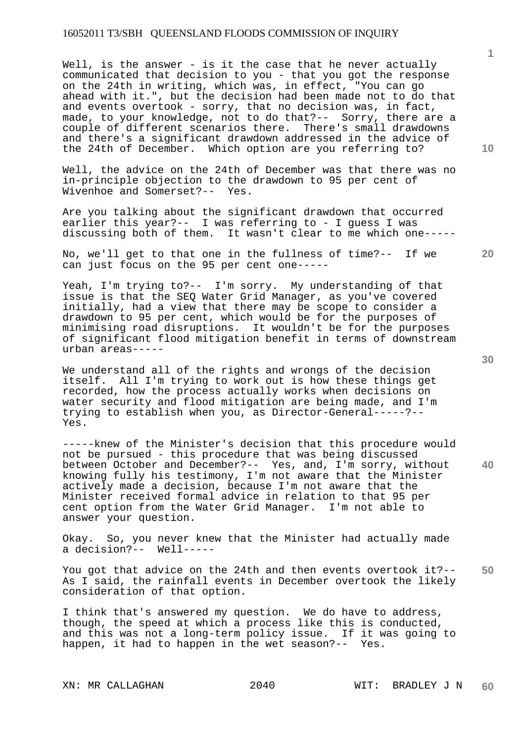Well, is the answer - is it the case that he never actually communicated that decision to you - that you got the response on the 24th in writing, which was, in effect, "You can go ahead with it.", but the decision had been made not to do that and events overtook - sorry, that no decision was, in fact, made, to your knowledge, not to do that?-- Sorry, there are a couple of different scenarios there. There's small drawdowns and there's a significant drawdown addressed in the advice of the 24th of December. Which option are you referring to?

Well, the advice on the 24th of December was that there was no in-principle objection to the drawdown to 95 per cent of Wivenhoe and Somerset?-- Yes.

Are you talking about the significant drawdown that occurred earlier this year?-- I was referring to - I guess I was discussing both of them. It wasn't clear to me which one-----

No, we'll get to that one in the fullness of time?-- If we can just focus on the 95 per cent one-----

Yeah, I'm trying to?-- I'm sorry. My understanding of that issue is that the SEQ Water Grid Manager, as you've covered initially, had a view that there may be scope to consider a drawdown to 95 per cent, which would be for the purposes of minimising road disruptions. It wouldn't be for the purposes of significant flood mitigation benefit in terms of downstream urban areas-----

We understand all of the rights and wrongs of the decision itself. All I'm trying to work out is how these things get recorded, how the process actually works when decisions on water security and flood mitigation are being made, and I'm trying to establish when you, as Director-General-----?-- Yes.

-----knew of the Minister's decision that this procedure would not be pursued - this procedure that was being discussed between October and December?-- Yes, and, I'm sorry, without knowing fully his testimony, I'm not aware that the Minister actively made a decision, because I'm not aware that the Minister received formal advice in relation to that 95 per cent option from the Water Grid Manager. I'm not able to answer your question.

Okay. So, you never knew that the Minister had actually made a decision?-- Well-----

You got that advice on the 24th and then events overtook it?-- As I said, the rainfall events in December overtook the likely consideration of that option.

I think that's answered my question. We do have to address, though, the speed at which a process like this is conducted, and this was not a long-term policy issue. If it was going to happen, it had to happen in the wet season?-- Yes.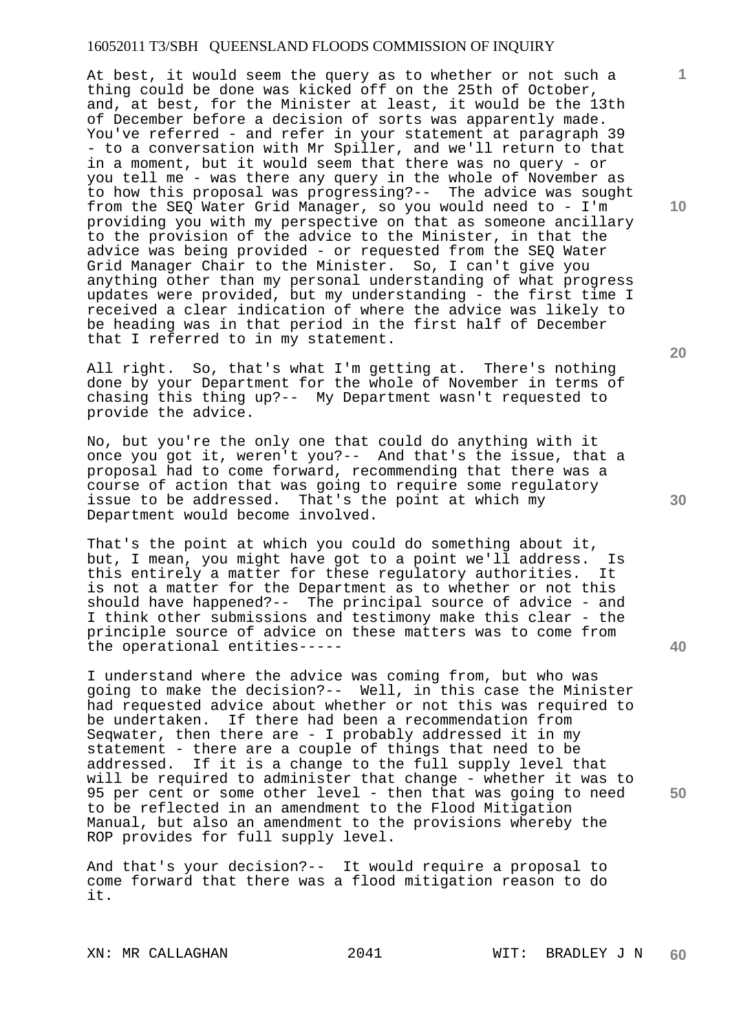At best, it would seem the query as to whether or not such a thing could be done was kicked off on the 25th of October, and, at best, for the Minister at least, it would be the 13th of December before a decision of sorts was apparently made. You've referred - and refer in your statement at paragraph 39 - to a conversation with Mr Spiller, and we'll return to that in a moment, but it would seem that there was no query - or you tell me - was there any query in the whole of November as to how this proposal was progressing?-- The advice was sought from the SEQ Water Grid Manager, so you would need to - I'm providing you with my perspective on that as someone ancillary to the provision of the advice to the Minister, in that the advice was being provided - or requested from the SEQ Water Grid Manager Chair to the Minister. So, I can't give you anything other than my personal understanding of what progress updates were provided, but my understanding - the first time I received a clear indication of where the advice was likely to be heading was in that period in the first half of December that I referred to in my statement.

All right. So, that's what I'm getting at. There's nothing done by your Department for the whole of November in terms of chasing this thing up?-- My Department wasn't requested to provide the advice.

No, but you're the only one that could do anything with it once you got it, weren't you?-- And that's the issue, that a proposal had to come forward, recommending that there was a course of action that was going to require some regulatory issue to be addressed. That's the point at which my Department would become involved.

That's the point at which you could do something about it, but, I mean, you might have got to a point we'll address. Is this entirely a matter for these regulatory authorities. It is not a matter for the Department as to whether or not this should have happened?-- The principal source of advice - and I think other submissions and testimony make this clear - the principle source of advice on these matters was to come from the operational entities-----

I understand where the advice was coming from, but who was going to make the decision?-- Well, in this case the Minister had requested advice about whether or not this was required to be undertaken. If there had been a recommendation from Seqwater, then there are - I probably addressed it in my statement - there are a couple of things that need to be addressed. If it is a change to the full supply level that will be required to administer that change - whether it was to 95 per cent or some other level - then that was going to need to be reflected in an amendment to the Flood Mitigation Manual, but also an amendment to the provisions whereby the ROP provides for full supply level.

And that's your decision?-- It would require a proposal to come forward that there was a flood mitigation reason to do it.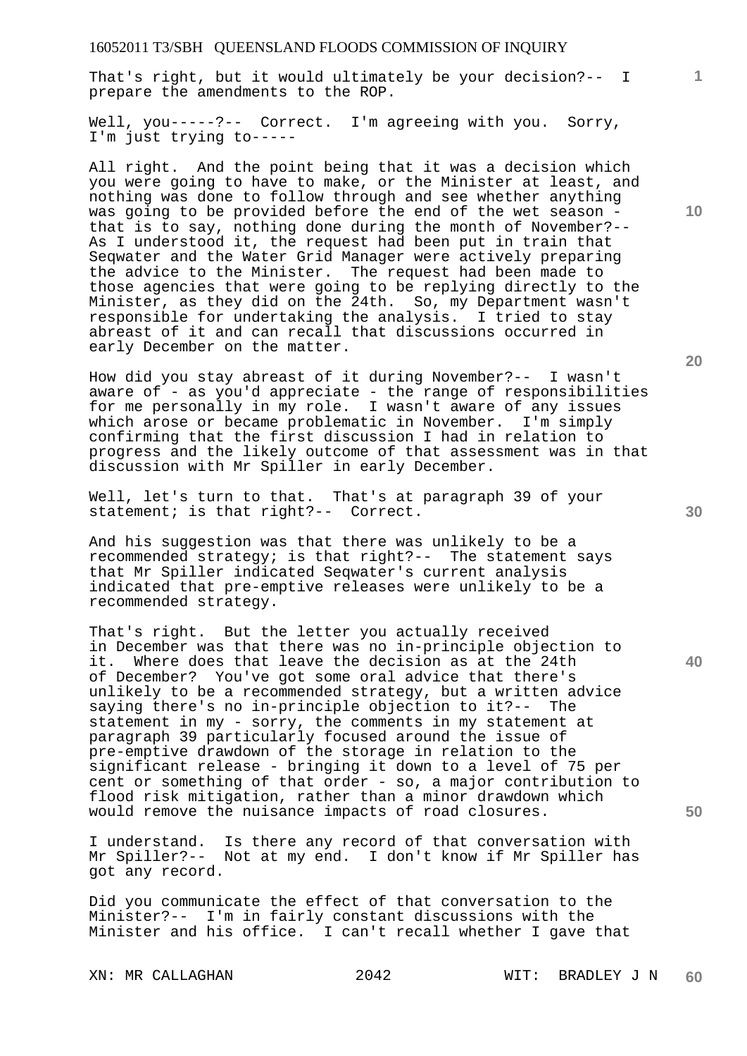That's right, but it would ultimately be your decision?-- I prepare the amendments to the ROP.

Well, you-----?-- Correct. I'm agreeing with you. Sorry, I'm just trying to-----

All right. And the point being that it was a decision which you were going to have to make, or the Minister at least, and nothing was done to follow through and see whether anything was going to be provided before the end of the wet season - that is to say, nothing done during the month of November?-- As I understood it, the request had been put in train that Seqwater and the Water Grid Manager were actively preparing the advice to the Minister. The request had been made to those agencies that were going to be replying directly to the Minister, as they did on the 24th. So, my Department wasn't responsible for undertaking the analysis. I tried to stay abreast of it and can recall that discussions occurred in early December on the matter.

How did you stay abreast of it during November?-- I wasn't aware of - as you'd appreciate - the range of responsibilities for me personally in my role. I wasn't aware of any issues which arose or became problematic in November. I'm simply confirming that the first discussion I had in relation to progress and the likely outcome of that assessment was in that discussion with Mr Spiller in early December.

Well, let's turn to that. That's at paragraph 39 of your statement; is that right?-- Correct.

And his suggestion was that there was unlikely to be a recommended strategy; is that right?-- The statement says that Mr Spiller indicated Seqwater's current analysis indicated that pre-emptive releases were unlikely to be a recommended strategy.

That's right. But the letter you actually received in December was that there was no in-principle objection to it. Where does that leave the decision as at the 24th of December? You've got some oral advice that there's unlikely to be a recommended strategy, but a written advice saying there's no in-principle objection to it?-- The statement in my - sorry, the comments in my statement at paragraph 39 particularly focused around the issue of pre-emptive drawdown of the storage in relation to the significant release - bringing it down to a level of 75 per cent or something of that order - so, a major contribution to flood risk mitigation, rather than a minor drawdown which would remove the nuisance impacts of road closures.

I understand. Is there any record of that conversation with Mr Spiller?-- Not at my end. I don't know if Mr Spiller has got any record.

Did you communicate the effect of that conversation to the Minister?-- I'm in fairly constant discussions with the Minister and his office. I can't recall whether I gave that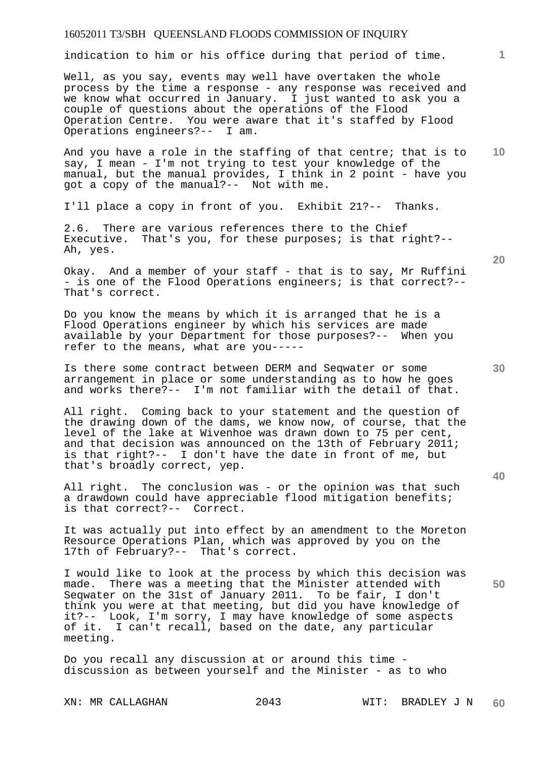indication to him or his office during that period of time.

Well, as you say, events may well have overtaken the whole process by the time a response - any response was received and we know what occurred in January. I just wanted to ask you a couple of questions about the operations of the Flood Operation Centre. You were aware that it's staffed by Flood Operations engineers?-- I am.

And you have a role in the staffing of that centre; that is to say, I mean - I'm not trying to test your knowledge of the manual, but the manual provides, I think in 2 point - have you got a copy of the manual?-- Not with me.

I'll place a copy in front of you. Exhibit 21?-- Thanks.

2.6. There are various references there to the Chief Executive. That's you, for these purposes; is that right?-- Ah, yes.

Okay. And a member of your staff - that is to say, Mr Ruffini - is one of the Flood Operations engineers; is that correct?-- That's correct.

Do you know the means by which it is arranged that he is a Flood Operations engineer by which his services are made available by your Department for those purposes?-- When you refer to the means, what are you-----

Is there some contract between DERM and Seqwater or some arrangement in place or some understanding as to how he goes and works there?-- I'm not familiar with the detail of that.

All right. Coming back to your statement and the question of the drawing down of the dams, we know now, of course, that the level of the lake at Wivenhoe was drawn down to 75 per cent, and that decision was announced on the 13th of February 2011; is that right?-- I don't have the date in front of me, but that's broadly correct, yep.

All right. The conclusion was - or the opinion was that such a drawdown could have appreciable flood mitigation benefits; is that correct?-- Correct.

It was actually put into effect by an amendment to the Moreton Resource Operations Plan, which was approved by you on the 17th of February?-- That's correct.

I would like to look at the process by which this decision was made. There was a meeting that the Minister attended with Seqwater on the 31st of January 2011. To be fair, I don't think you were at that meeting, but did you have knowledge of it?-- Look, I'm sorry, I may have knowledge of some aspects of it. I can't recall, based on the date, any particular meeting.

Do you recall any discussion at or around this time - discussion as between yourself and the Minister - as to who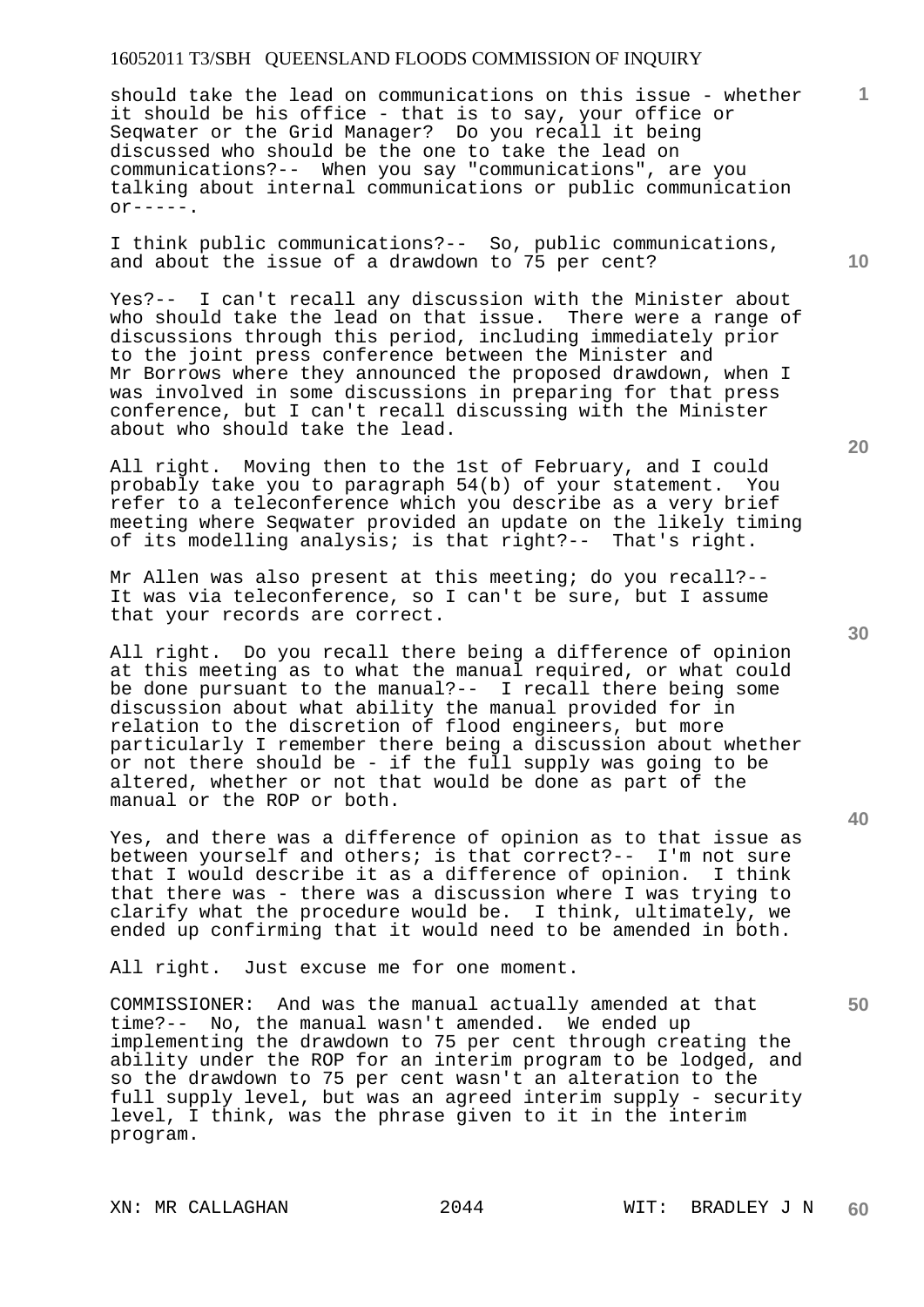should take the lead on communications on this issue - whether it should be his office - that is to say, your office or Seqwater or the Grid Manager? Do you recall it being discussed who should be the one to take the lead on communications?-- When you say "communications", are you talking about internal communications or public communication or-----.

I think public communications?-- So, public communications, and about the issue of a drawdown to 75 per cent?

Yes?-- I can't recall any discussion with the Minister about who should take the lead on that issue. There were a range of discussions through this period, including immediately prior to the joint press conference between the Minister and Mr Borrows where they announced the proposed drawdown, when I was involved in some discussions in preparing for that press conference, but I can't recall discussing with the Minister about who should take the lead.

All right. Moving then to the 1st of February, and I could probably take you to paragraph 54(b) of your statement. You refer to a teleconference which you describe as a very brief meeting where Seqwater provided an update on the likely timing of its modelling analysis; is that right?-- That's right.

Mr Allen was also present at this meeting; do you recall?-- It was via teleconference, so I can't be sure, but I assume that your records are correct.

All right. Do you recall there being a difference of opinion at this meeting as to what the manual required, or what could be done pursuant to the manual?-- I recall there being some discussion about what ability the manual provided for in relation to the discretion of flood engineers, but more particularly I remember there being a discussion about whether or not there should be - if the full supply was going to be altered, whether or not that would be done as part of the manual or the ROP or both.

Yes, and there was a difference of opinion as to that issue as between yourself and others; is that correct?-- I'm not sure that I would describe it as a difference of opinion. I think that there was - there was a discussion where I was trying to clarify what the procedure would be. I think, ultimately, we ended up confirming that it would need to be amended in both.

All right. Just excuse me for one moment.

COMMISSIONER: And was the manual actually amended at that time?-- No, the manual wasn't amended. We ended up implementing the drawdown to 75 per cent through creating the ability under the ROP for an interim program to be lodged, and so the drawdown to 75 per cent wasn't an alteration to the full supply level, but was an agreed interim supply - security level, I think, was the phrase given to it in the interim program.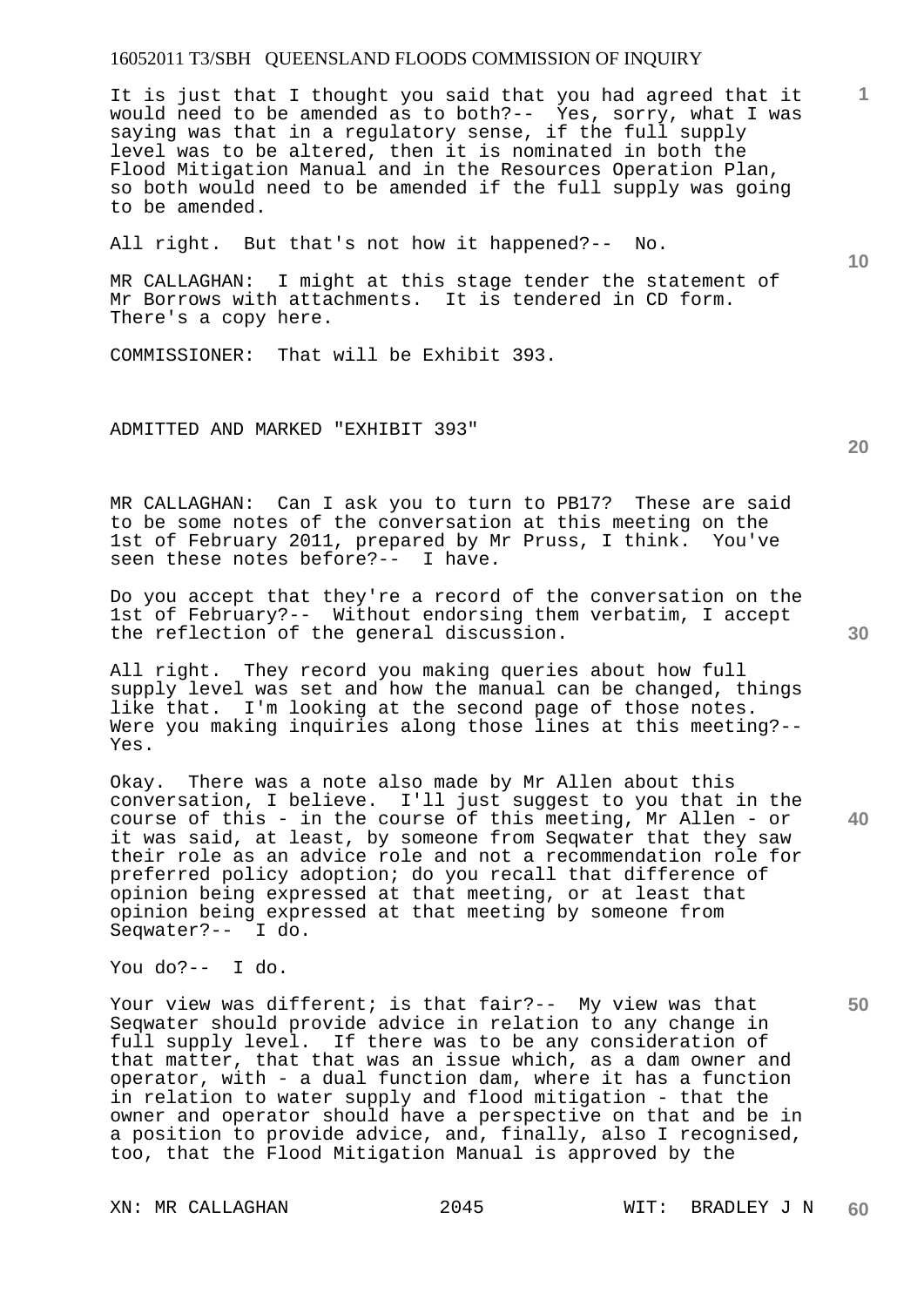It is just that I thought you said that you had agreed that it would need to be amended as to both?-- Yes, sorry, what I was saying was that in a regulatory sense, if the full supply level was to be altered, then it is nominated in both the Flood Mitigation Manual and in the Resources Operation Plan, so both would need to be amended if the full supply was going to be amended.

All right. But that's not how it happened?-- No.

MR CALLAGHAN: I might at this stage tender the statement of Mr Borrows with attachments. It is tendered in CD form. There's a copy here.

COMMISSIONER: That will be Exhibit 393.

ADMITTED AND MARKED "EXHIBIT 393"

MR CALLAGHAN: Can I ask you to turn to PB17? These are said to be some notes of the conversation at this meeting on the 1st of February 2011, prepared by Mr Pruss, I think. You've seen these notes before?-- I have.

Do you accept that they're a record of the conversation on the 1st of February?-- Without endorsing them verbatim, I accept the reflection of the general discussion.

All right. They record you making queries about how full supply level was set and how the manual can be changed, things like that. I'm looking at the second page of those notes. Were you making inquiries along those lines at this meeting?-- Yes.

Okay. There was a note also made by Mr Allen about this conversation, I believe. I'll just suggest to you that in the course of this - in the course of this meeting, Mr Allen - or it was said, at least, by someone from Seqwater that they saw their role as an advice role and not a recommendation role for preferred policy adoption; do you recall that difference of opinion being expressed at that meeting, or at least that opinion being expressed at that meeting by someone from Seqwater?-- I do.

You do?-- I do.

Your view was different; is that fair?-- My view was that Seqwater should provide advice in relation to any change in full supply level. If there was to be any consideration of that matter, that that was an issue which, as a dam owner and operator, with - a dual function dam, where it has a function in relation to water supply and flood mitigation - that the owner and operator should have a perspective on that and be in a position to provide advice, and, finally, also I recognised, too, that the Flood Mitigation Manual is approved by the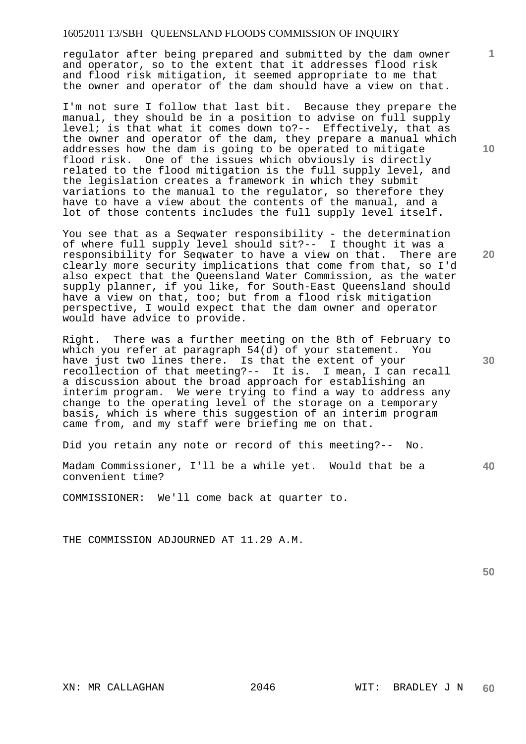regulator after being prepared and submitted by the dam owner and operator, so to the extent that it addresses flood risk and flood risk mitigation, it seemed appropriate to me that the owner and operator of the dam should have a view on that.

I'm not sure I follow that last bit. Because they prepare the manual, they should be in a position to advise on full supply level; is that what it comes down to?-- Effectively, that as the owner and operator of the dam, they prepare a manual which addresses how the dam is going to be operated to mitigate flood risk. One of the issues which obviously is directly related to the flood mitigation is the full supply level, and the legislation creates a framework in which they submit variations to the manual to the regulator, so therefore they have to have a view about the contents of the manual, and a lot of those contents includes the full supply level itself.

You see that as a Seqwater responsibility - the determination of where full supply level should sit?-- I thought it was a responsibility for Seqwater to have a view on that. There are clearly more security implications that come from that, so I'd also expect that the Queensland Water Commission, as the water supply planner, if you like, for South-East Queensland should have a view on that, too; but from a flood risk mitigation perspective, I would expect that the dam owner and operator would have advice to provide.

Right. There was a further meeting on the 8th of February to which you refer at paragraph 54(d) of your statement. You have just two lines there. Is that the extent of your recollection of that meeting?-- It is. I mean, I can recall a discussion about the broad approach for establishing an interim program. We were trying to find a way to address any change to the operating level of the storage on a temporary basis, which is where this suggestion of an interim program came from, and my staff were briefing me on that.

Did you retain any note or record of this meeting?-- No.

Madam Commissioner, I'll be a while yet. Would that be a convenient time?

COMMISSIONER: We'll come back at quarter to.

THE COMMISSION ADJOURNED AT 11.29 A.M.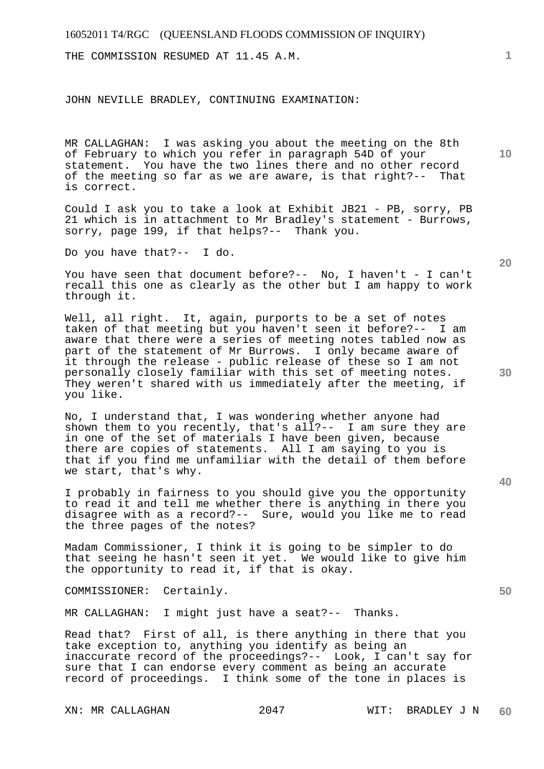THE COMMISSION RESUMED AT 11.45 A.M.

JOHN NEVILLE BRADLEY, CONTINUING EXAMINATION:

MR CALLAGHAN: I was asking you about the meeting on the 8th of February to which you refer in paragraph 54D of your statement. You have the two lines there and no other record of the meeting so far as we are aware, is that right?-- That is correct.

Could I ask you to take a look at Exhibit JB21 - PB, sorry, PB 21 which is in attachment to Mr Bradley's statement - Burrows, sorry, page 199, if that helps?-- Thank you.

Do you have that?-- I do.

You have seen that document before?-- No, I haven't - I can't recall this one as clearly as the other but I am happy to work through it.

Well, all right. It, again, purports to be a set of notes taken of that meeting but you haven't seen it before?-- I am aware that there were a series of meeting notes tabled now as part of the statement of Mr Burrows. I only became aware of it through the release - public release of these so I am not personally closely familiar with this set of meeting notes. They weren't shared with us immediately after the meeting, if you like.

No, I understand that, I was wondering whether anyone had shown them to you recently, that's all?-- I am sure they are in one of the set of materials I have been given, because there are copies of statements. All I am saying to you is that if you find me unfamiliar with the detail of them before we start, that's why.

I probably in fairness to you should give you the opportunity to read it and tell me whether there is anything in there you disagree with as a record?-- Sure, would you like me to read the three pages of the notes?

Madam Commissioner, I think it is going to be simpler to do that seeing he hasn't seen it yet. We would like to give him the opportunity to read it, if that is okay.

COMMISSIONER: Certainly.

MR CALLAGHAN: I might just have a seat?-- Thanks.

Read that? First of all, is there anything in there that you take exception to, anything you identify as being an inaccurate record of the proceedings?-- Look, I can't say for sure that I can endorse every comment as being an accurate record of proceedings. I think some of the tone in places is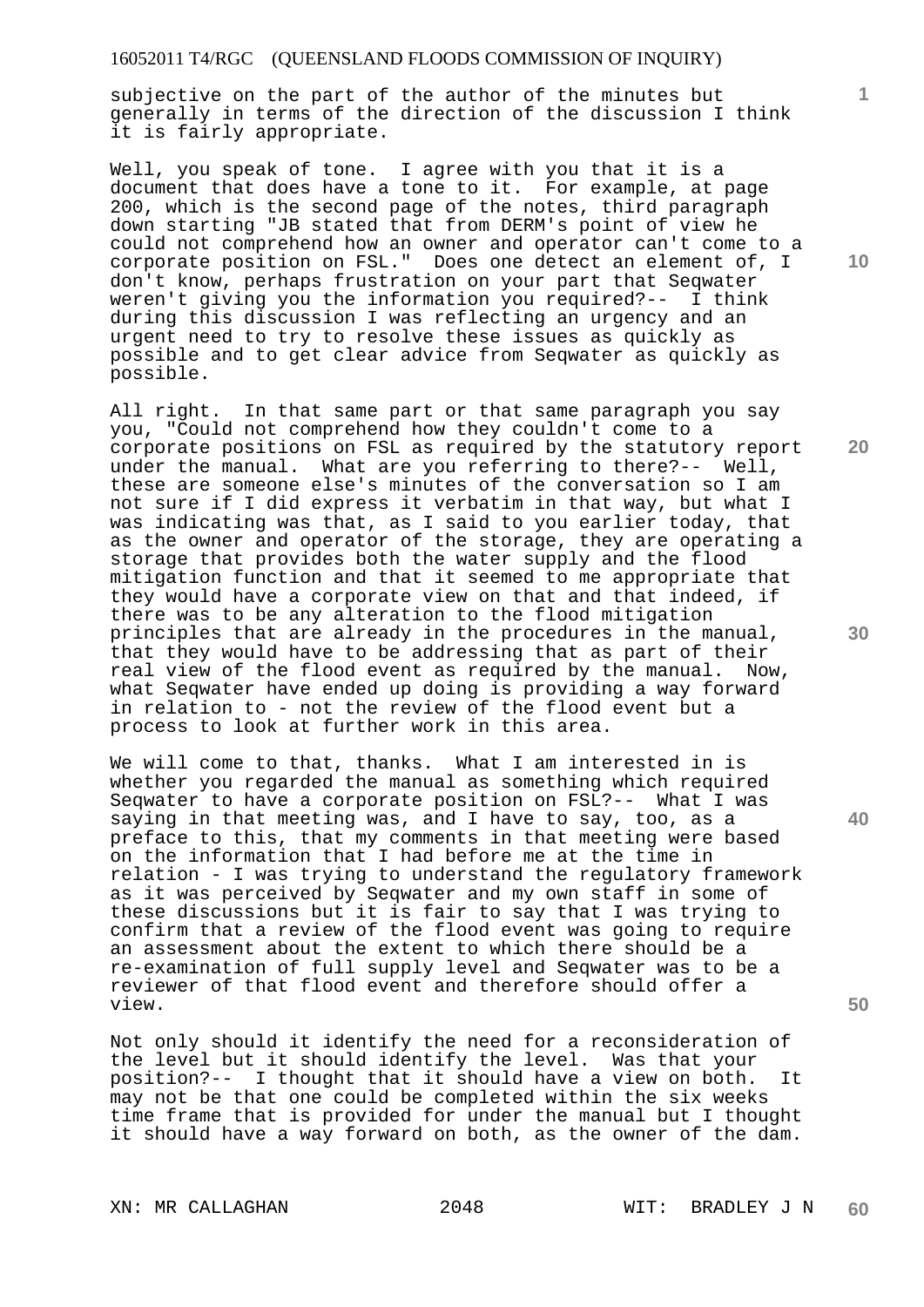subjective on the part of the author of the minutes but generally in terms of the direction of the discussion I think it is fairly appropriate.

Well, you speak of tone. I agree with you that it is a document that does have a tone to it. For example, at page 200, which is the second page of the notes, third paragraph down starting "JB stated that from DERM's point of view he could not comprehend how an owner and operator can't come to a corporate position on FSL." Does one detect an element of, I don't know, perhaps frustration on your part that Seqwater weren't giving you the information you required?-- I think during this discussion I was reflecting an urgency and an urgent need to try to resolve these issues as quickly as possible and to get clear advice from Seqwater as quickly as possible.

All right. In that same part or that same paragraph you say you, "Could not comprehend how they couldn't come to a corporate positions on FSL as required by the statutory report under the manual. What are you referring to there?-- Well, these are someone else's minutes of the conversation so I am not sure if I did express it verbatim in that way, but what I was indicating was that, as I said to you earlier today, that as the owner and operator of the storage, they are operating a storage that provides both the water supply and the flood mitigation function and that it seemed to me appropriate that they would have a corporate view on that and that indeed, if there was to be any alteration to the flood mitigation principles that are already in the procedures in the manual, that they would have to be addressing that as part of their real view of the flood event as required by the manual. Now, what Seqwater have ended up doing is providing a way forward in relation to - not the review of the flood event but a process to look at further work in this area.

We will come to that, thanks. What I am interested in is whether you regarded the manual as something which required Seqwater to have a corporate position on FSL?-- What I was saying in that meeting was, and I have to say, too, as a preface to this, that my comments in that meeting were based on the information that I had before me at the time in relation - I was trying to understand the regulatory framework as it was perceived by Seqwater and my own staff in some of these discussions but it is fair to say that I was trying to confirm that a review of the flood event was going to require an assessment about the extent to which there should be a re-examination of full supply level and Seqwater was to be a reviewer of that flood event and therefore should offer a view.

Not only should it identify the need for a reconsideration of the level but it should identify the level. Was that your position?-- I thought that it should have a view on both. It may not be that one could be completed within the six weeks time frame that is provided for under the manual but I thought it should have a way forward on both, as the owner of the dam.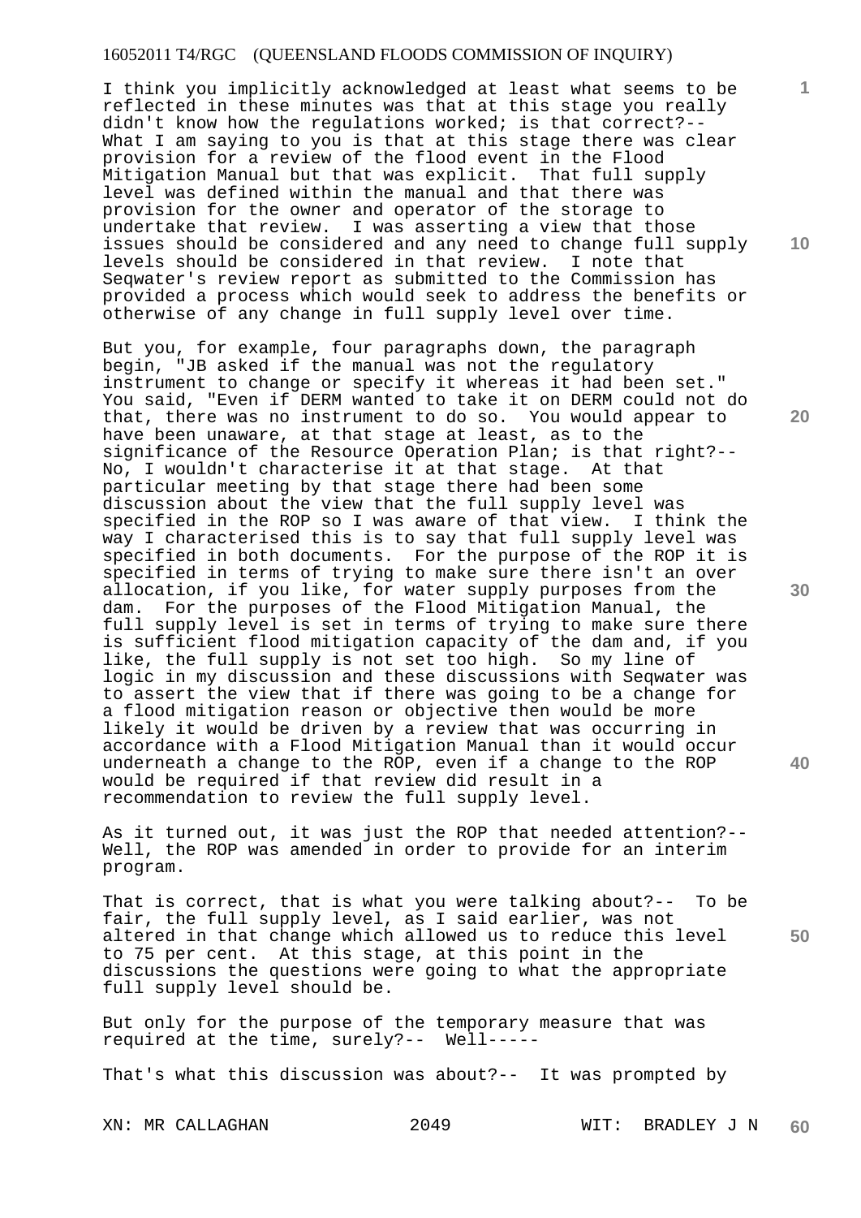I think you implicitly acknowledged at least what seems to be reflected in these minutes was that at this stage you really didn't know how the regulations worked; is that correct?-- What I am saying to you is that at this stage there was clear provision for a review of the flood event in the Flood Mitigation Manual but that was explicit. That full supply level was defined within the manual and that there was provision for the owner and operator of the storage to undertake that review. I was asserting a view that those issues should be considered and any need to change full supply levels should be considered in that review. I note that Seqwater's review report as submitted to the Commission has provided a process which would seek to address the benefits or otherwise of any change in full supply level over time.

But you, for example, four paragraphs down, the paragraph begin, "JB asked if the manual was not the regulatory instrument to change or specify it whereas it had been set." You said, "Even if DERM wanted to take it on DERM could not do that, there was no instrument to do so. You would appear to have been unaware, at that stage at least, as to the significance of the Resource Operation Plan; is that right?-- No, I wouldn't characterise it at that stage. At that particular meeting by that stage there had been some discussion about the view that the full supply level was specified in the ROP so I was aware of that view. I think the way I characterised this is to say that full supply level was specified in both documents. For the purpose of the ROP it is specified in terms of trying to make sure there isn't an over allocation, if you like, for water supply purposes from the dam. For the purposes of the Flood Mitigation Manual, the full supply level is set in terms of trying to make sure there is sufficient flood mitigation capacity of the dam and, if you like, the full supply is not set too high. So my line of logic in my discussion and these discussions with Seqwater was to assert the view that if there was going to be a change for a flood mitigation reason or objective then would be more likely it would be driven by a review that was occurring in accordance with a Flood Mitigation Manual than it would occur underneath a change to the ROP, even if a change to the ROP would be required if that review did result in a recommendation to review the full supply level.

As it turned out, it was just the ROP that needed attention?-- Well, the ROP was amended in order to provide for an interim program.

That is correct, that is what you were talking about?-- To be fair, the full supply level, as I said earlier, was not altered in that change which allowed us to reduce this level to 75 per cent. At this stage, at this point in the discussions the questions were going to what the appropriate full supply level should be.

But only for the purpose of the temporary measure that was required at the time, surely?-- Well-----

That's what this discussion was about?-- It was prompted by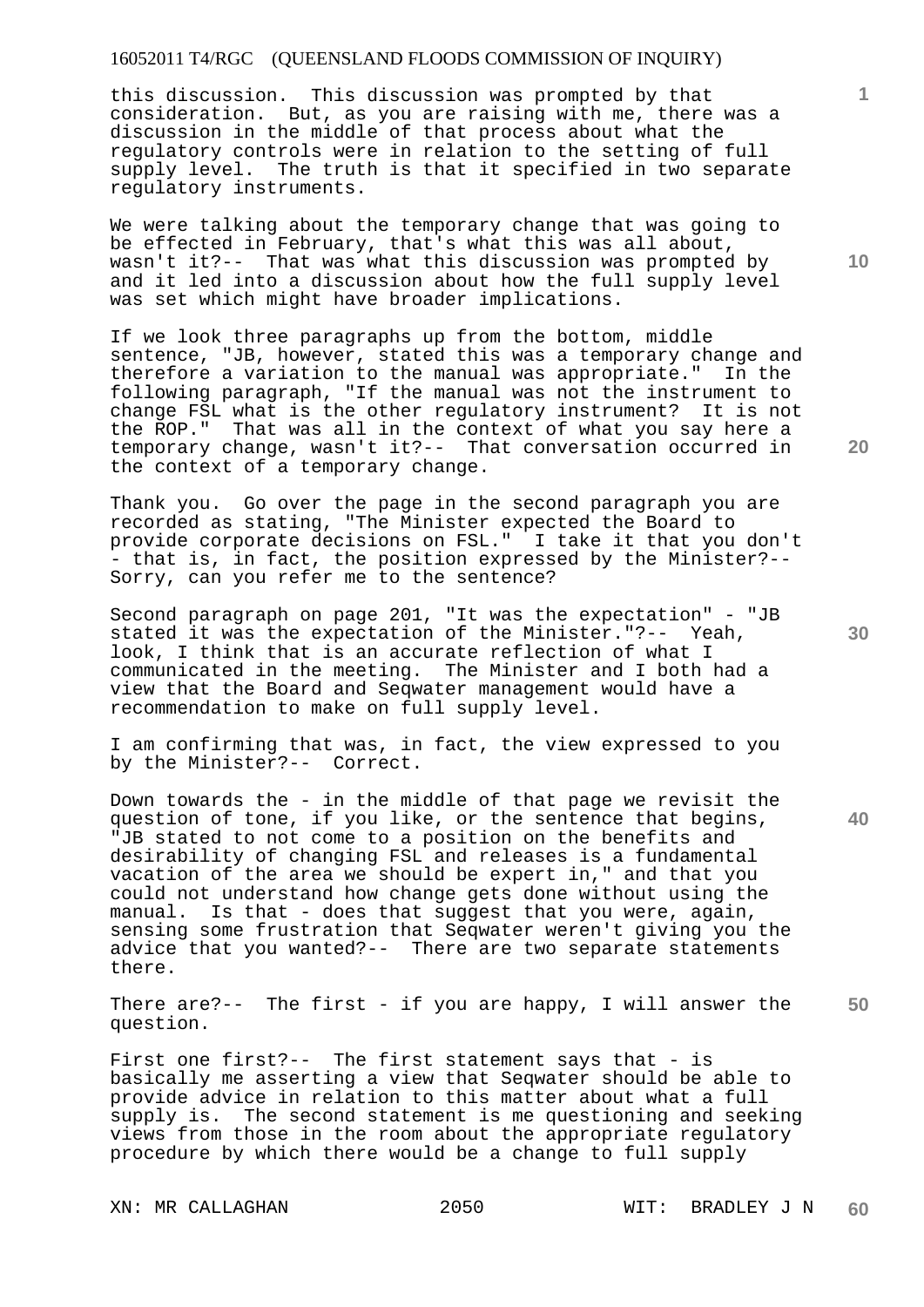this discussion. This discussion was prompted by that consideration. But, as you are raising with me, there was a discussion in the middle of that process about what the regulatory controls were in relation to the setting of full supply level. The truth is that it specified in two separate regulatory instruments.

We were talking about the temporary change that was going to be effected in February, that's what this was all about, wasn't it?-- That was what this discussion was prompted by and it led into a discussion about how the full supply level was set which might have broader implications.

If we look three paragraphs up from the bottom, middle sentence, "JB, however, stated this was a temporary change and therefore a variation to the manual was appropriate." In the following paragraph, "If the manual was not the instrument to change FSL what is the other regulatory instrument? It is not the ROP." That was all in the context of what you say here a temporary change, wasn't it?-- That conversation occurred in the context of a temporary change.

Thank you. Go over the page in the second paragraph you are recorded as stating, "The Minister expected the Board to provide corporate decisions on FSL." I take it that you don't - that is, in fact, the position expressed by the Minister?-- Sorry, can you refer me to the sentence?

Second paragraph on page 201, "It was the expectation" - "JB stated it was the expectation of the Minister."?-- Yeah, look, I think that is an accurate reflection of what I communicated in the meeting. The Minister and I both had a view that the Board and Seqwater management would have a recommendation to make on full supply level.

I am confirming that was, in fact, the view expressed to you by the Minister?-- Correct.

Down towards the - in the middle of that page we revisit the question of tone, if you like, or the sentence that begins, "JB stated to not come to a position on the benefits and desirability of changing FSL and releases is a fundamental vacation of the area we should be expert in," and that you could not understand how change gets done without using the manual. Is that - does that suggest that you were, again, sensing some frustration that Seqwater weren't giving you the advice that you wanted?-- There are two separate statements there.

There are?-- The first - if you are happy, I will answer the question.

First one first?-- The first statement says that - is basically me asserting a view that Seqwater should be able to provide advice in relation to this matter about what a full supply is. The second statement is me questioning and seeking views from those in the room about the appropriate regulatory procedure by which there would be a change to full supply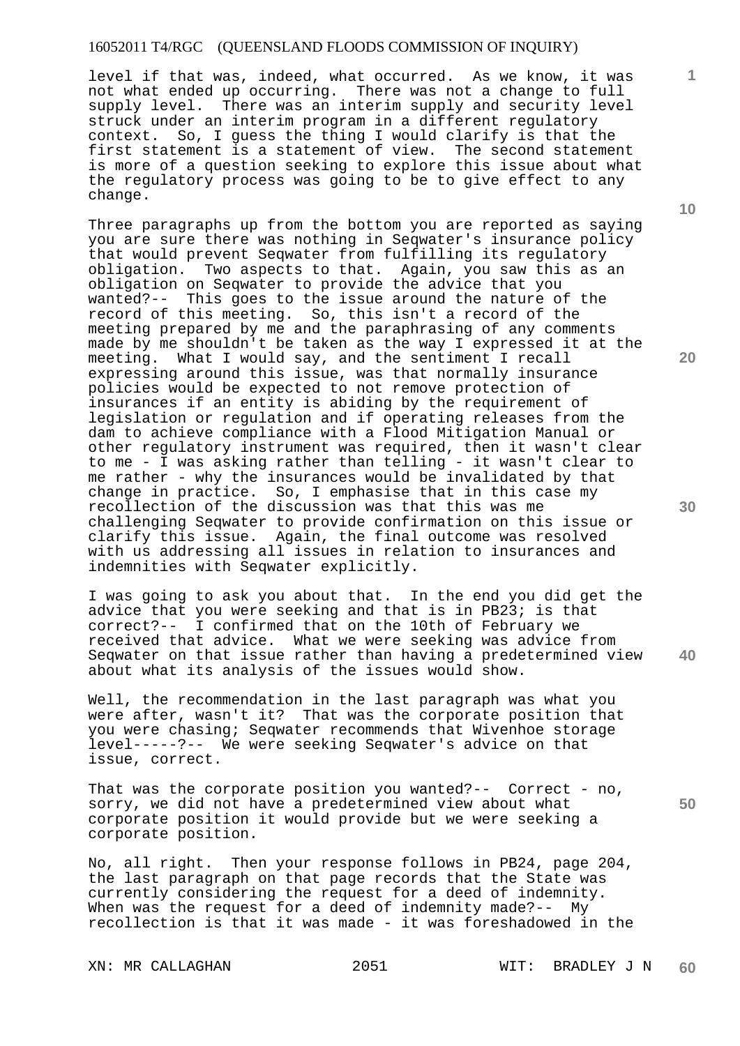level if that was, indeed, what occurred. As we know, it was not what ended up occurring. There was not a change to full supply level. There was an interim supply and security level struck under an interim program in a different regulatory context. So, I guess the thing I would clarify is that the first statement is a statement of view. The second statement is more of a question seeking to explore this issue about what the regulatory process was going to be to give effect to any change.

Three paragraphs up from the bottom you are reported as saying you are sure there was nothing in Seqwater's insurance policy that would prevent Seqwater from fulfilling its regulatory obligation. Two aspects to that. Again, you saw this as an obligation on Seqwater to provide the advice that you wanted?-- This goes to the issue around the nature of the record of this meeting. So, this isn't a record of the meeting prepared by me and the paraphrasing of any comments made by me shouldn't be taken as the way I expressed it at the meeting. What I would say, and the sentiment I recall expressing around this issue, was that normally insurance policies would be expected to not remove protection of insurances if an entity is abiding by the requirement of legislation or regulation and if operating releases from the dam to achieve compliance with a Flood Mitigation Manual or other regulatory instrument was required, then it wasn't clear to me - I was asking rather than telling - it wasn't clear to me rather - why the insurances would be invalidated by that change in practice. So, I emphasise that in this case my recollection of the discussion was that this was me challenging Seqwater to provide confirmation on this issue or clarify this issue. Again, the final outcome was resolved with us addressing all issues in relation to insurances and indemnities with Seqwater explicitly.

I was going to ask you about that. In the end you did get the advice that you were seeking and that is in PB23; is that correct?-- I confirmed that on the 10th of February we received that advice. What we were seeking was advice from Seqwater on that issue rather than having a predetermined view about what its analysis of the issues would show.

Well, the recommendation in the last paragraph was what you were after, wasn't it? That was the corporate position that you were chasing; Seqwater recommends that Wivenhoe storage level-----?-- We were seeking Seqwater's advice on that issue, correct.

That was the corporate position you wanted?-- Correct - no, sorry, we did not have a predetermined view about what corporate position it would provide but we were seeking a corporate position.

No, all right. Then your response follows in PB24, page 204, the last paragraph on that page records that the State was currently considering the request for a deed of indemnity. When was the request for a deed of indemnity made?-- My recollection is that it was made - it was foreshadowed in the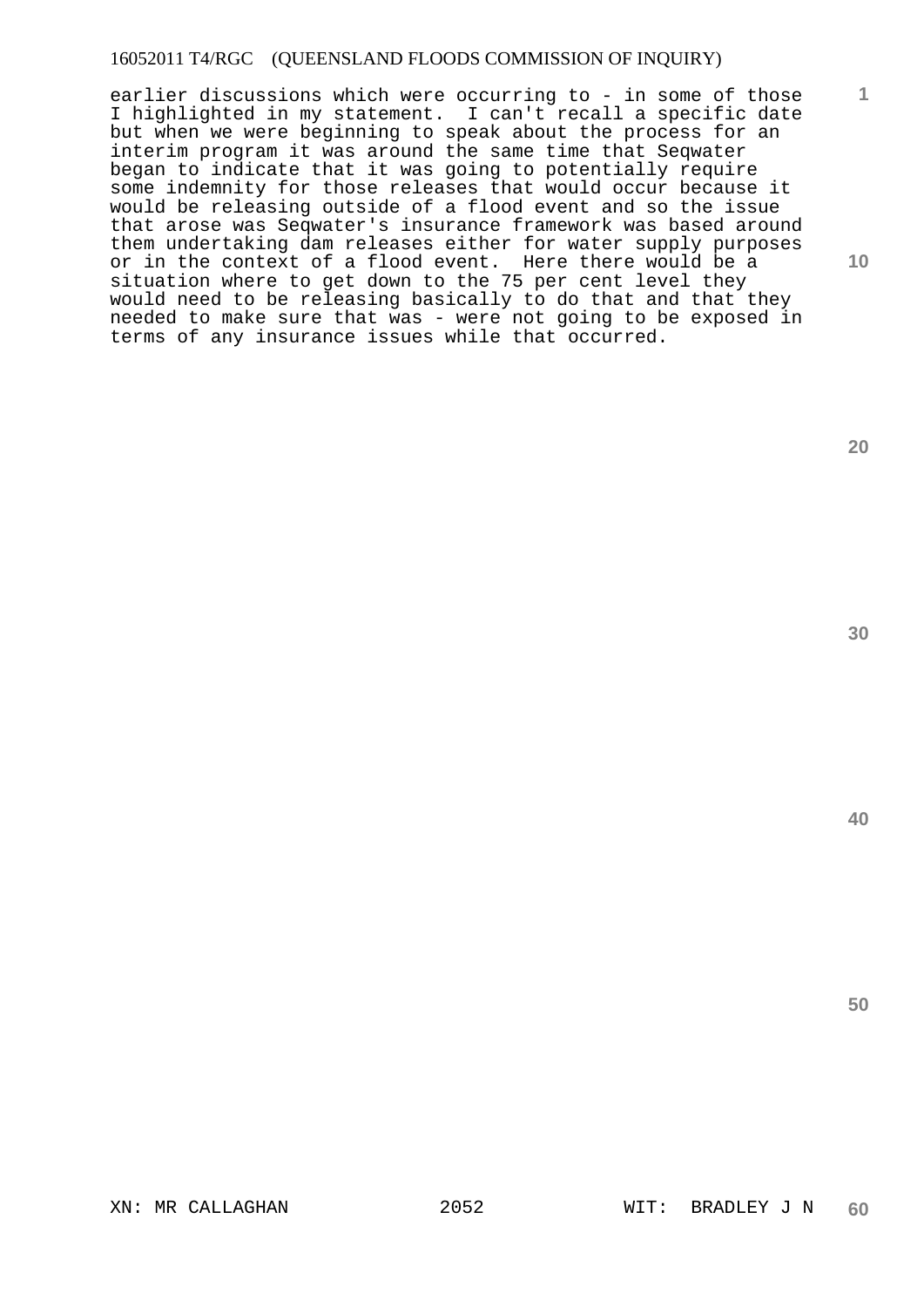earlier discussions which were occurring to - in some of those I highlighted in my statement. I can't recall a specific date but when we were beginning to speak about the process for an interim program it was around the same time that Seqwater began to indicate that it was going to potentially require some indemnity for those releases that would occur because it would be releasing outside of a flood event and so the issue that arose was Seqwater's insurance framework was based around them undertaking dam releases either for water supply purposes or in the context of a flood event. Here there would be a situation where to get down to the 75 per cent level they would need to be releasing basically to do that and that they needed to make sure that was - were not going to be exposed in terms of any insurance issues while that occurred.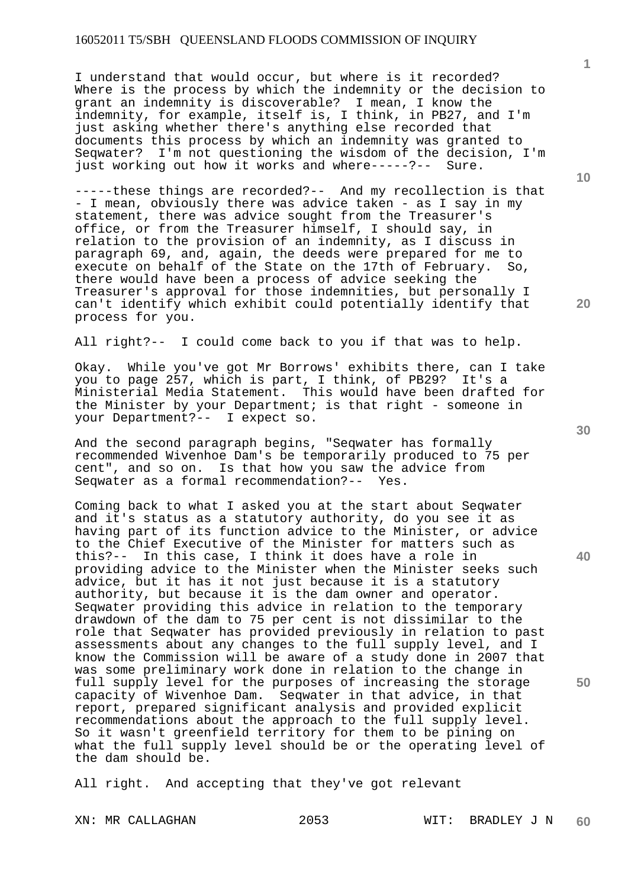I understand that would occur, but where is it recorded? Where is the process by which the indemnity or the decision to grant an indemnity is discoverable? I mean, I know the indemnity, for example, itself is, I think, in PB27, and I'm just asking whether there's anything else recorded that documents this process by which an indemnity was granted to Seqwater? I'm not questioning the wisdom of the decision, I'm just working out how it works and where-----?-- Sure.

-----these things are recorded?-- And my recollection is that - I mean, obviously there was advice taken - as I say in my statement, there was advice sought from the Treasurer's office, or from the Treasurer himself, I should say, in relation to the provision of an indemnity, as I discuss in paragraph 69, and, again, the deeds were prepared for me to execute on behalf of the State on the 17th of February. So, there would have been a process of advice seeking the Treasurer's approval for those indemnities, but personally I can't identify which exhibit could potentially identify that process for you.

All right?-- I could come back to you if that was to help.

Okay. While you've got Mr Borrows' exhibits there, can I take you to page 257, which is part, I think, of PB29? It's a Ministerial Media Statement. This would have been drafted for the Minister by your Department; is that right - someone in your Department?-- I expect so.

And the second paragraph begins, "Seqwater has formally recommended Wivenhoe Dam's be temporarily produced to 75 per cent", and so on. Is that how you saw the advice from Seqwater as a formal recommendation?-- Yes.

Coming back to what I asked you at the start about Seqwater and it's status as a statutory authority, do you see it as having part of its function advice to the Minister, or advice to the Chief Executive of the Minister for matters such as this?-- In this case, I think it does have a role in providing advice to the Minister when the Minister seeks such advice, but it has it not just because it is a statutory authority, but because it is the dam owner and operator. Seqwater providing this advice in relation to the temporary drawdown of the dam to 75 per cent is not dissimilar to the role that Seqwater has provided previously in relation to past assessments about any changes to the full supply level, and I know the Commission will be aware of a study done in 2007 that was some preliminary work done in relation to the change in full supply level for the purposes of increasing the storage capacity of Wivenhoe Dam. Seqwater in that advice, in that report, prepared significant analysis and provided explicit recommendations about the approach to the full supply level. So it wasn't greenfield territory for them to be pining on what the full supply level should be or the operating level of the dam should be.

All right. And accepting that they've got relevant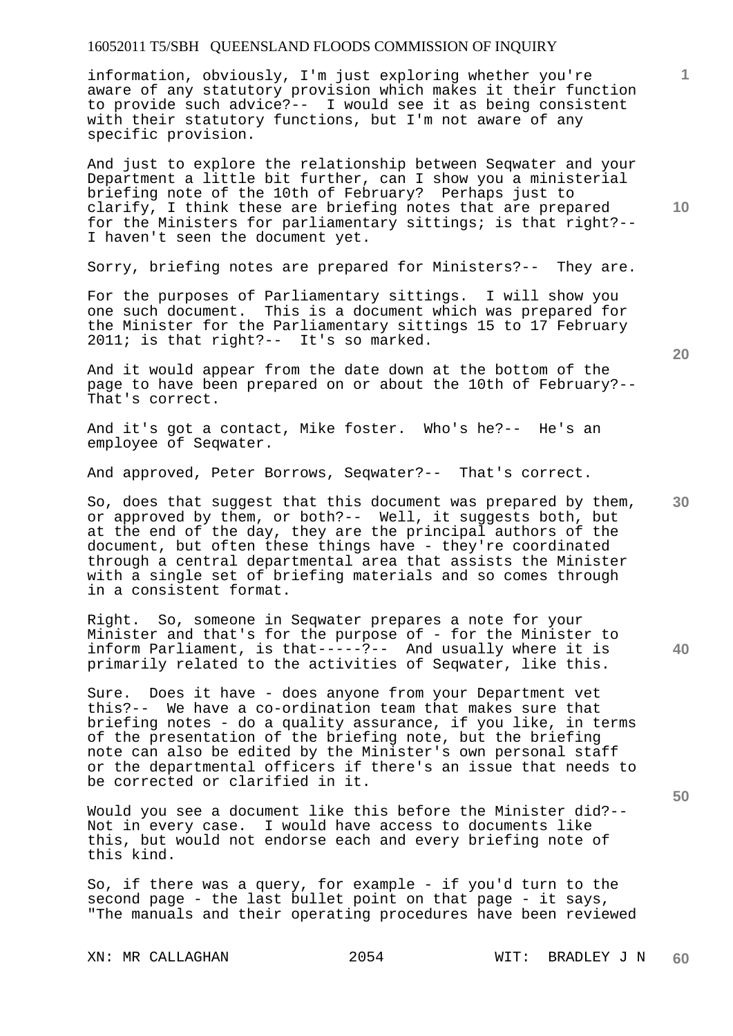information, obviously, I'm just exploring whether you're aware of any statutory provision which makes it their function to provide such advice?-- I would see it as being consistent with their statutory functions, but I'm not aware of any specific provision.

And just to explore the relationship between Seqwater and your Department a little bit further, can I show you a ministerial briefing note of the 10th of February? Perhaps just to clarify, I think these are briefing notes that are prepared for the Ministers for parliamentary sittings; is that right?-- I haven't seen the document yet.

Sorry, briefing notes are prepared for Ministers?-- They are.

For the purposes of Parliamentary sittings. I will show you one such document. This is a document which was prepared for the Minister for the Parliamentary sittings 15 to 17 February 2011; is that right?-- It's so marked.

And it would appear from the date down at the bottom of the page to have been prepared on or about the 10th of February?-- That's correct.

And it's got a contact, Mike foster. Who's he?-- He's an employee of Seqwater.

And approved, Peter Borrows, Seqwater?-- That's correct.

So, does that suggest that this document was prepared by them, or approved by them, or both?-- Well, it suggests both, but at the end of the day, they are the principal authors of the document, but often these things have - they're coordinated through a central departmental area that assists the Minister with a single set of briefing materials and so comes through in a consistent format.

Right. So, someone in Seqwater prepares a note for your Minister and that's for the purpose of - for the Minister to inform Parliament, is that-----?-- And usually where it is primarily related to the activities of Seqwater, like this.

Sure. Does it have - does anyone from your Department vet this?-- We have a co-ordination team that makes sure that briefing notes - do a quality assurance, if you like, in terms of the presentation of the briefing note, but the briefing note can also be edited by the Minister's own personal staff or the departmental officers if there's an issue that needs to be corrected or clarified in it.

Would you see a document like this before the Minister did?-- Not in every case. I would have access to documents like this, but would not endorse each and every briefing note of this kind.

So, if there was a query, for example - if you'd turn to the second page - the last bullet point on that page - it says, "The manuals and their operating procedures have been reviewed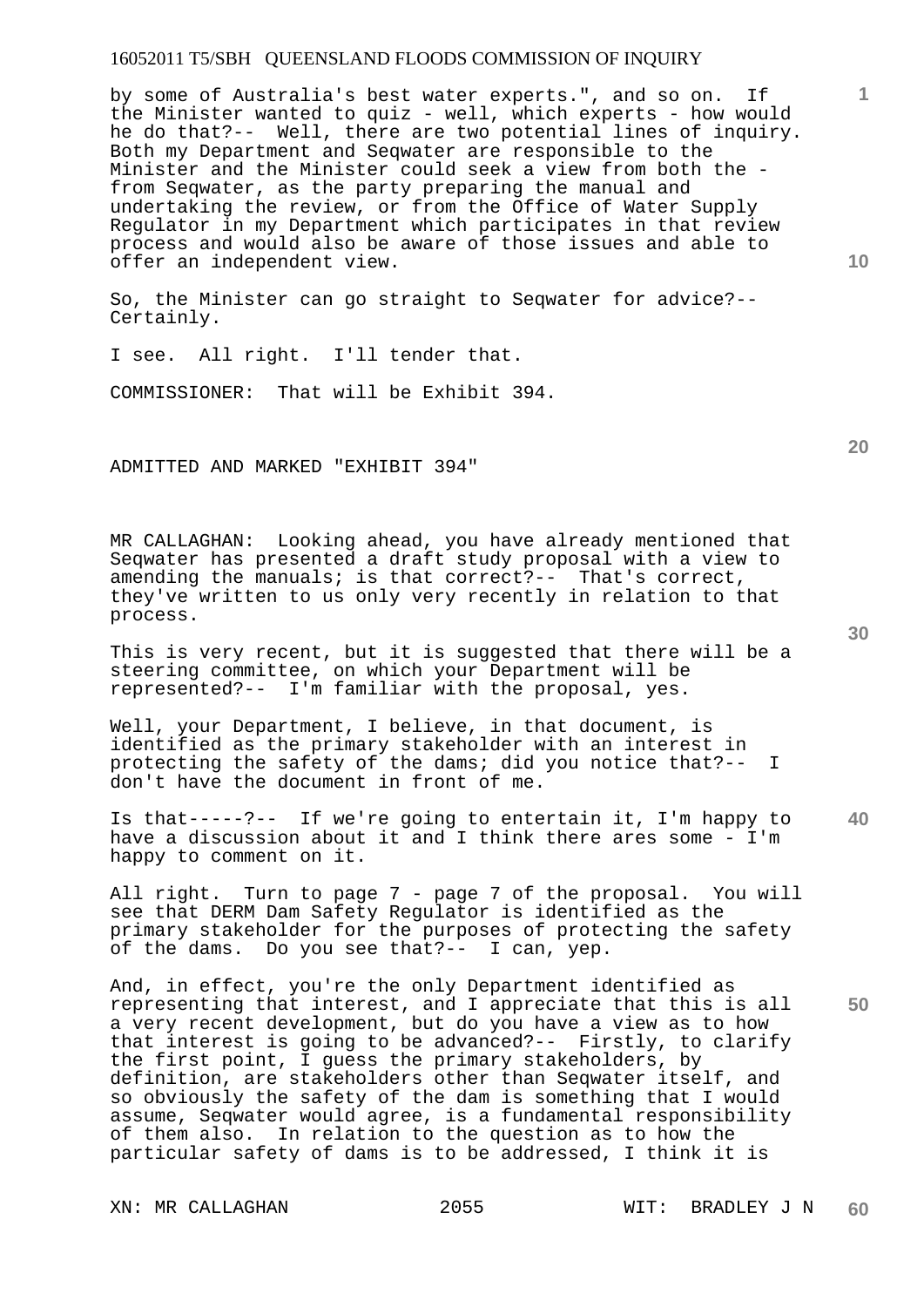by some of Australia's best water experts.", and so on. If the Minister wanted to quiz - well, which experts - how would he do that?-- Well, there are two potential lines of inquiry. Both my Department and Seqwater are responsible to the Minister and the Minister could seek a view from both the - from Seqwater, as the party preparing the manual and undertaking the review, or from the Office of Water Supply Regulator in my Department which participates in that review process and would also be aware of those issues and able to offer an independent view.

So, the Minister can go straight to Seqwater for advice?-- Certainly.

I see. All right. I'll tender that.

COMMISSIONER: That will be Exhibit 394.

ADMITTED AND MARKED "EXHIBIT 394"

MR CALLAGHAN: Looking ahead, you have already mentioned that Seqwater has presented a draft study proposal with a view to amending the manuals; is that correct?-- That's correct, they've written to us only very recently in relation to that process.

This is very recent, but it is suggested that there will be a steering committee, on which your Department will be represented?-- I'm familiar with the proposal, yes.

Well, your Department, I believe, in that document, is identified as the primary stakeholder with an interest in protecting the safety of the dams; did you notice that?-- I don't have the document in front of me.

Is that-----?-- If we're going to entertain it, I'm happy to have a discussion about it and I think there ares some - I'm happy to comment on it.

All right. Turn to page 7 - page 7 of the proposal. You will see that DERM Dam Safety Regulator is identified as the primary stakeholder for the purposes of protecting the safety of the dams. Do you see that?-- I can, yep.

And, in effect, you're the only Department identified as representing that interest, and I appreciate that this is all a very recent development, but do you have a view as to how that interest is going to be advanced?-- Firstly, to clarify the first point, I guess the primary stakeholders, by definition, are stakeholders other than Seqwater itself, and so obviously the safety of the dam is something that I would assume, Seqwater would agree, is a fundamental responsibility of them also. In relation to the question as to how the particular safety of dams is to be addressed, I think it is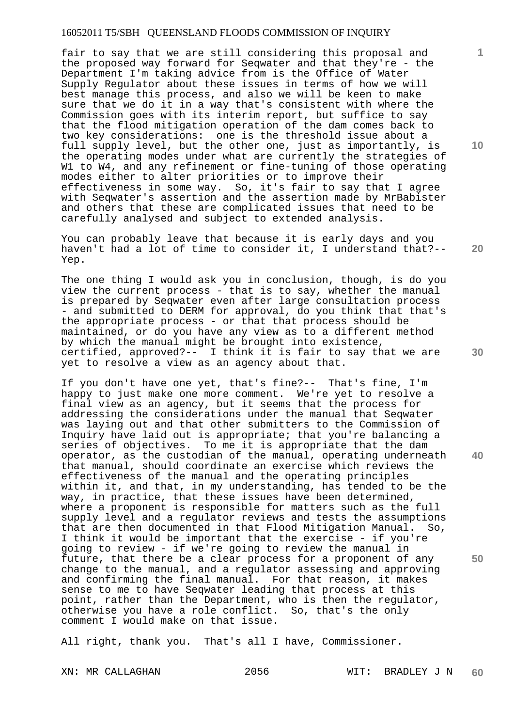fair to say that we are still considering this proposal and the proposed way forward for Seqwater and that they're - the Department I'm taking advice from is the Office of Water Supply Regulator about these issues in terms of how we will best manage this process, and also we will be keen to make sure that we do it in a way that's consistent with where the Commission goes with its interim report, but suffice to say that the flood mitigation operation of the dam comes back to two key considerations: one is the threshold issue about a full supply level, but the other one, just as importantly, is the operating modes under what are currently the strategies of W1 to W4, and any refinement or fine-tuning of those operating modes either to alter priorities or to improve their effectiveness in some way. So, it's fair to say that I agree with Seqwater's assertion and the assertion made by MrBabister and others that these are complicated issues that need to be carefully analysed and subject to extended analysis.

You can probably leave that because it is early days and you haven't had a lot of time to consider it, I understand that?-- Yep.

The one thing I would ask you in conclusion, though, is do you view the current process - that is to say, whether the manual is prepared by Seqwater even after large consultation process - and submitted to DERM for approval, do you think that that's the appropriate process - or that that process should be maintained, or do you have any view as to a different method by which the manual might be brought into existence, certified, approved?-- I think it is fair to say that we are yet to resolve a view as an agency about that.

If you don't have one yet, that's fine?-- That's fine, I'm happy to just make one more comment. We're yet to resolve a final view as an agency, but it seems that the process for addressing the considerations under the manual that Seqwater was laying out and that other submitters to the Commission of Inquiry have laid out is appropriate; that you're balancing a series of objectives. To me it is appropriate that the dam operator, as the custodian of the manual, operating underneath that manual, should coordinate an exercise which reviews the effectiveness of the manual and the operating principles within it, and that, in my understanding, has tended to be the way, in practice, that these issues have been determined, where a proponent is responsible for matters such as the full supply level and a regulator reviews and tests the assumptions that are then documented in that Flood Mitigation Manual. So, I think it would be important that the exercise - if you're going to review - if we're going to review the manual in future, that there be a clear process for a proponent of any change to the manual, and a regulator assessing and approving and confirming the final manual. For that reason, it makes sense to me to have Seqwater leading that process at this point, rather than the Department, who is then the regulator, otherwise you have a role conflict. So, that's the only comment I would make on that issue.

All right, thank you. That's all I have, Commissioner.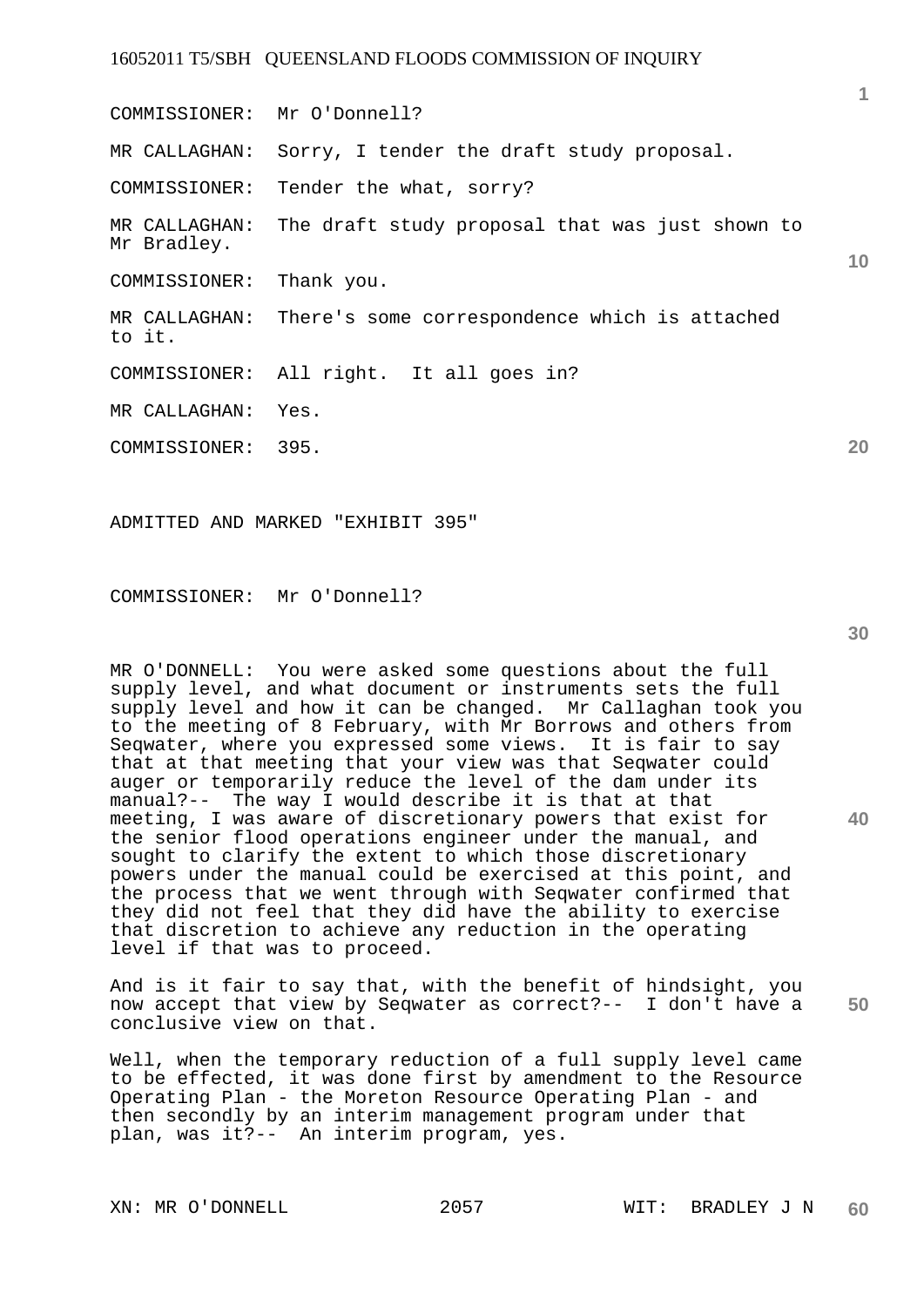COMMISSIONER: Mr O'Donnell?

MR CALLAGHAN: Sorry, I tender the draft study proposal.

COMMISSIONER: Tender the what, sorry?

MR CALLAGHAN: The draft study proposal that was just shown to Mr Bradley.

COMMISSIONER: Thank you.

MR CALLAGHAN: There's some correspondence which is attached to it.

COMMISSIONER: All right. It all goes in?

MR CALLAGHAN: Yes.

COMMISSIONER: 395.

ADMITTED AND MARKED "EXHIBIT 395"

COMMISSIONER: Mr O'Donnell?

MR O'DONNELL: You were asked some questions about the full supply level, and what document or instruments sets the full supply level and how it can be changed. Mr Callaghan took you to the meeting of 8 February, with Mr Borrows and others from Seqwater, where you expressed some views. It is fair to say that at that meeting that your view was that Seqwater could auger or temporarily reduce the level of the dam under its manual?-- The way I would describe it is that at that meeting, I was aware of discretionary powers that exist for the senior flood operations engineer under the manual, and sought to clarify the extent to which those discretionary powers under the manual could be exercised at this point, and the process that we went through with Seqwater confirmed that they did not feel that they did have the ability to exercise that discretion to achieve any reduction in the operating level if that was to proceed.

And is it fair to say that, with the benefit of hindsight, you now accept that view by Seqwater as correct?-- I don't have a conclusive view on that.

Well, when the temporary reduction of a full supply level came to be effected, it was done first by amendment to the Resource Operating Plan - the Moreton Resource Operating Plan - and then secondly by an interim management program under that plan, was it?-- An interim program, yes.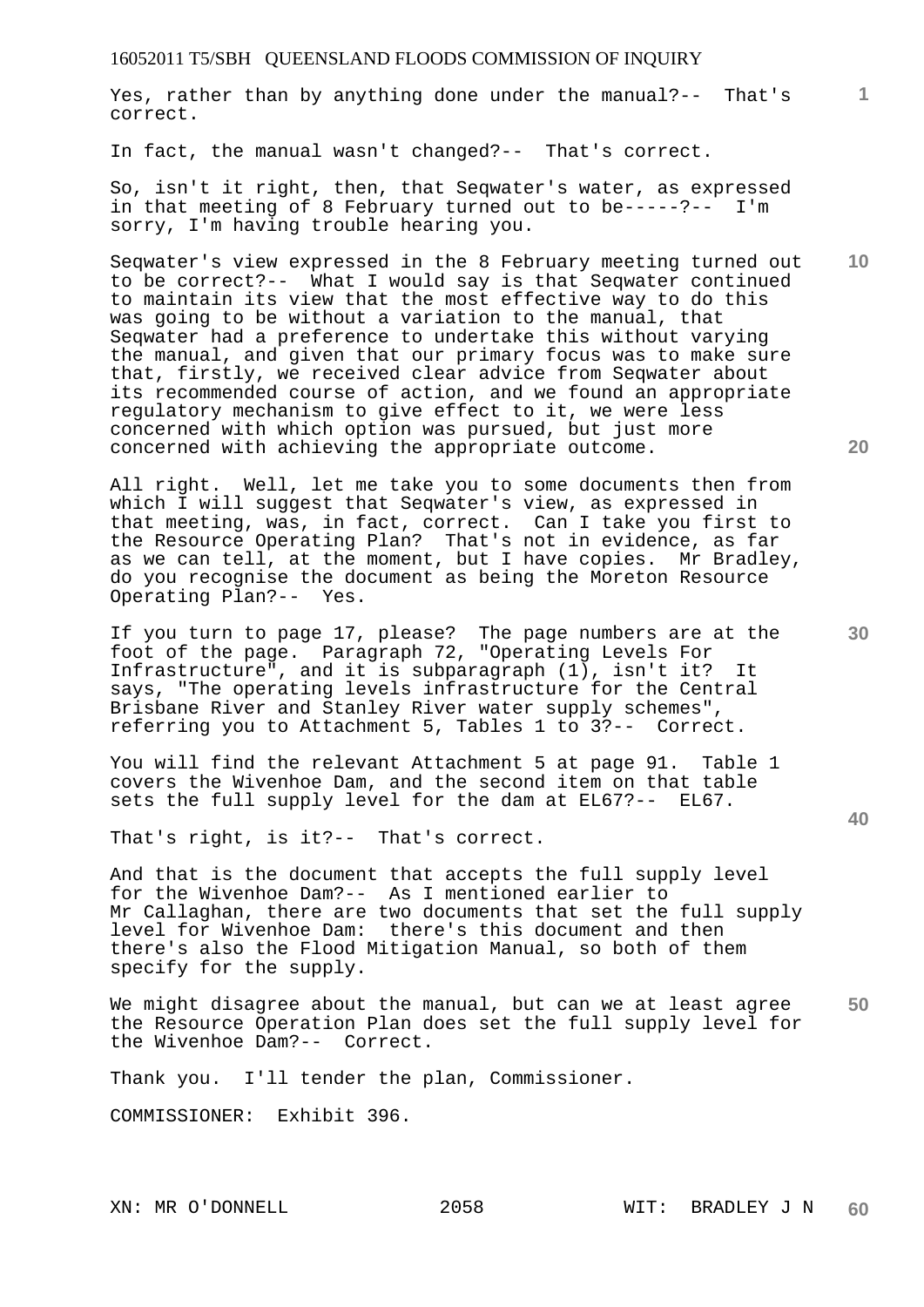Yes, rather than by anything done under the manual?-- That's correct.

In fact, the manual wasn't changed?-- That's correct.

So, isn't it right, then, that Seqwater's water, as expressed in that meeting of 8 February turned out to be-----?-- I'm sorry, I'm having trouble hearing you.

Seqwater's view expressed in the 8 February meeting turned out to be correct?-- What I would say is that Seqwater continued to maintain its view that the most effective way to do this was going to be without a variation to the manual, that Seqwater had a preference to undertake this without varying the manual, and given that our primary focus was to make sure that, firstly, we received clear advice from Seqwater about its recommended course of action, and we found an appropriate regulatory mechanism to give effect to it, we were less concerned with which option was pursued, but just more concerned with achieving the appropriate outcome.

All right. Well, let me take you to some documents then from which I will suggest that Seqwater's view, as expressed in that meeting, was, in fact, correct. Can I take you first to the Resource Operating Plan? That's not in evidence, as far as we can tell, at the moment, but I have copies. Mr Bradley, do you recognise the document as being the Moreton Resource Operating Plan?-- Yes.

If you turn to page 17, please? The page numbers are at the foot of the page. Paragraph 72, "Operating Levels For Infrastructure", and it is subparagraph (1), isn't it? It says, "The operating levels infrastructure for the Central Brisbane River and Stanley River water supply schemes", referring you to Attachment 5, Tables 1 to 3?-- Correct.

You will find the relevant Attachment 5 at page 91. Table 1 covers the Wivenhoe Dam, and the second item on that table sets the full supply level for the dam at EL67?-- EL67.

That's right, is it?-- That's correct.

And that is the document that accepts the full supply level for the Wivenhoe Dam?-- As I mentioned earlier to Mr Callaghan, there are two documents that set the full supply level for Wivenhoe Dam: there's this document and then there's also the Flood Mitigation Manual, so both of them specify for the supply.

We might disagree about the manual, but can we at least agree the Resource Operation Plan does set the full supply level for the Wivenhoe Dam?-- Correct.

Thank you. I'll tender the plan, Commissioner.

COMMISSIONER: Exhibit 396.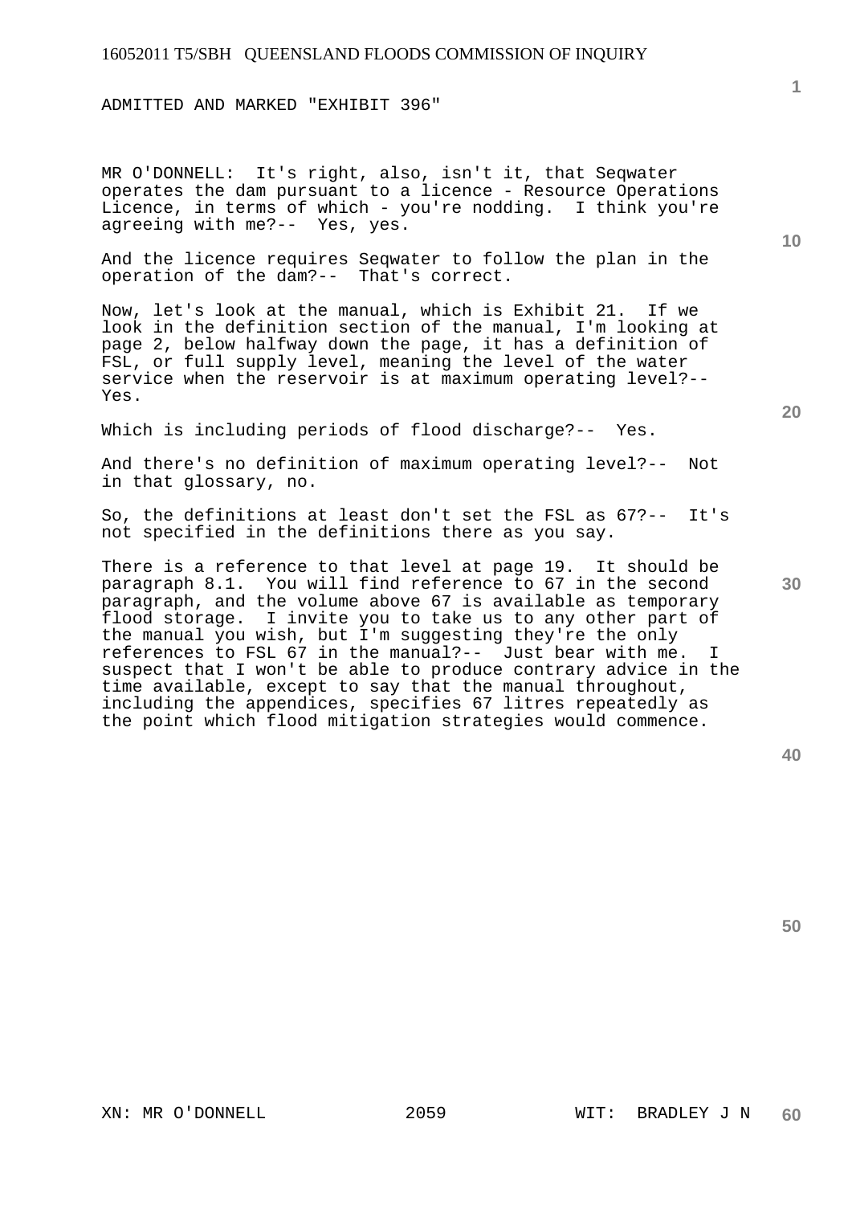ADMITTED AND MARKED "EXHIBIT 396"

MR O'DONNELL: It's right, also, isn't it, that Seqwater operates the dam pursuant to a licence - Resource Operations Licence, in terms of which - you're nodding. I think you're agreeing with me?-- Yes, yes.

And the licence requires Seqwater to follow the plan in the operation of the dam?-- That's correct.

Now, let's look at the manual, which is Exhibit 21. If we look in the definition section of the manual, I'm looking at page 2, below halfway down the page, it has a definition of FSL, or full supply level, meaning the level of the water service when the reservoir is at maximum operating level?-- Yes.

Which is including periods of flood discharge?-- Yes.

And there's no definition of maximum operating level?-- Not in that glossary, no.

So, the definitions at least don't set the FSL as 67?-- It's not specified in the definitions there as you say.

There is a reference to that level at page 19. It should be paragraph 8.1. You will find reference to 67 in the second paragraph, and the volume above 67 is available as temporary flood storage. I invite you to take us to any other part of the manual you wish, but I'm suggesting they're the only references to FSL 67 in the manual?-- Just bear with me. I suspect that I won't be able to produce contrary advice in the time available, except to say that the manual throughout, including the appendices, specifies 67 litres repeatedly as the point which flood mitigation strategies would commence.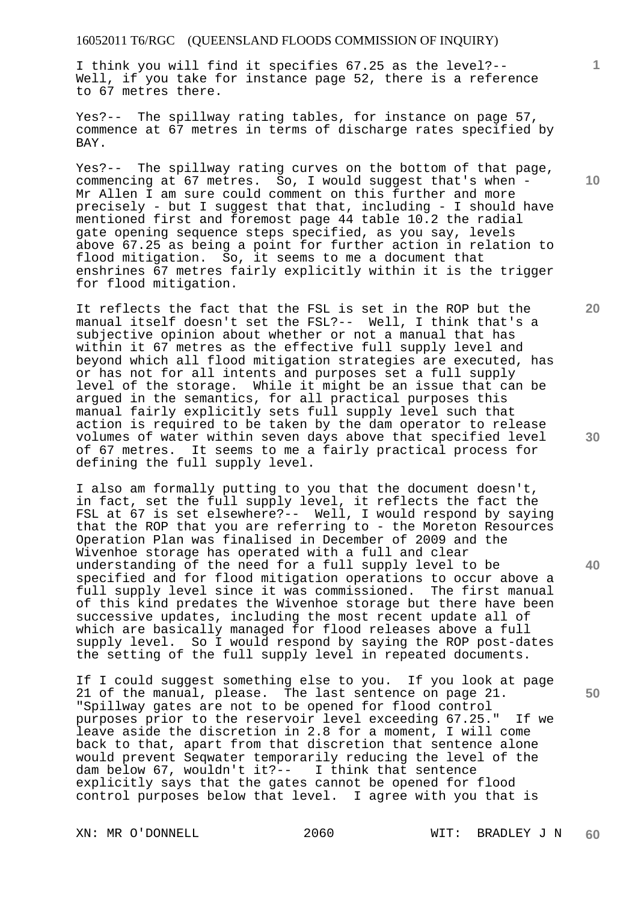I think you will find it specifies 67.25 as the level?-- Well, if you take for instance page 52, there is a reference to 67 metres there.

Yes?-- The spillway rating tables, for instance on page 57, commence at 67 metres in terms of discharge rates specified by BAY.

Yes?-- The spillway rating curves on the bottom of that page, commencing at 67 metres. So, I would suggest that's when - Mr Allen I am sure could comment on this further and more precisely - but I suggest that that, including - I should have mentioned first and foremost page 44 table 10.2 the radial gate opening sequence steps specified, as you say, levels above 67.25 as being a point for further action in relation to flood mitigation. So, it seems to me a document that enshrines 67 metres fairly explicitly within it is the trigger for flood mitigation.

It reflects the fact that the FSL is set in the ROP but the manual itself doesn't set the FSL?-- Well, I think that's a subjective opinion about whether or not a manual that has within it 67 metres as the effective full supply level and beyond which all flood mitigation strategies are executed, has or has not for all intents and purposes set a full supply level of the storage. While it might be an issue that can be argued in the semantics, for all practical purposes this manual fairly explicitly sets full supply level such that action is required to be taken by the dam operator to release volumes of water within seven days above that specified level of 67 metres. It seems to me a fairly practical process for defining the full supply level.

I also am formally putting to you that the document doesn't, in fact, set the full supply level, it reflects the fact the FSL at 67 is set elsewhere?-- Well, I would respond by saying that the ROP that you are referring to - the Moreton Resources Operation Plan was finalised in December of 2009 and the Wivenhoe storage has operated with a full and clear understanding of the need for a full supply level to be specified and for flood mitigation operations to occur above a full supply level since it was commissioned. The first manual of this kind predates the Wivenhoe storage but there have been successive updates, including the most recent update all of which are basically managed for flood releases above a full supply level. So I would respond by saying the ROP post-dates the setting of the full supply level in repeated documents.

If I could suggest something else to you. If you look at page 21 of the manual, please. The last sentence on page 21. "Spillway gates are not to be opened for flood control purposes prior to the reservoir level exceeding 67.25." If we leave aside the discretion in 2.8 for a moment, I will come back to that, apart from that discretion that sentence alone would prevent Seqwater temporarily reducing the level of the dam below 67, wouldn't it?-- I think that sentence explicitly says that the gates cannot be opened for flood control purposes below that level. I agree with you that is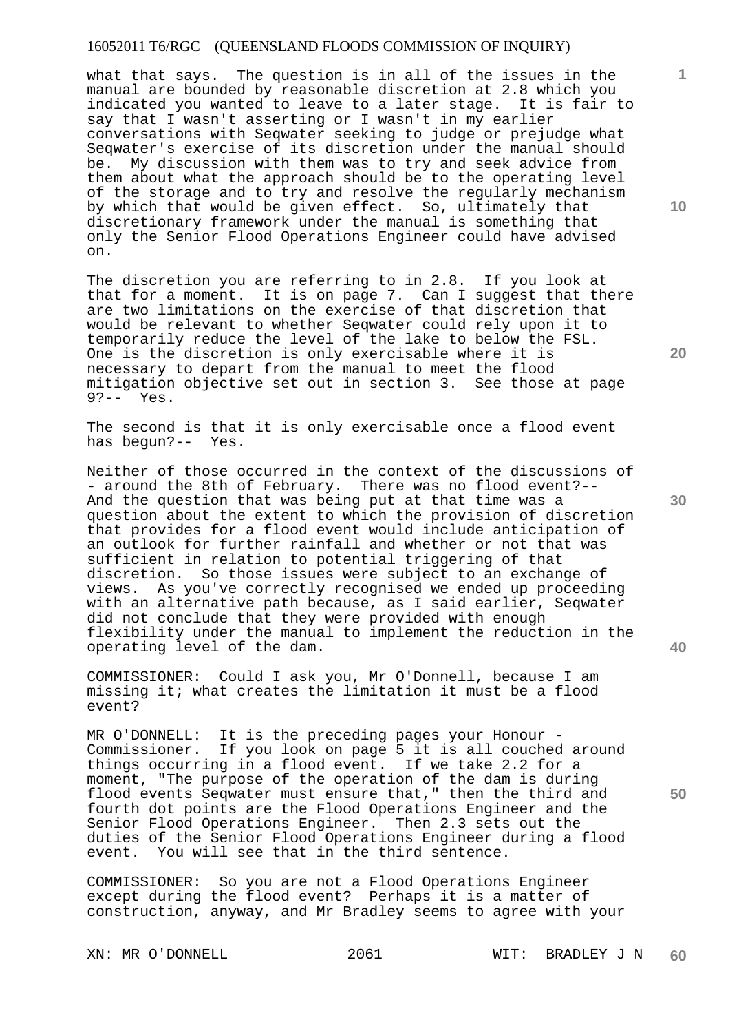what that says. The question is in all of the issues in the manual are bounded by reasonable discretion at 2.8 which you indicated you wanted to leave to a later stage. It is fair to say that I wasn't asserting or I wasn't in my earlier conversations with Seqwater seeking to judge or prejudge what Seqwater's exercise of its discretion under the manual should be. My discussion with them was to try and seek advice from them about what the approach should be to the operating level of the storage and to try and resolve the regularly mechanism by which that would be given effect. So, ultimately that discretionary framework under the manual is something that only the Senior Flood Operations Engineer could have advised on.

The discretion you are referring to in 2.8. If you look at that for a moment. It is on page 7. Can I suggest that there are two limitations on the exercise of that discretion that would be relevant to whether Seqwater could rely upon it to temporarily reduce the level of the lake to below the FSL. One is the discretion is only exercisable where it is necessary to depart from the manual to meet the flood mitigation objective set out in section 3. See those at page 9?-- Yes.

The second is that it is only exercisable once a flood event has begun?-- Yes.

Neither of those occurred in the context of the discussions of - around the 8th of February. There was no flood event?-- And the question that was being put at that time was a question about the extent to which the provision of discretion that provides for a flood event would include anticipation of an outlook for further rainfall and whether or not that was sufficient in relation to potential triggering of that discretion. So those issues were subject to an exchange of views. As you've correctly recognised we ended up proceeding with an alternative path because, as I said earlier, Seqwater did not conclude that they were provided with enough flexibility under the manual to implement the reduction in the operating level of the dam.

COMMISSIONER: Could I ask you, Mr O'Donnell, because I am missing it; what creates the limitation it must be a flood event?

MR O'DONNELL: It is the preceding pages your Honour - Commissioner. If you look on page 5 it is all couched around things occurring in a flood event. If we take 2.2 for a moment, "The purpose of the operation of the dam is during flood events Seqwater must ensure that," then the third and fourth dot points are the Flood Operations Engineer and the Senior Flood Operations Engineer. Then 2.3 sets out the duties of the Senior Flood Operations Engineer during a flood event. You will see that in the third sentence.

COMMISSIONER: So you are not a Flood Operations Engineer except during the flood event? Perhaps it is a matter of construction, anyway, and Mr Bradley seems to agree with your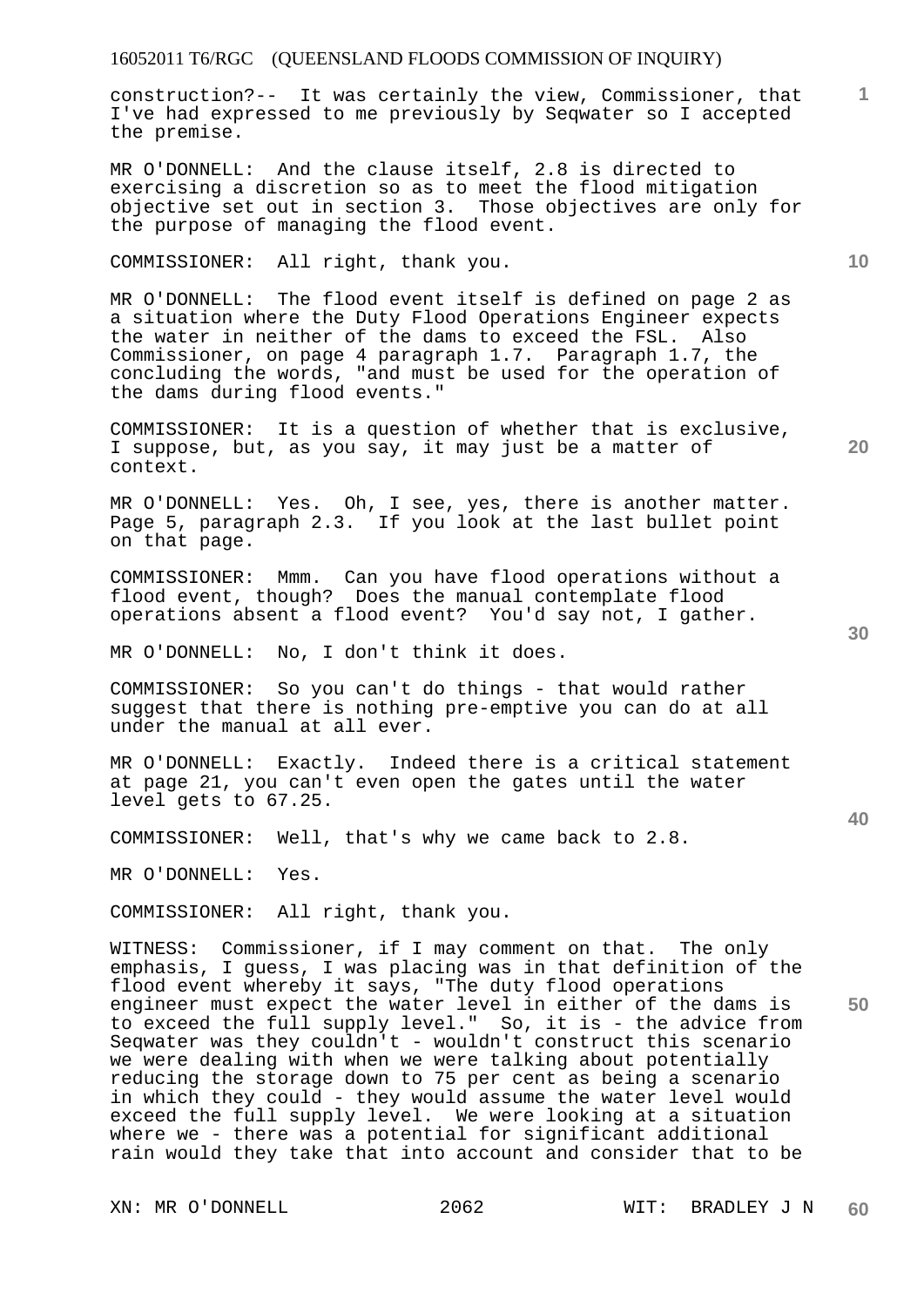construction?-- It was certainly the view, Commissioner, that I've had expressed to me previously by Seqwater so I accepted the premise.

MR O'DONNELL: And the clause itself, 2.8 is directed to exercising a discretion so as to meet the flood mitigation objective set out in section 3. Those objectives are only for the purpose of managing the flood event.

COMMISSIONER: All right, thank you.

MR O'DONNELL: The flood event itself is defined on page 2 as a situation where the Duty Flood Operations Engineer expects the water in neither of the dams to exceed the FSL. Also Commissioner, on page 4 paragraph 1.7. Paragraph 1.7, the concluding the words, "and must be used for the operation of the dams during flood events."

COMMISSIONER: It is a question of whether that is exclusive, I suppose, but, as you say, it may just be a matter of context.

MR O'DONNELL: Yes. Oh, I see, yes, there is another matter. Page 5, paragraph 2.3. If you look at the last bullet point on that page.

COMMISSIONER: Mmm. Can you have flood operations without a flood event, though? Does the manual contemplate flood operations absent a flood event? You'd say not, I gather.

MR O'DONNELL: No, I don't think it does.

COMMISSIONER: So you can't do things - that would rather suggest that there is nothing pre-emptive you can do at all under the manual at all ever.

MR O'DONNELL: Exactly. Indeed there is a critical statement at page 21, you can't even open the gates until the water level gets to 67.25.

COMMISSIONER: Well, that's why we came back to 2.8.

MR O'DONNELL: Yes.

COMMISSIONER: All right, thank you.

WITNESS: Commissioner, if I may comment on that. The only emphasis, I guess, I was placing was in that definition of the flood event whereby it says, "The duty flood operations engineer must expect the water level in either of the dams is to exceed the full supply level." So, it is - the advice from Seqwater was they couldn't - wouldn't construct this scenario we were dealing with when we were talking about potentially reducing the storage down to 75 per cent as being a scenario in which they could - they would assume the water level would exceed the full supply level. We were looking at a situation where we - there was a potential for significant additional rain would they take that into account and consider that to be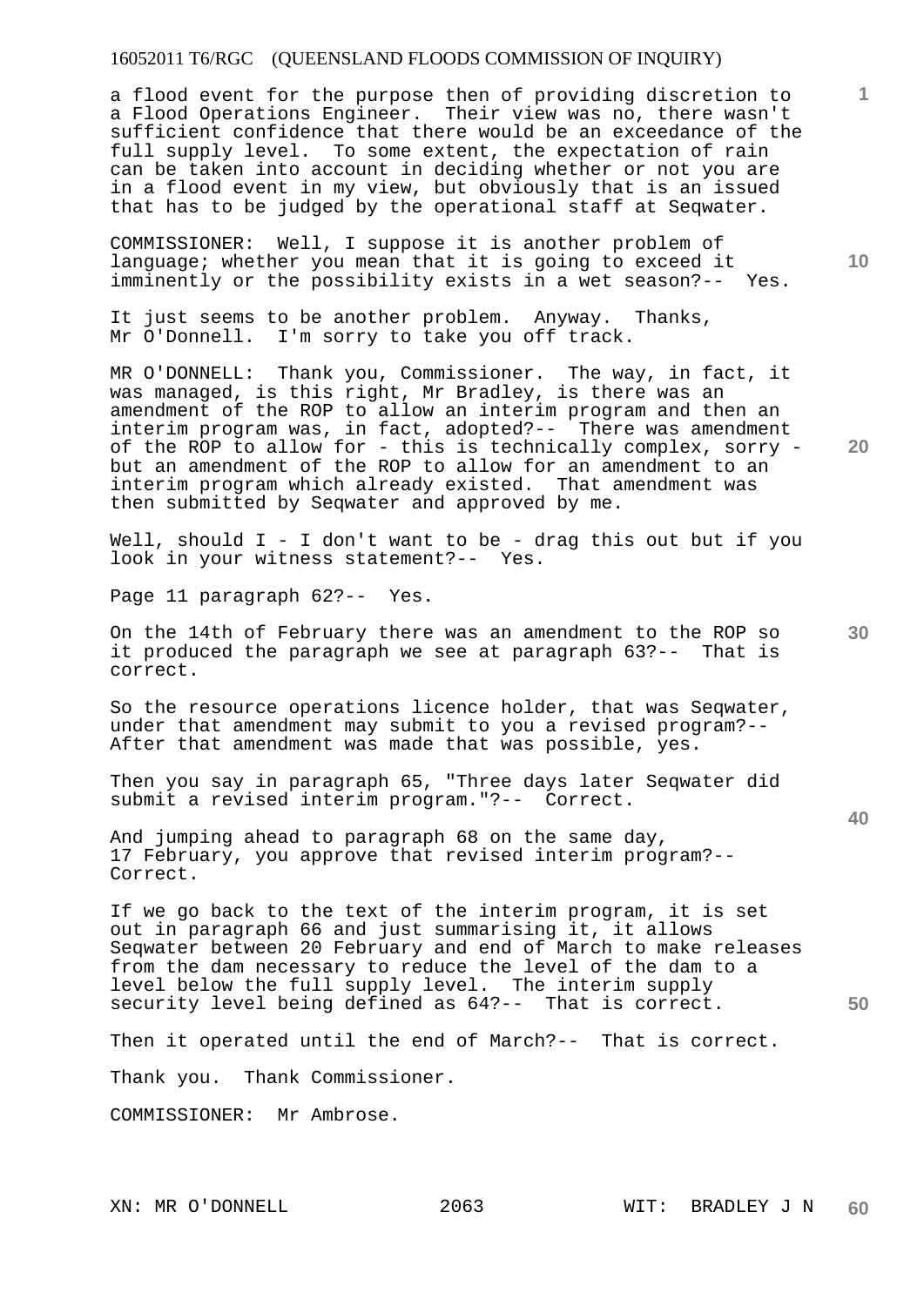a flood event for the purpose then of providing discretion to a Flood Operations Engineer. Their view was no, there wasn't sufficient confidence that there would be an exceedance of the full supply level. To some extent, the expectation of rain can be taken into account in deciding whether or not you are in a flood event in my view, but obviously that is an issued that has to be judged by the operational staff at Seqwater.

COMMISSIONER: Well, I suppose it is another problem of language; whether you mean that it is going to exceed it imminently or the possibility exists in a wet season?-- Yes.

It just seems to be another problem. Anyway. Thanks, Mr O'Donnell. I'm sorry to take you off track.

MR O'DONNELL: Thank you, Commissioner. The way, in fact, it was managed, is this right, Mr Bradley, is there was an amendment of the ROP to allow an interim program and then an interim program was, in fact, adopted?-- There was amendment of the ROP to allow for - this is technically complex, sorry - but an amendment of the ROP to allow for an amendment to an interim program which already existed. That amendment was then submitted by Seqwater and approved by me.

Well, should I - I don't want to be - drag this out but if you look in your witness statement?-- Yes.

Page 11 paragraph 62?-- Yes.

On the 14th of February there was an amendment to the ROP so it produced the paragraph we see at paragraph 63?-- That is correct.

So the resource operations licence holder, that was Seqwater, under that amendment may submit to you a revised program?-- After that amendment was made that was possible, yes.

Then you say in paragraph 65, "Three days later Seqwater did submit a revised interim program."?-- Correct.

And jumping ahead to paragraph 68 on the same day, 17 February, you approve that revised interim program?-- Correct.

If we go back to the text of the interim program, it is set out in paragraph 66 and just summarising it, it allows Seqwater between 20 February and end of March to make releases from the dam necessary to reduce the level of the dam to a level below the full supply level. The interim supply security level being defined as 64?-- That is correct.

Then it operated until the end of March?-- That is correct.

Thank you. Thank Commissioner.

COMMISSIONER: Mr Ambrose.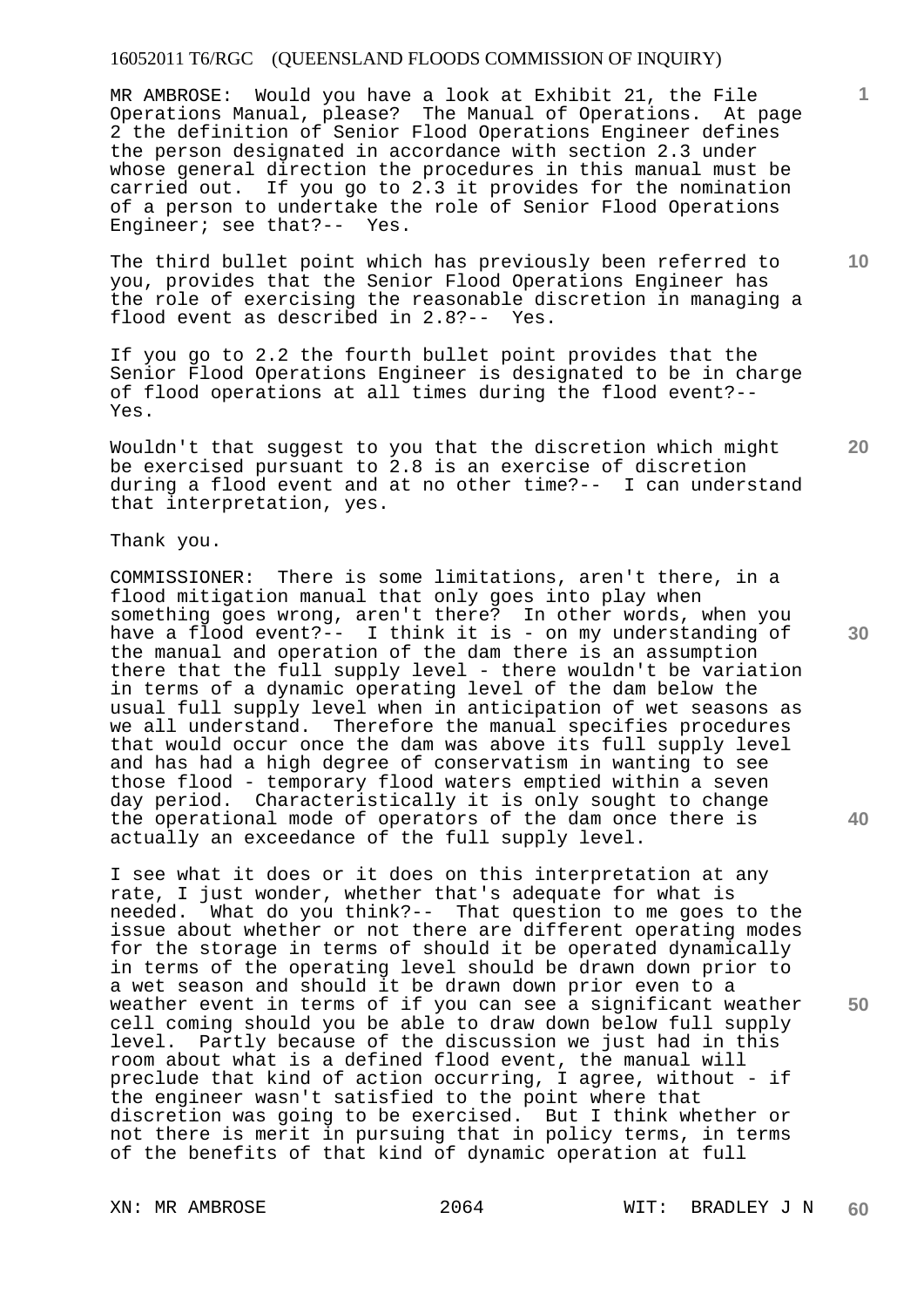MR AMBROSE: Would you have a look at Exhibit 21, the File Operations Manual, please? The Manual of Operations. At page 2 the definition of Senior Flood Operations Engineer defines the person designated in accordance with section 2.3 under whose general direction the procedures in this manual must be carried out. If you go to 2.3 it provides for the nomination of a person to undertake the role of Senior Flood Operations Engineer; see that?-- Yes.

The third bullet point which has previously been referred to you, provides that the Senior Flood Operations Engineer has the role of exercising the reasonable discretion in managing a flood event as described in 2.8?-- Yes.

If you go to 2.2 the fourth bullet point provides that the Senior Flood Operations Engineer is designated to be in charge of flood operations at all times during the flood event?-- Yes.

Wouldn't that suggest to you that the discretion which might be exercised pursuant to 2.8 is an exercise of discretion during a flood event and at no other time?-- I can understand that interpretation, yes.

Thank you.

COMMISSIONER: There is some limitations, aren't there, in a flood mitigation manual that only goes into play when something goes wrong, aren't there? In other words, when you have a flood event?-- I think it is - on my understanding of the manual and operation of the dam there is an assumption there that the full supply level - there wouldn't be variation in terms of a dynamic operating level of the dam below the usual full supply level when in anticipation of wet seasons as we all understand. Therefore the manual specifies procedures that would occur once the dam was above its full supply level and has had a high degree of conservatism in wanting to see those flood - temporary flood waters emptied within a seven day period. Characteristically it is only sought to change the operational mode of operators of the dam once there is actually an exceedance of the full supply level.

I see what it does or it does on this interpretation at any rate, I just wonder, whether that's adequate for what is needed. What do you think?-- That question to me goes to the issue about whether or not there are different operating modes for the storage in terms of should it be operated dynamically in terms of the operating level should be drawn down prior to a wet season and should it be drawn down prior even to a weather event in terms of if you can see a significant weather cell coming should you be able to draw down below full supply level. Partly because of the discussion we just had in this room about what is a defined flood event, the manual will preclude that kind of action occurring, I agree, without - if the engineer wasn't satisfied to the point where that discretion was going to be exercised. But I think whether or not there is merit in pursuing that in policy terms, in terms of the benefits of that kind of dynamic operation at full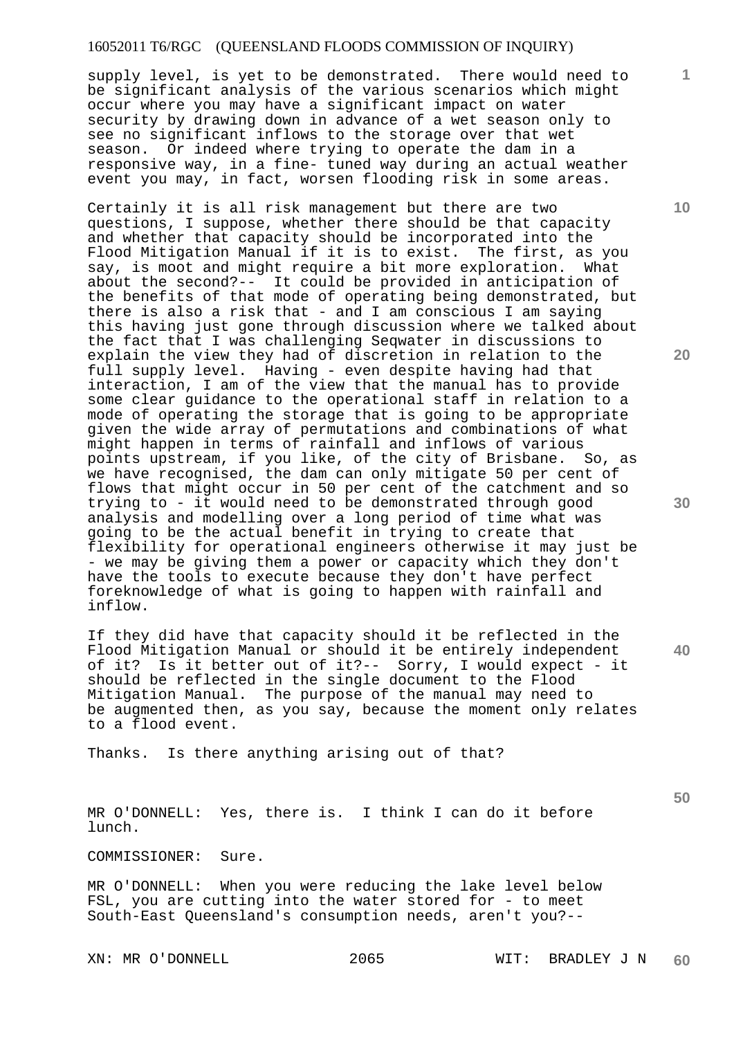supply level, is yet to be demonstrated. There would need to be significant analysis of the various scenarios which might occur where you may have a significant impact on water security by drawing down in advance of a wet season only to see no significant inflows to the storage over that wet season. Or indeed where trying to operate the dam in a responsive way, in a fine- tuned way during an actual weather event you may, in fact, worsen flooding risk in some areas.

Certainly it is all risk management but there are two questions, I suppose, whether there should be that capacity and whether that capacity should be incorporated into the Flood Mitigation Manual if it is to exist. The first, as you say, is moot and might require a bit more exploration. What about the second?-- It could be provided in anticipation of the benefits of that mode of operating being demonstrated, but there is also a risk that - and I am conscious I am saying this having just gone through discussion where we talked about the fact that I was challenging Seqwater in discussions to explain the view they had of discretion in relation to the full supply level. Having - even despite having had that interaction, I am of the view that the manual has to provide some clear guidance to the operational staff in relation to a mode of operating the storage that is going to be appropriate given the wide array of permutations and combinations of what might happen in terms of rainfall and inflows of various points upstream, if you like, of the city of Brisbane. So, as we have recognised, the dam can only mitigate 50 per cent of flows that might occur in 50 per cent of the catchment and so trying to - it would need to be demonstrated through good analysis and modelling over a long period of time what was going to be the actual benefit in trying to create that flexibility for operational engineers otherwise it may just be - we may be giving them a power or capacity which they don't have the tools to execute because they don't have perfect foreknowledge of what is going to happen with rainfall and inflow.

If they did have that capacity should it be reflected in the Flood Mitigation Manual or should it be entirely independent of it? Is it better out of it?-- Sorry, I would expect - it should be reflected in the single document to the Flood Mitigation Manual. The purpose of the manual may need to be augmented then, as you say, because the moment only relates to a flood event.

Thanks. Is there anything arising out of that?

MR O'DONNELL: Yes, there is. I think I can do it before lunch.

COMMISSIONER: Sure.

MR O'DONNELL: When you were reducing the lake level below FSL, you are cutting into the water stored for - to meet South-East Queensland's consumption needs, aren't you?--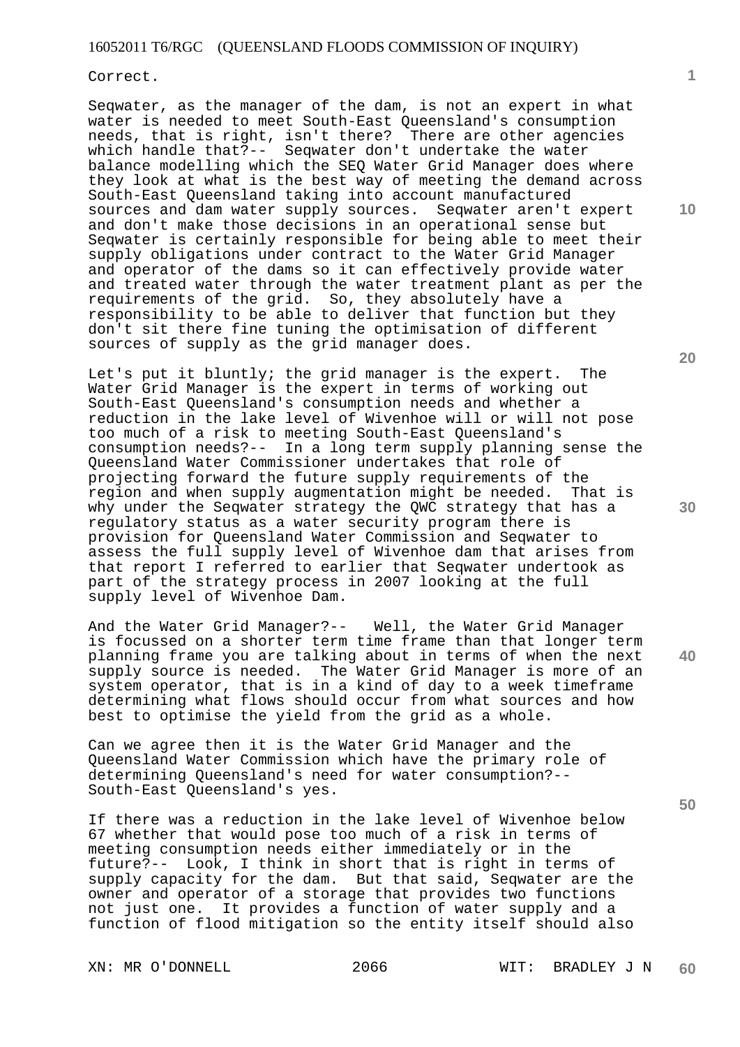Correct.

Seqwater, as the manager of the dam, is not an expert in what water is needed to meet South-East Queensland's consumption needs, that is right, isn't there? There are other agencies which handle that?-- Seqwater don't undertake the water balance modelling which the SEQ Water Grid Manager does where they look at what is the best way of meeting the demand across South-East Queensland taking into account manufactured sources and dam water supply sources. Seqwater aren't expert and don't make those decisions in an operational sense but Seqwater is certainly responsible for being able to meet their supply obligations under contract to the Water Grid Manager and operator of the dams so it can effectively provide water and treated water through the water treatment plant as per the requirements of the grid. So, they absolutely have a responsibility to be able to deliver that function but they don't sit there fine tuning the optimisation of different sources of supply as the grid manager does.

Let's put it bluntly; the grid manager is the expert. The Water Grid Manager is the expert in terms of working out South-East Queensland's consumption needs and whether a reduction in the lake level of Wivenhoe will or will not pose too much of a risk to meeting South-East Queensland's consumption needs?-- In a long term supply planning sense the Queensland Water Commissioner undertakes that role of projecting forward the future supply requirements of the region and when supply augmentation might be needed. That is why under the Seqwater strategy the QWC strategy that has a regulatory status as a water security program there is provision for Queensland Water Commission and Seqwater to assess the full supply level of Wivenhoe dam that arises from that report I referred to earlier that Seqwater undertook as part of the strategy process in 2007 looking at the full supply level of Wivenhoe Dam.

And the Water Grid Manager?-- Well, the Water Grid Manager is focussed on a shorter term time frame than that longer term planning frame you are talking about in terms of when the next supply source is needed. The Water Grid Manager is more of an system operator, that is in a kind of day to a week timeframe determining what flows should occur from what sources and how best to optimise the yield from the grid as a whole.

Can we agree then it is the Water Grid Manager and the Queensland Water Commission which have the primary role of determining Queensland's need for water consumption?-- South-East Queensland's yes.

If there was a reduction in the lake level of Wivenhoe below 67 whether that would pose too much of a risk in terms of meeting consumption needs either immediately or in the future?-- Look, I think in short that is right in terms of supply capacity for the dam. But that said, Seqwater are the owner and operator of a storage that provides two functions not just one. It provides a function of water supply and a function of flood mitigation so the entity itself should also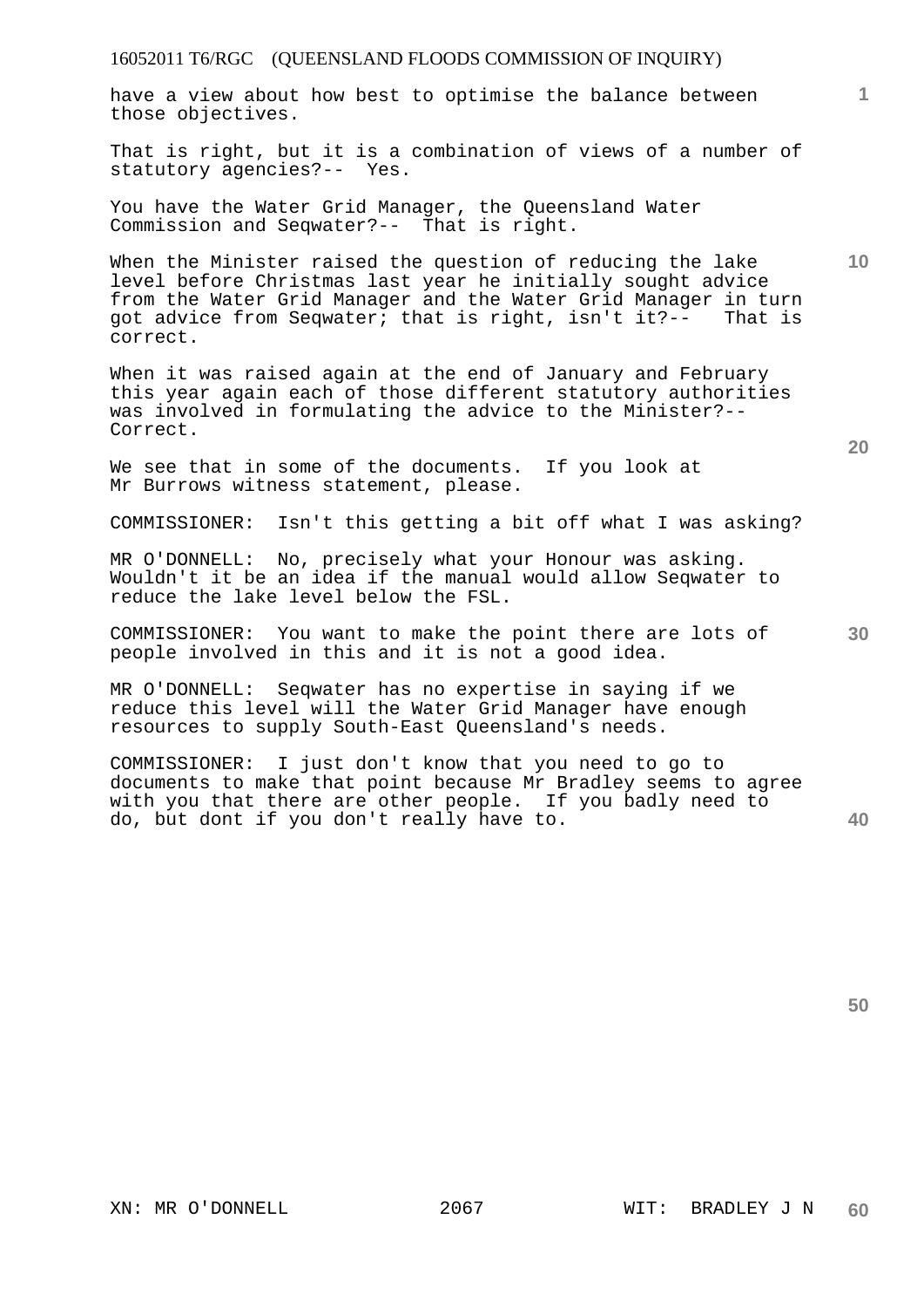have a view about how best to optimise the balance between those objectives.

That is right, but it is a combination of views of a number of statutory agencies?-- Yes.

You have the Water Grid Manager, the Queensland Water Commission and Seqwater?-- That is right.

When the Minister raised the question of reducing the lake level before Christmas last year he initially sought advice from the Water Grid Manager and the Water Grid Manager in turn got advice from Seqwater; that is right, isn't it?-- That is correct.

When it was raised again at the end of January and February this year again each of those different statutory authorities was involved in formulating the advice to the Minister?-- Correct.

We see that in some of the documents. If you look at Mr Burrows witness statement, please.

COMMISSIONER: Isn't this getting a bit off what I was asking?

MR O'DONNELL: No, precisely what your Honour was asking. Wouldn't it be an idea if the manual would allow Seqwater to reduce the lake level below the FSL.

COMMISSIONER: You want to make the point there are lots of people involved in this and it is not a good idea.

MR O'DONNELL: Seqwater has no expertise in saying if we reduce this level will the Water Grid Manager have enough resources to supply South-East Queensland's needs.

COMMISSIONER: I just don't know that you need to go to documents to make that point because Mr Bradley seems to agree with you that there are other people. If you badly need to do, but dont if you don't really have to.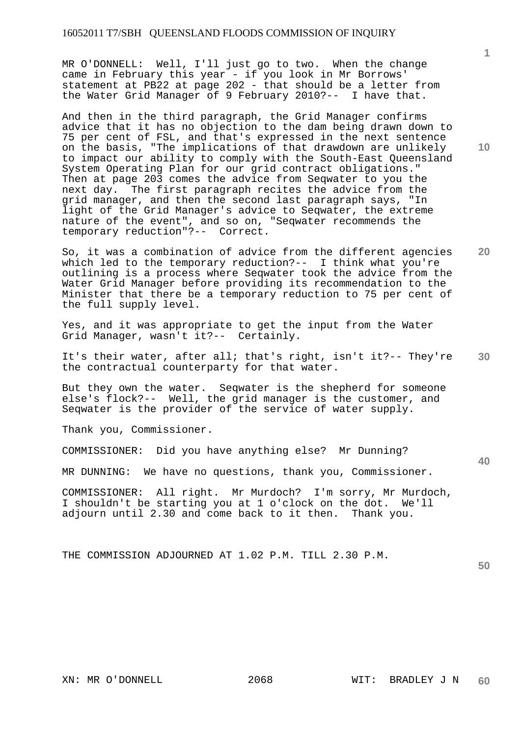MR O'DONNELL: Well, I'll just go to two. When the change came in February this year - if you look in Mr Borrows' statement at PB22 at page 202 - that should be a letter from the Water Grid Manager of 9 February 2010?-- I have that.

And then in the third paragraph, the Grid Manager confirms advice that it has no objection to the dam being drawn down to 75 per cent of FSL, and that's expressed in the next sentence on the basis, "The implications of that drawdown are unlikely to impact our ability to comply with the South-East Queensland System Operating Plan for our grid contract obligations." Then at page 203 comes the advice from Seqwater to you the next day. The first paragraph recites the advice from the grid manager, and then the second last paragraph says, "In light of the Grid Manager's advice to Seqwater, the extreme nature of the event", and so on, "Seqwater recommends the temporary reduction"?-- Correct.

So, it was a combination of advice from the different agencies which led to the temporary reduction?-- I think what you're outlining is a process where Seqwater took the advice from the Water Grid Manager before providing its recommendation to the Minister that there be a temporary reduction to 75 per cent of the full supply level.

Yes, and it was appropriate to get the input from the Water Grid Manager, wasn't it?-- Certainly.

It's their water, after all; that's right, isn't it?-- They're the contractual counterparty for that water.

But they own the water. Seqwater is the shepherd for someone else's flock?-- Well, the grid manager is the customer, and Seqwater is the provider of the service of water supply.

Thank you, Commissioner.

COMMISSIONER: Did you have anything else? Mr Dunning?

MR DUNNING: We have no questions, thank you, Commissioner.

COMMISSIONER: All right. Mr Murdoch? I'm sorry, Mr Murdoch, I shouldn't be starting you at 1 o'clock on the dot. We'll adjourn until 2.30 and come back to it then. Thank you.

THE COMMISSION ADJOURNED AT 1.02 P.M. TILL 2.30 P.M.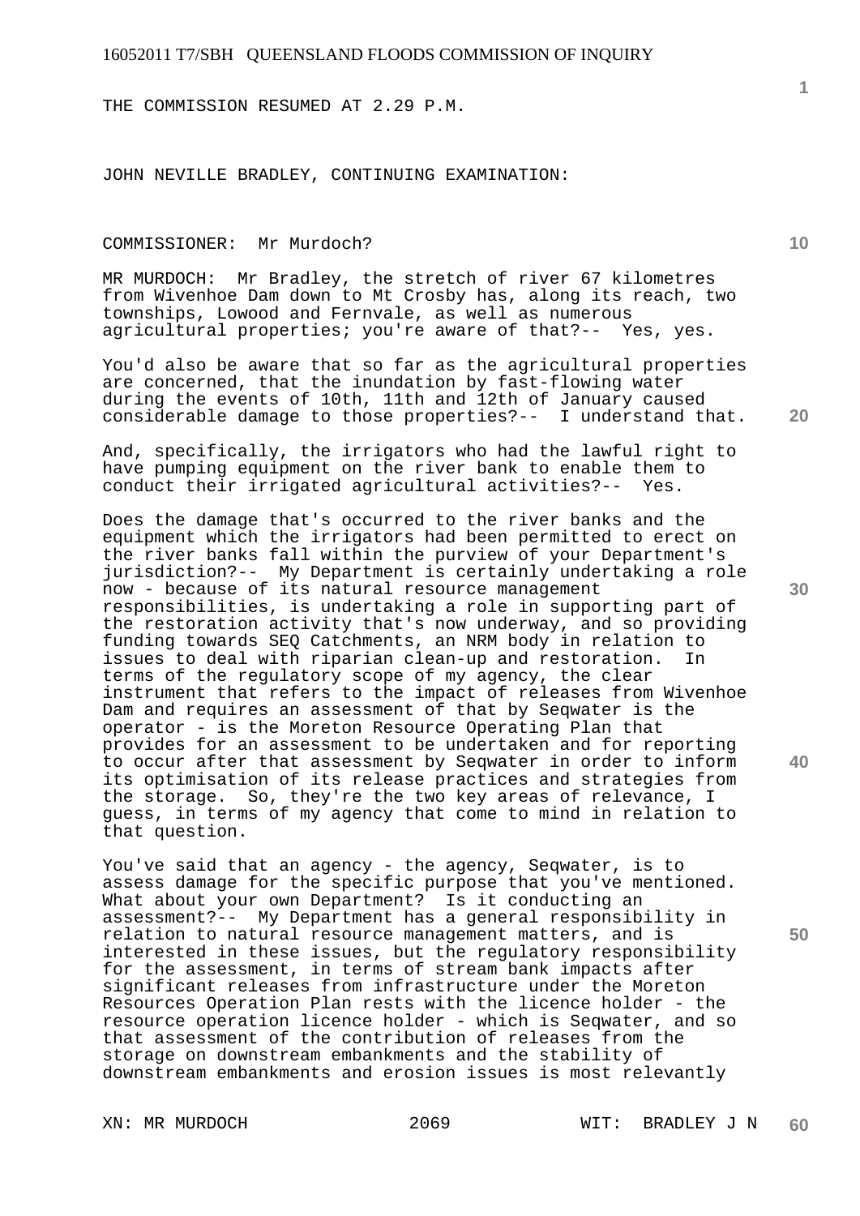THE COMMISSION RESUMED AT 2.29 P.M.

JOHN NEVILLE BRADLEY, CONTINUING EXAMINATION:

COMMISSIONER: Mr Murdoch?

MR MURDOCH: Mr Bradley, the stretch of river 67 kilometres from Wivenhoe Dam down to Mt Crosby has, along its reach, two townships, Lowood and Fernvale, as well as numerous agricultural properties; you're aware of that?-- Yes, yes.

You'd also be aware that so far as the agricultural properties are concerned, that the inundation by fast-flowing water during the events of 10th, 11th and 12th of January caused considerable damage to those properties?-- I understand that.

And, specifically, the irrigators who had the lawful right to have pumping equipment on the river bank to enable them to conduct their irrigated agricultural activities?-- Yes.

Does the damage that's occurred to the river banks and the equipment which the irrigators had been permitted to erect on the river banks fall within the purview of your Department's jurisdiction?-- My Department is certainly undertaking a role now - because of its natural resource management responsibilities, is undertaking a role in supporting part of the restoration activity that's now underway, and so providing funding towards SEQ Catchments, an NRM body in relation to issues to deal with riparian clean-up and restoration. In terms of the regulatory scope of my agency, the clear instrument that refers to the impact of releases from Wivenhoe Dam and requires an assessment of that by Seqwater is the operator - is the Moreton Resource Operating Plan that provides for an assessment to be undertaken and for reporting to occur after that assessment by Seqwater in order to inform its optimisation of its release practices and strategies from the storage. So, they're the two key areas of relevance, I guess, in terms of my agency that come to mind in relation to that question.

You've said that an agency - the agency, Seqwater, is to assess damage for the specific purpose that you've mentioned. What about your own Department? Is it conducting an assessment?-- My Department has a general responsibility in relation to natural resource management matters, and is interested in these issues, but the regulatory responsibility for the assessment, in terms of stream bank impacts after significant releases from infrastructure under the Moreton Resources Operation Plan rests with the licence holder - the resource operation licence holder - which is Seqwater, and so that assessment of the contribution of releases from the storage on downstream embankments and the stability of downstream embankments and erosion issues is most relevantly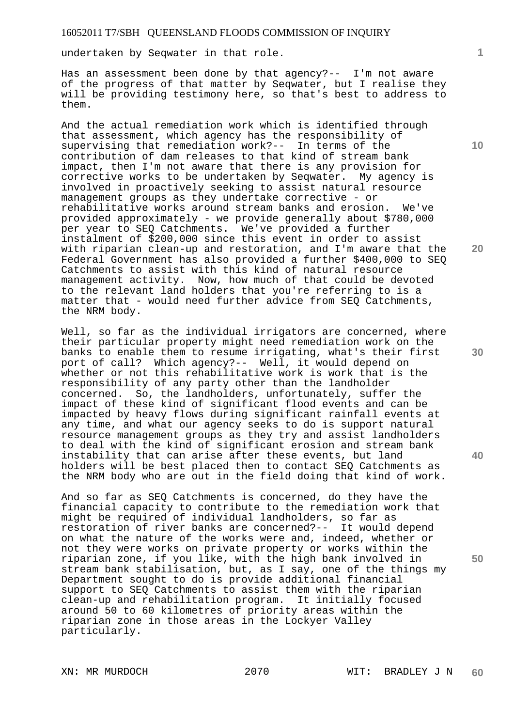undertaken by Seqwater in that role.

Has an assessment been done by that agency?-- I'm not aware of the progress of that matter by Seqwater, but I realise they will be providing testimony here, so that's best to address to them.

And the actual remediation work which is identified through that assessment, which agency has the responsibility of supervising that remediation work?-- In terms of the contribution of dam releases to that kind of stream bank impact, then I'm not aware that there is any provision for corrective works to be undertaken by Seqwater. My agency is involved in proactively seeking to assist natural resource management groups as they undertake corrective - or rehabilitative works around stream banks and erosion. We've provided approximately - we provide generally about $780,000 per year to SEQ Catchments. We've provided a further instalment of $200,000 since this event in order to assist with riparian clean-up and restoration, and I'm aware that the Federal Government has also provided a further $400,000 to SEQ Catchments to assist with this kind of natural resource management activity. Now, how much of that could be devoted to the relevant land holders that you're referring to is a matter that - would need further advice from SEQ Catchments, the NRM body.

Well, so far as the individual irrigators are concerned, where their particular property might need remediation work on the banks to enable them to resume irrigating, what's their first port of call? Which agency?-- Well, it would depend on whether or not this rehabilitative work is work that is the responsibility of any party other than the landholder concerned. So, the landholders, unfortunately, suffer the impact of these kind of significant flood events and can be impacted by heavy flows during significant rainfall events at any time, and what our agency seeks to do is support natural resource management groups as they try and assist landholders to deal with the kind of significant erosion and stream bank instability that can arise after these events, but land holders will be best placed then to contact SEQ Catchments as the NRM body who are out in the field doing that kind of work.

And so far as SEQ Catchments is concerned, do they have the financial capacity to contribute to the remediation work that might be required of individual landholders, so far as restoration of river banks are concerned?-- It would depend on what the nature of the works were and, indeed, whether or not they were works on private property or works within the riparian zone, if you like, with the high bank involved in stream bank stabilisation, but, as I say, one of the things my Department sought to do is provide additional financial support to SEQ Catchments to assist them with the riparian clean-up and rehabilitation program. It initially focused around 50 to 60 kilometres of priority areas within the riparian zone in those areas in the Lockyer Valley particularly.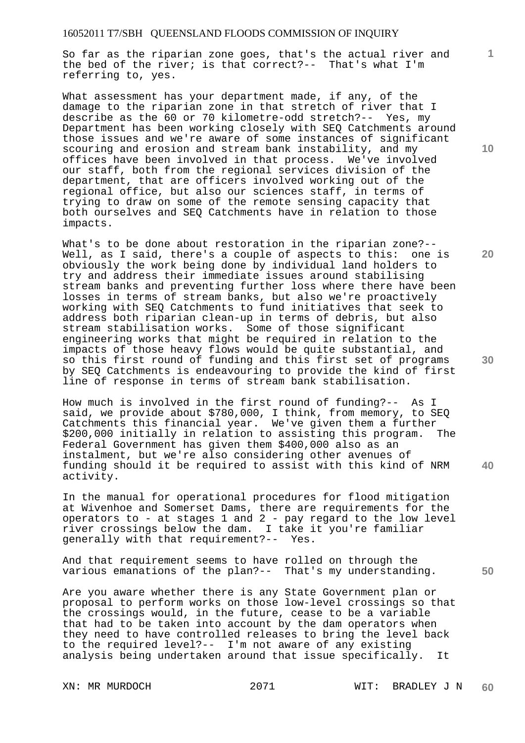So far as the riparian zone goes, that's the actual river and the bed of the river; is that correct?-- That's what I'm referring to, yes.

What assessment has your department made, if any, of the damage to the riparian zone in that stretch of river that I describe as the 60 or 70 kilometre-odd stretch?-- Yes, my Department has been working closely with SEQ Catchments around those issues and we're aware of some instances of significant scouring and erosion and stream bank instability, and my offices have been involved in that process. We've involved our staff, both from the regional services division of the department, that are officers involved working out of the regional office, but also our sciences staff, in terms of trying to draw on some of the remote sensing capacity that both ourselves and SEQ Catchments have in relation to those impacts.

What's to be done about restoration in the riparian zone?-- Well, as I said, there's a couple of aspects to this: one is obviously the work being done by individual land holders to try and address their immediate issues around stabilising stream banks and preventing further loss where there have been losses in terms of stream banks, but also we're proactively working with SEQ Catchments to fund initiatives that seek to address both riparian clean-up in terms of debris, but also stream stabilisation works. Some of those significant engineering works that might be required in relation to the impacts of those heavy flows would be quite substantial, and so this first round of funding and this first set of programs by SEQ Catchments is endeavouring to provide the kind of first line of response in terms of stream bank stabilisation.

How much is involved in the first round of funding?-- As I said, we provide about $780,000, I think, from memory, to SEQ Catchments this financial year. We've given them a further $200,000 initially in relation to assisting this program. The Federal Government has given them $400,000 also as an instalment, but we're also considering other avenues of funding should it be required to assist with this kind of NRM activity.

In the manual for operational procedures for flood mitigation at Wivenhoe and Somerset Dams, there are requirements for the operators to - at stages 1 and 2 - pay regard to the low level river crossings below the dam. I take it you're familiar generally with that requirement?-- Yes.

And that requirement seems to have rolled on through the various emanations of the plan?-- That's my understanding.

Are you aware whether there is any State Government plan or proposal to perform works on those low-level crossings so that the crossings would, in the future, cease to be a variable that had to be taken into account by the dam operators when they need to have controlled releases to bring the level back to the required level?-- I'm not aware of any existing analysis being undertaken around that issue specifically. It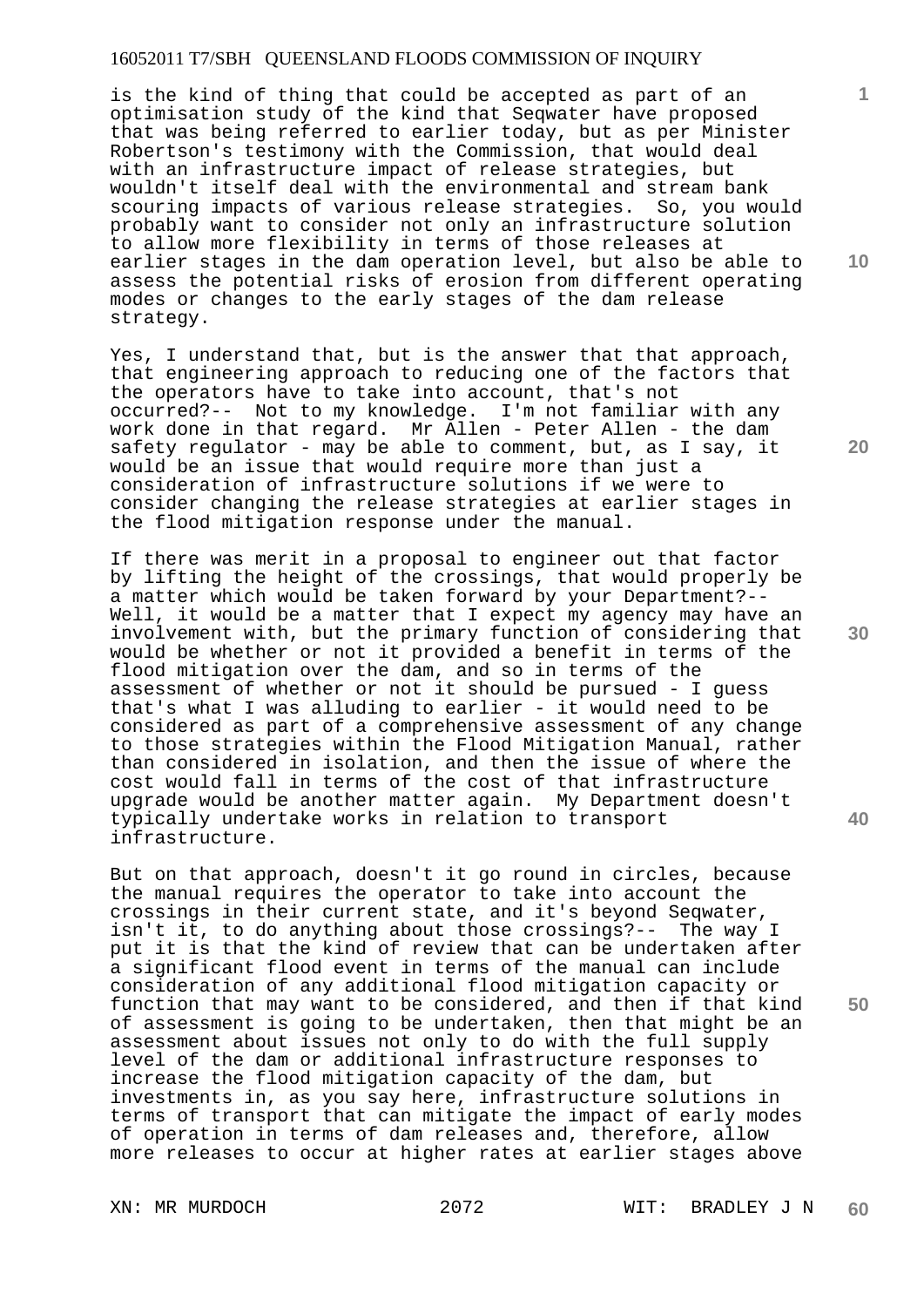is the kind of thing that could be accepted as part of an optimisation study of the kind that Seqwater have proposed that was being referred to earlier today, but as per Minister Robertson's testimony with the Commission, that would deal with an infrastructure impact of release strategies, but wouldn't itself deal with the environmental and stream bank scouring impacts of various release strategies. So, you would probably want to consider not only an infrastructure solution to allow more flexibility in terms of those releases at earlier stages in the dam operation level, but also be able to assess the potential risks of erosion from different operating modes or changes to the early stages of the dam release strategy.

Yes, I understand that, but is the answer that that approach, that engineering approach to reducing one of the factors that the operators have to take into account, that's not occurred?-- Not to my knowledge. I'm not familiar with any work done in that regard. Mr Allen - Peter Allen - the dam safety regulator - may be able to comment, but, as I say, it would be an issue that would require more than just a consideration of infrastructure solutions if we were to consider changing the release strategies at earlier stages in the flood mitigation response under the manual.

If there was merit in a proposal to engineer out that factor by lifting the height of the crossings, that would properly be a matter which would be taken forward by your Department?-- Well, it would be a matter that I expect my agency may have an involvement with, but the primary function of considering that would be whether or not it provided a benefit in terms of the flood mitigation over the dam, and so in terms of the assessment of whether or not it should be pursued - I guess that's what I was alluding to earlier - it would need to be considered as part of a comprehensive assessment of any change to those strategies within the Flood Mitigation Manual, rather than considered in isolation, and then the issue of where the cost would fall in terms of the cost of that infrastructure upgrade would be another matter again. My Department doesn't typically undertake works in relation to transport infrastructure.

But on that approach, doesn't it go round in circles, because the manual requires the operator to take into account the crossings in their current state, and it's beyond Seqwater, isn't it, to do anything about those crossings?-- The way I put it is that the kind of review that can be undertaken after a significant flood event in terms of the manual can include consideration of any additional flood mitigation capacity or function that may want to be considered, and then if that kind of assessment is going to be undertaken, then that might be an assessment about issues not only to do with the full supply level of the dam or additional infrastructure responses to increase the flood mitigation capacity of the dam, but investments in, as you say here, infrastructure solutions in terms of transport that can mitigate the impact of early modes of operation in terms of dam releases and, therefore, allow more releases to occur at higher rates at earlier stages above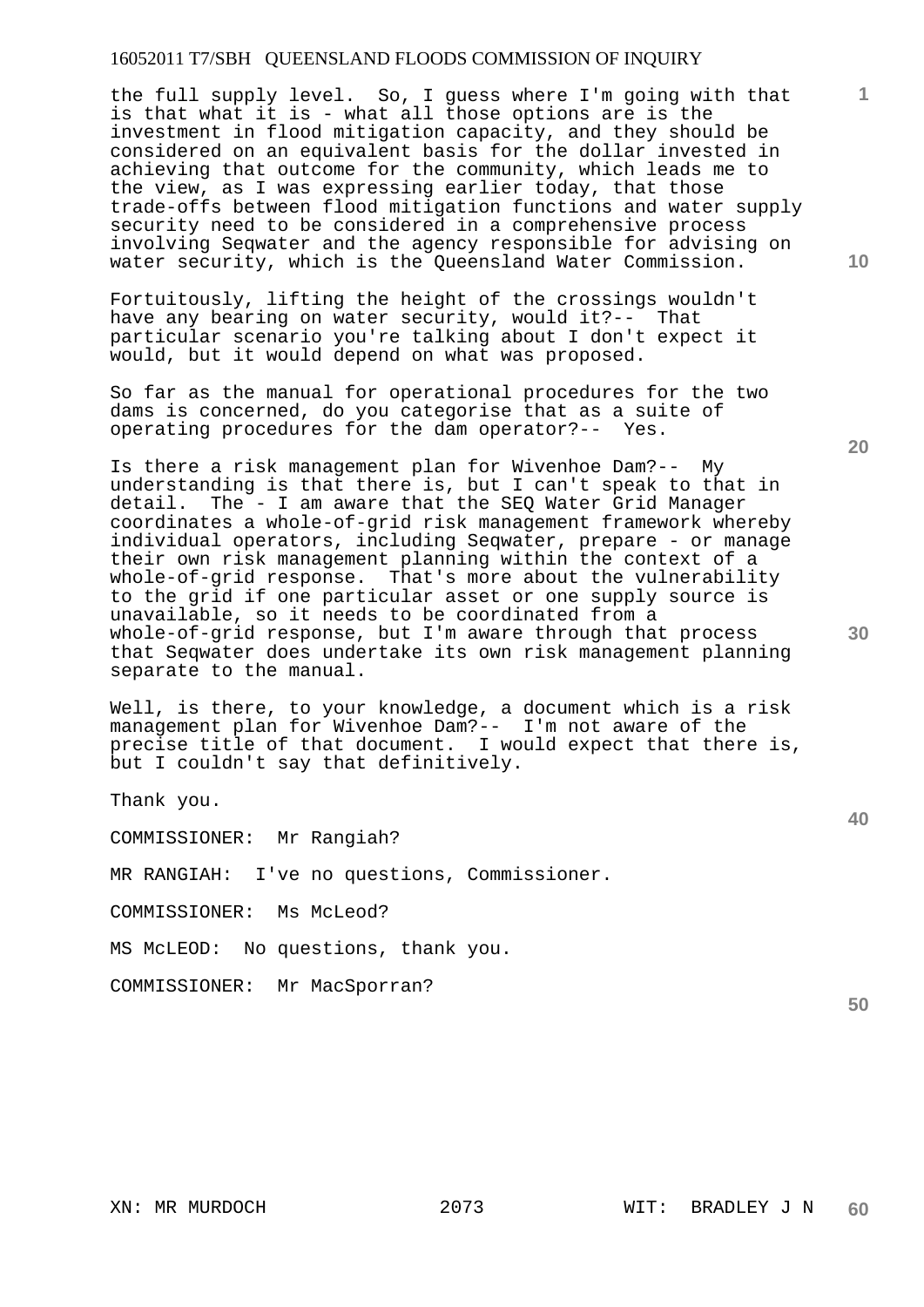the full supply level. So, I guess where I'm going with that is that what it is - what all those options are is the investment in flood mitigation capacity, and they should be considered on an equivalent basis for the dollar invested in achieving that outcome for the community, which leads me to the view, as I was expressing earlier today, that those trade-offs between flood mitigation functions and water supply security need to be considered in a comprehensive process involving Seqwater and the agency responsible for advising on water security, which is the Queensland Water Commission.

Fortuitously, lifting the height of the crossings wouldn't have any bearing on water security, would it?-- That particular scenario you're talking about I don't expect it would, but it would depend on what was proposed.

So far as the manual for operational procedures for the two dams is concerned, do you categorise that as a suite of operating procedures for the dam operator?-- Yes.

Is there a risk management plan for Wivenhoe Dam?-- My understanding is that there is, but I can't speak to that in detail. The - I am aware that the SEQ Water Grid Manager coordinates a whole-of-grid risk management framework whereby individual operators, including Seqwater, prepare - or manage their own risk management planning within the context of a whole-of-grid response. That's more about the vulnerability to the grid if one particular asset or one supply source is unavailable, so it needs to be coordinated from a whole-of-grid response, but I'm aware through that process that Seqwater does undertake its own risk management planning separate to the manual.

Well, is there, to your knowledge, a document which is a risk management plan for Wivenhoe Dam?-- I'm not aware of the precise title of that document. I would expect that there is, but I couldn't say that definitively.

Thank you.

COMMISSIONER: Mr Rangiah?

MR RANGIAH: I've no questions, Commissioner.

COMMISSIONER: Ms McLeod?

MS McLEOD: No questions, thank you.

COMMISSIONER: Mr MacSporran?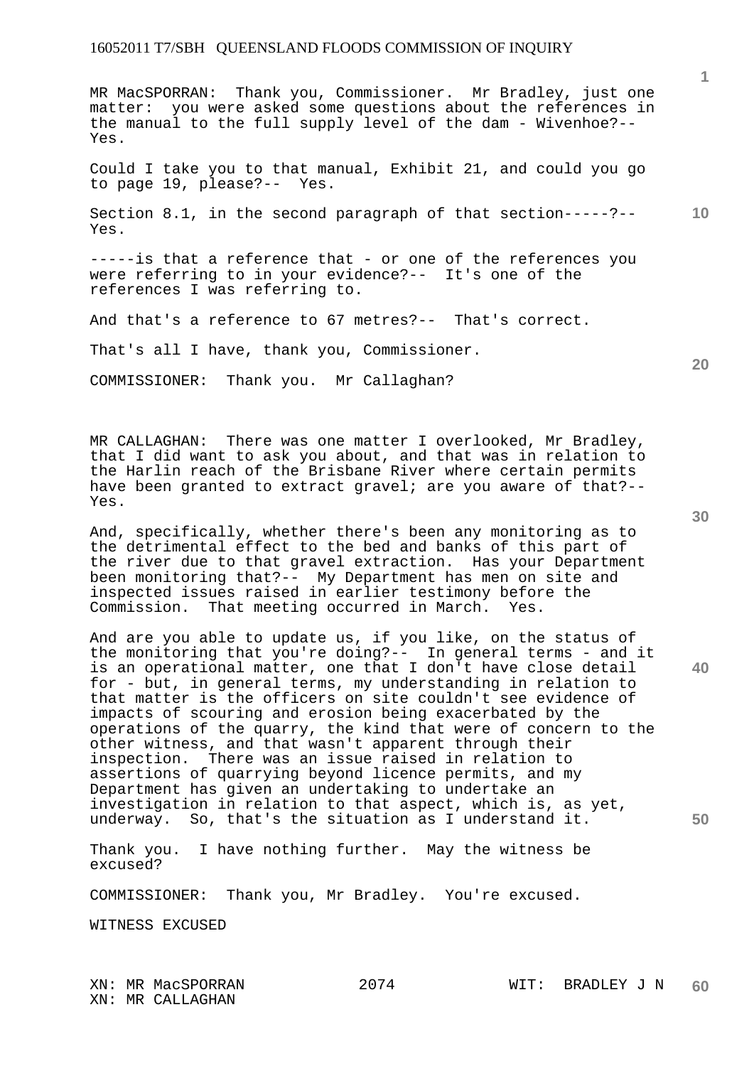MR MacSPORRAN: Thank you, Commissioner. Mr Bradley, just one matter: you were asked some questions about the references in the manual to the full supply level of the dam - Wivenhoe?-- Yes.

Could I take you to that manual, Exhibit 21, and could you go to page 19, please?-- Yes.

Section 8.1, in the second paragraph of that section-----?-- Yes.

-----is that a reference that - or one of the references you were referring to in your evidence?-- It's one of the references I was referring to.

And that's a reference to 67 metres?-- That's correct.

That's all I have, thank you, Commissioner.

COMMISSIONER: Thank you. Mr Callaghan?

MR CALLAGHAN: There was one matter I overlooked, Mr Bradley, that I did want to ask you about, and that was in relation to the Harlin reach of the Brisbane River where certain permits have been granted to extract gravel; are you aware of that?-- Yes.

And, specifically, whether there's been any monitoring as to the detrimental effect to the bed and banks of this part of the river due to that gravel extraction. Has your Department been monitoring that?-- My Department has men on site and inspected issues raised in earlier testimony before the Commission. That meeting occurred in March. Yes.

And are you able to update us, if you like, on the status of the monitoring that you're doing?-- In general terms - and it is an operational matter, one that I don't have close detail for - but, in general terms, my understanding in relation to that matter is the officers on site couldn't see evidence of impacts of scouring and erosion being exacerbated by the operations of the quarry, the kind that were of concern to the other witness, and that wasn't apparent through their inspection. There was an issue raised in relation to assertions of quarrying beyond licence permits, and my Department has given an undertaking to undertake an investigation in relation to that aspect, which is, as yet, underway. So, that's the situation as I understand it.

Thank you. I have nothing further. May the witness be excused?

COMMISSIONER: Thank you, Mr Bradley. You're excused.

WITNESS EXCUSED

XN: MR MacSPORRAN WIT: BRADLEY J N
XN: MR CALLAGHAN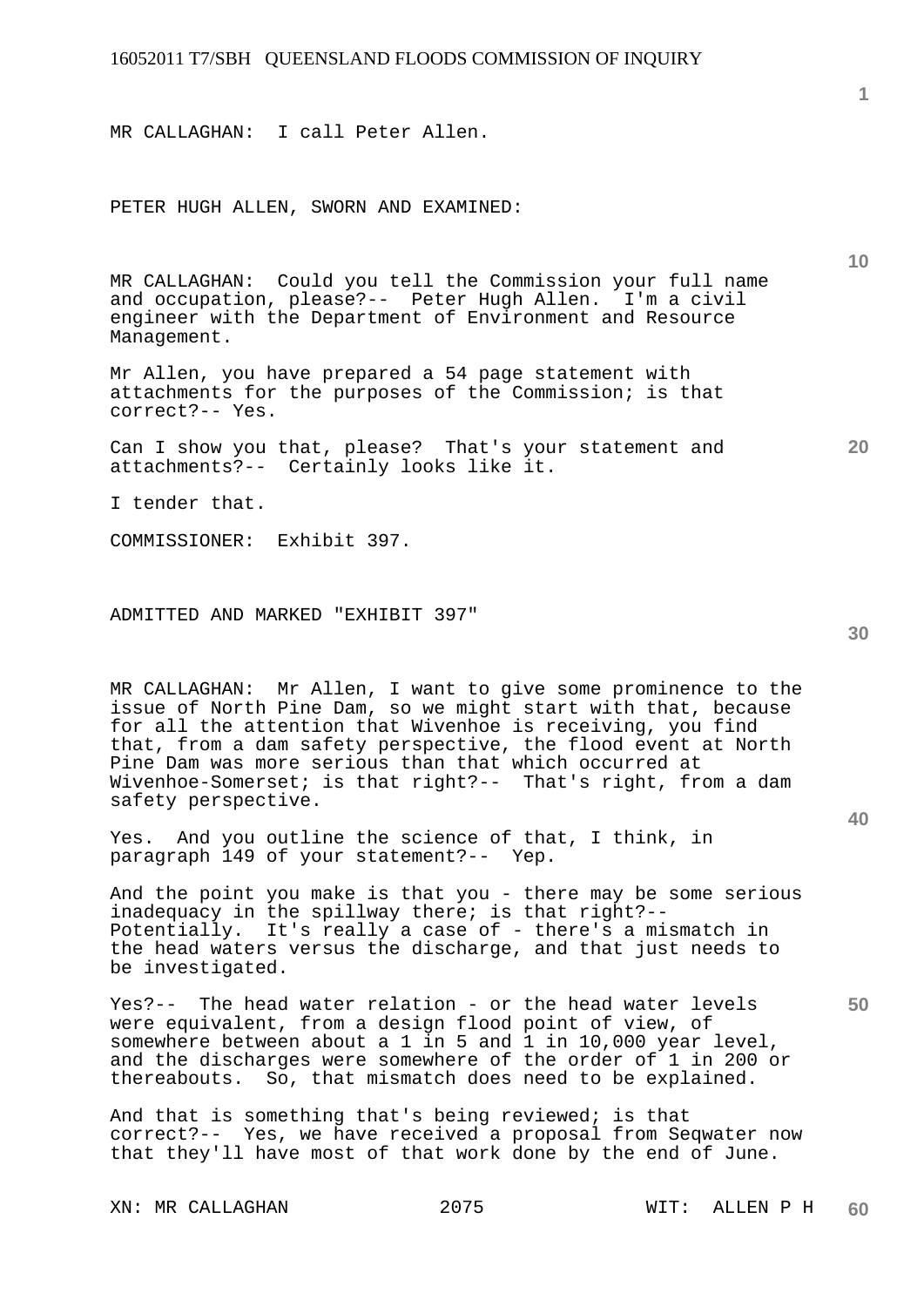MR CALLAGHAN: I call Peter Allen.

PETER HUGH ALLEN, SWORN AND EXAMINED:

MR CALLAGHAN: Could you tell the Commission your full name and occupation, please?-- Peter Hugh Allen. I'm a civil engineer with the Department of Environment and Resource Management.

Mr Allen, you have prepared a 54 page statement with attachments for the purposes of the Commission; is that correct?-- Yes.

Can I show you that, please? That's your statement and attachments?-- Certainly looks like it.

I tender that.

COMMISSIONER: Exhibit 397.

ADMITTED AND MARKED "EXHIBIT 397"

MR CALLAGHAN: Mr Allen, I want to give some prominence to the issue of North Pine Dam, so we might start with that, because for all the attention that Wivenhoe is receiving, you find that, from a dam safety perspective, the flood event at North Pine Dam was more serious than that which occurred at Wivenhoe-Somerset; is that right?-- That's right, from a dam safety perspective.

Yes. And you outline the science of that, I think, in paragraph 149 of your statement?-- Yep.

And the point you make is that you - there may be some serious inadequacy in the spillway there; is that right?-- Potentially. It's really a case of - there's a mismatch in the head waters versus the discharge, and that just needs to be investigated.

Yes?-- The head water relation - or the head water levels were equivalent, from a design flood point of view, of somewhere between about a 1 in 5 and 1 in 10,000 year level, and the discharges were somewhere of the order of 1 in 200 or thereabouts. So, that mismatch does need to be explained.

And that is something that's being reviewed; is that correct?-- Yes, we have received a proposal from Seqwater now that they'll have most of that work done by the end of June.

XN: MR CALLAGHAN WIT: ALLEN P H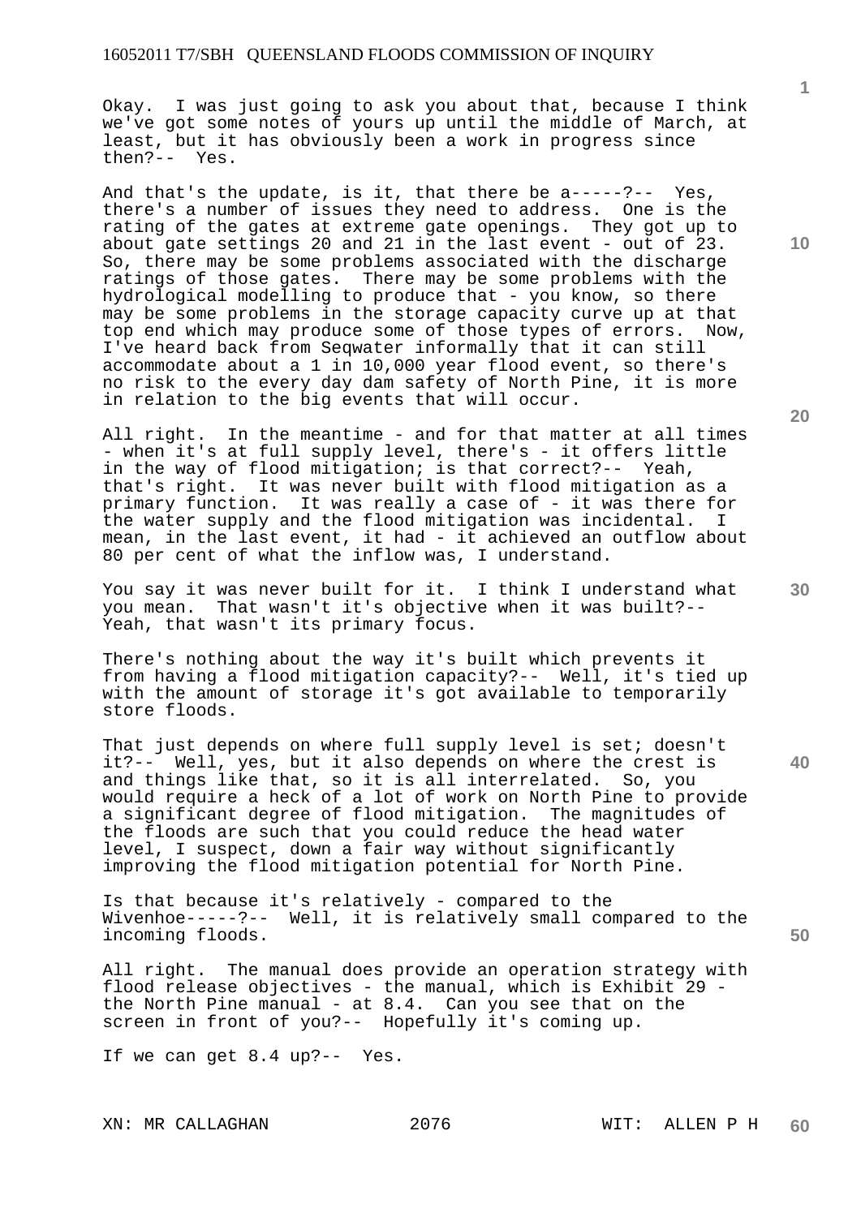Okay. I was just going to ask you about that, because I think we've got some notes of yours up until the middle of March, at least, but it has obviously been a work in progress since then?-- Yes.

And that's the update, is it, that there be a-----?-- Yes, there's a number of issues they need to address. One is the rating of the gates at extreme gate openings. They got up to about gate settings 20 and 21 in the last event - out of 23. So, there may be some problems associated with the discharge ratings of those gates. There may be some problems with the hydrological modelling to produce that - you know, so there may be some problems in the storage capacity curve up at that top end which may produce some of those types of errors. Now, I've heard back from Seqwater informally that it can still accommodate about a 1 in 10,000 year flood event, so there's no risk to the every day dam safety of North Pine, it is more in relation to the big events that will occur.

All right. In the meantime - and for that matter at all times - when it's at full supply level, there's - it offers little in the way of flood mitigation; is that correct?-- Yeah, that's right. It was never built with flood mitigation as a primary function. It was really a case of - it was there for the water supply and the flood mitigation was incidental. I mean, in the last event, it had - it achieved an outflow about 80 per cent of what the inflow was, I understand.

You say it was never built for it. I think I understand what you mean. That wasn't it's objective when it was built?-- Yeah, that wasn't its primary focus.

There's nothing about the way it's built which prevents it from having a flood mitigation capacity?-- Well, it's tied up with the amount of storage it's got available to temporarily store floods.

That just depends on where full supply level is set; doesn't it?-- Well, yes, but it also depends on where the crest is and things like that, so it is all interrelated. So, you would require a heck of a lot of work on North Pine to provide a significant degree of flood mitigation. The magnitudes of the floods are such that you could reduce the head water level, I suspect, down a fair way without significantly improving the flood mitigation potential for North Pine.

Is that because it's relatively - compared to the Wivenhoe-----?-- Well, it is relatively small compared to the incoming floods.

All right. The manual does provide an operation strategy with flood release objectives - the manual, which is Exhibit 29 - the North Pine manual - at 8.4. Can you see that on the screen in front of you?-- Hopefully it's coming up.

If we can get 8.4 up?-- Yes.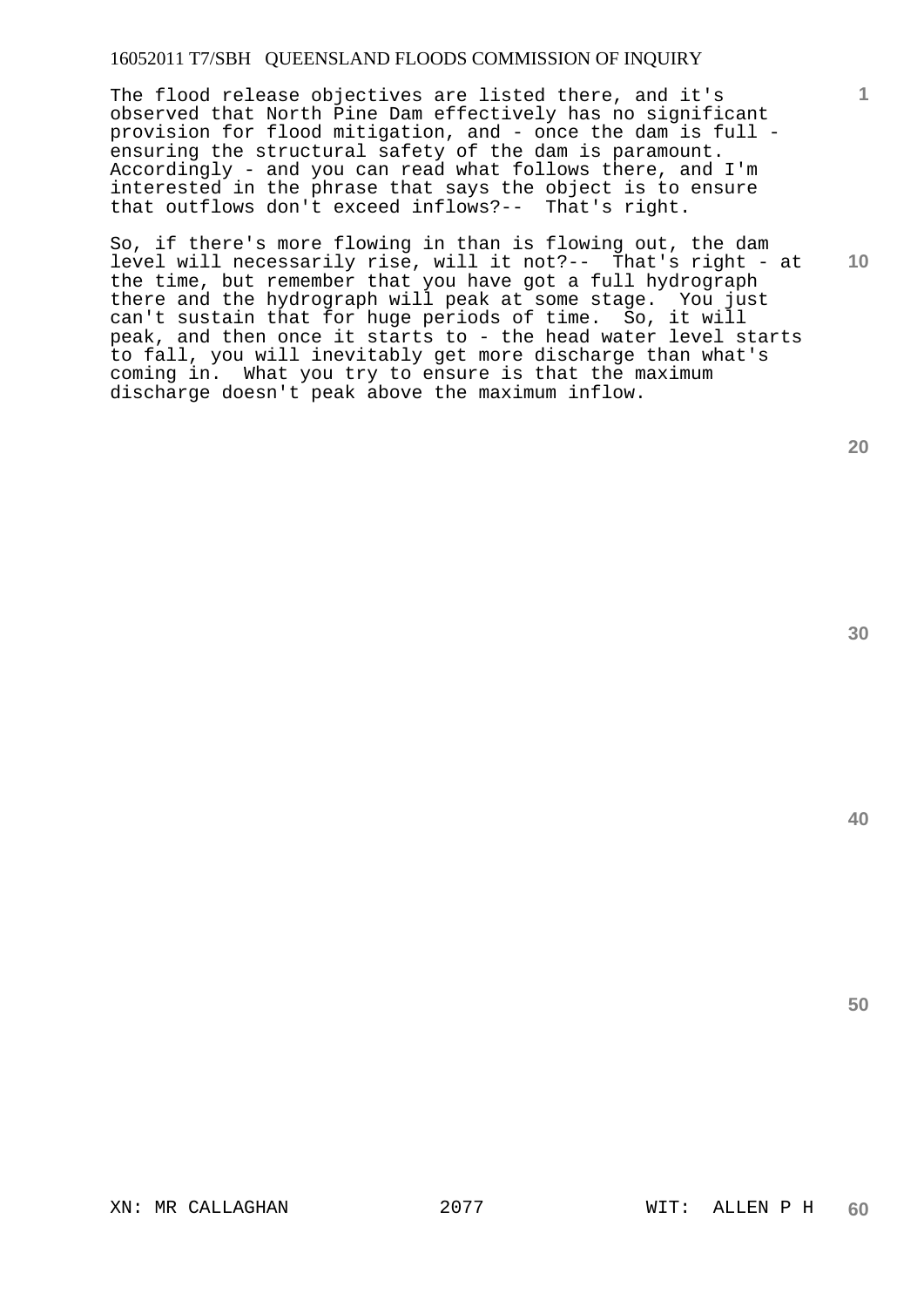The flood release objectives are listed there, and it's observed that North Pine Dam effectively has no significant provision for flood mitigation, and - once the dam is full - ensuring the structural safety of the dam is paramount. Accordingly - and you can read what follows there, and I'm interested in the phrase that says the object is to ensure that outflows don't exceed inflows?-- That's right.

So, if there's more flowing in than is flowing out, the dam level will necessarily rise, will it not?-- That's right - at the time, but remember that you have got a full hydrograph there and the hydrograph will peak at some stage. You just can't sustain that for huge periods of time. So, it will peak, and then once it starts to - the head water level starts to fall, you will inevitably get more discharge than what's coming in. What you try to ensure is that the maximum discharge doesn't peak above the maximum inflow.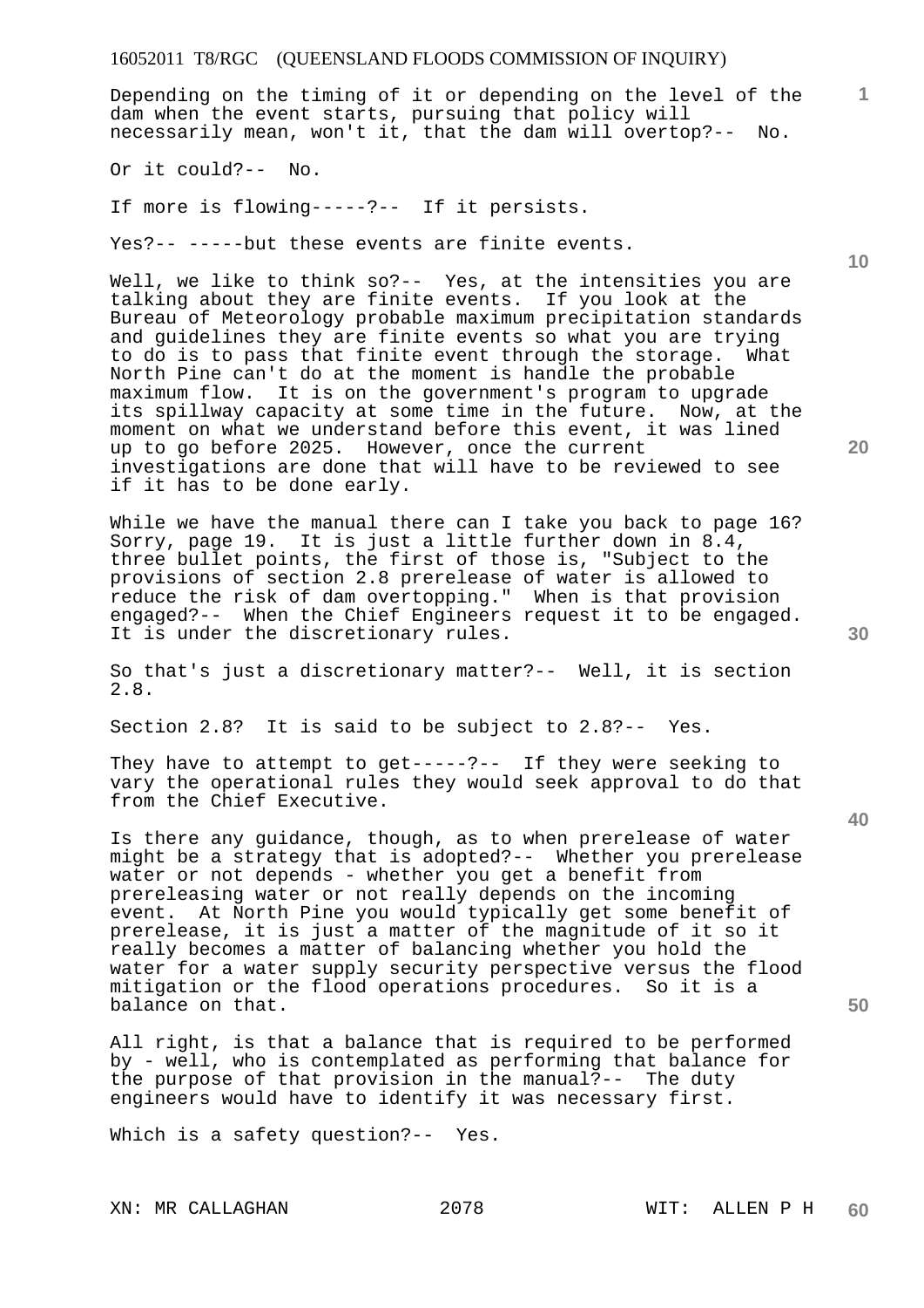Depending on the timing of it or depending on the level of the dam when the event starts, pursuing that policy will necessarily mean, won't it, that the dam will overtop?-- No.

Or it could?-- No.

If more is flowing-----?-- If it persists.

Yes?-- -----but these events are finite events.

Well, we like to think so?-- Yes, at the intensities you are talking about they are finite events. If you look at the Bureau of Meteorology probable maximum precipitation standards and guidelines they are finite events so what you are trying to do is to pass that finite event through the storage. What North Pine can't do at the moment is handle the probable maximum flow. It is on the government's program to upgrade its spillway capacity at some time in the future. Now, at the moment on what we understand before this event, it was lined up to go before 2025. However, once the current investigations are done that will have to be reviewed to see if it has to be done early.

While we have the manual there can I take you back to page 16? Sorry, page 19. It is just a little further down in 8.4, three bullet points, the first of those is, "Subject to the provisions of section 2.8 prerelease of water is allowed to reduce the risk of dam overtopping." When is that provision engaged?-- When the Chief Engineers request it to be engaged. It is under the discretionary rules.

So that's just a discretionary matter?-- Well, it is section 2.8.

Section 2.8? It is said to be subject to 2.8?-- Yes.

They have to attempt to get-----?-- If they were seeking to vary the operational rules they would seek approval to do that from the Chief Executive.

Is there any guidance, though, as to when prerelease of water might be a strategy that is adopted?-- Whether you prerelease water or not depends - whether you get a benefit from prereleasing water or not really depends on the incoming event. At North Pine you would typically get some benefit of prerelease, it is just a matter of the magnitude of it so it really becomes a matter of balancing whether you hold the water for a water supply security perspective versus the flood mitigation or the flood operations procedures. So it is a balance on that.

All right, is that a balance that is required to be performed by - well, who is contemplated as performing that balance for the purpose of that provision in the manual?-- The duty engineers would have to identify it was necessary first.

Which is a safety question?-- Yes.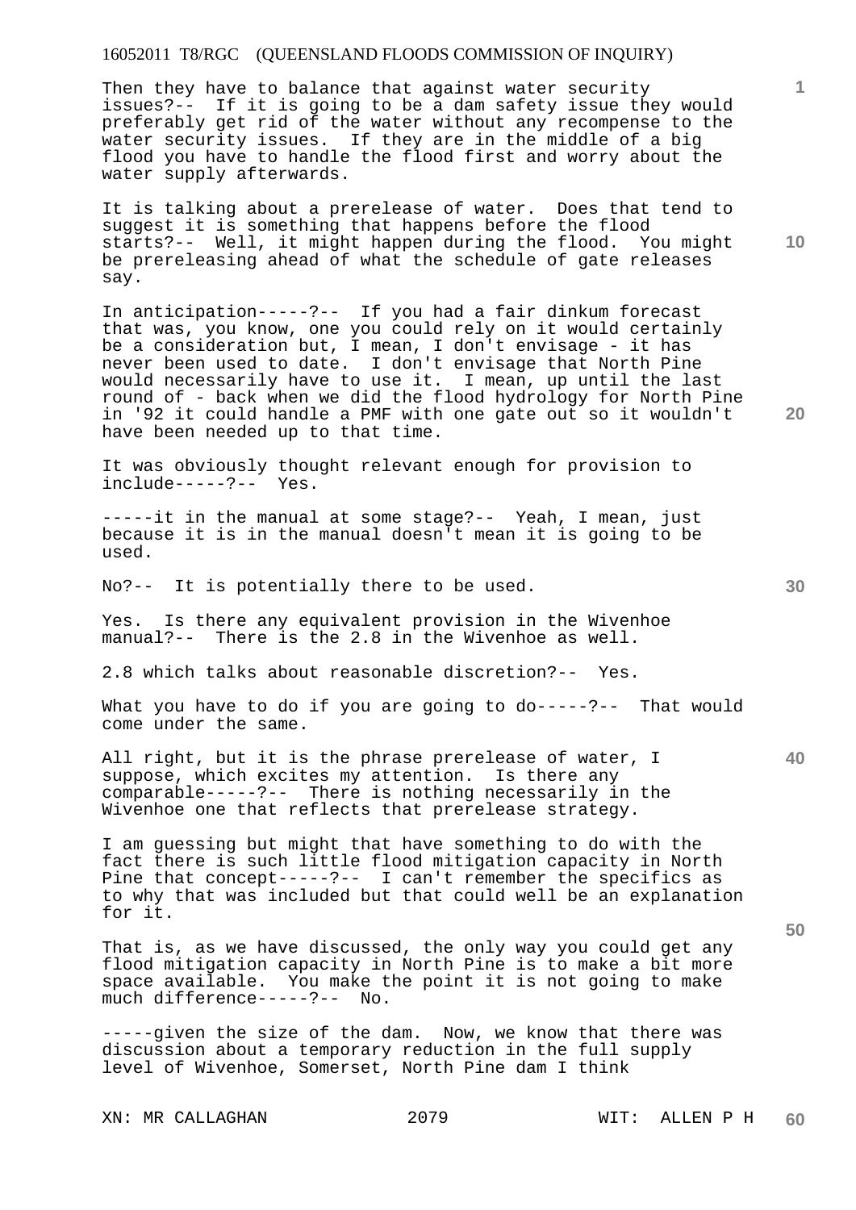Then they have to balance that against water security issues?-- If it is going to be a dam safety issue they would preferably get rid of the water without any recompense to the water security issues. If they are in the middle of a big flood you have to handle the flood first and worry about the water supply afterwards.

It is talking about a prerelease of water. Does that tend to suggest it is something that happens before the flood starts?-- Well, it might happen during the flood. You might be prereleasing ahead of what the schedule of gate releases say.

In anticipation-----?-- If you had a fair dinkum forecast that was, you know, one you could rely on it would certainly be a consideration but, I mean, I don't envisage - it has never been used to date. I don't envisage that North Pine would necessarily have to use it. I mean, up until the last round of - back when we did the flood hydrology for North Pine in '92 it could handle a PMF with one gate out so it wouldn't have been needed up to that time.

It was obviously thought relevant enough for provision to include-----?-- Yes.

-----it in the manual at some stage?-- Yeah, I mean, just because it is in the manual doesn't mean it is going to be used.

No?-- It is potentially there to be used.

Yes. Is there any equivalent provision in the Wivenhoe manual?-- There is the 2.8 in the Wivenhoe as well.

2.8 which talks about reasonable discretion?-- Yes.

What you have to do if you are going to do-----?-- That would come under the same.

All right, but it is the phrase prerelease of water, I suppose, which excites my attention. Is there any comparable-----?-- There is nothing necessarily in the Wivenhoe one that reflects that prerelease strategy.

I am guessing but might that have something to do with the fact there is such little flood mitigation capacity in North Pine that concept-----?-- I can't remember the specifics as to why that was included but that could well be an explanation for it.

That is, as we have discussed, the only way you could get any flood mitigation capacity in North Pine is to make a bit more space available. You make the point it is not going to make much difference-----?-- No.

-----given the size of the dam. Now, we know that there was discussion about a temporary reduction in the full supply level of Wivenhoe, Somerset, North Pine dam I think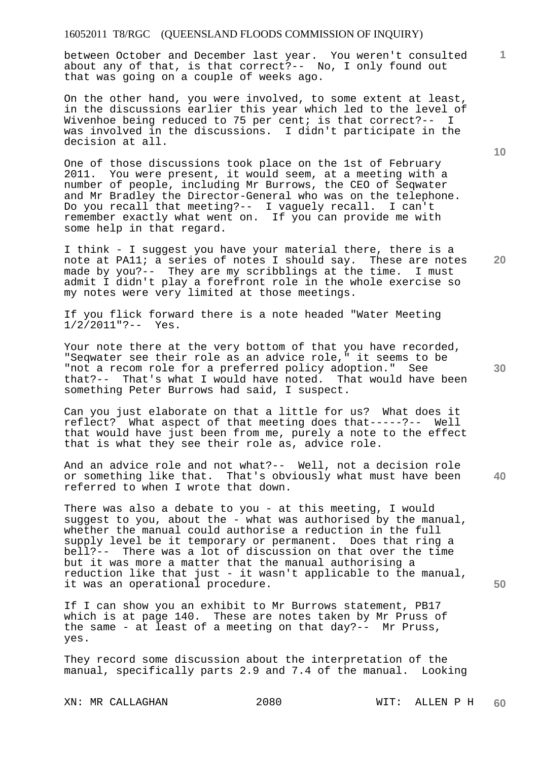between October and December last year. You weren't consulted about any of that, is that correct?-- No, I only found out that was going on a couple of weeks ago.

On the other hand, you were involved, to some extent at least, in the discussions earlier this year which led to the level of Wivenhoe being reduced to 75 per cent; is that correct?-- I was involved in the discussions. I didn't participate in the decision at all.

One of those discussions took place on the 1st of February 2011. You were present, it would seem, at a meeting with a number of people, including Mr Burrows, the CEO of Seqwater and Mr Bradley the Director-General who was on the telephone. Do you recall that meeting?-- I vaguely recall. I can't remember exactly what went on. If you can provide me with some help in that regard.

I think - I suggest you have your material there, there is a note at PA11; a series of notes I should say. These are notes made by you?-- They are my scribblings at the time. I must admit I didn't play a forefront role in the whole exercise so my notes were very limited at those meetings.

If you flick forward there is a note headed "Water Meeting 1/2/2011"?-- Yes.

Your note there at the very bottom of that you have recorded, "Seqwater see their role as an advice role," it seems to be "not a recom role for a preferred policy adoption." See that?-- That's what I would have noted. That would have been something Peter Burrows had said, I suspect.

Can you just elaborate on that a little for us? What does it reflect? What aspect of that meeting does that-----?-- Well that would have just been from me, purely a note to the effect that is what they see their role as, advice role.

And an advice role and not what?-- Well, not a decision role or something like that. That's obviously what must have been referred to when I wrote that down.

There was also a debate to you - at this meeting, I would suggest to you, about the - what was authorised by the manual, whether the manual could authorise a reduction in the full supply level be it temporary or permanent. Does that ring a bell?-- There was a lot of discussion on that over the time but it was more a matter that the manual authorising a reduction like that just - it wasn't applicable to the manual, it was an operational procedure.

If I can show you an exhibit to Mr Burrows statement, PB17 which is at page 140. These are notes taken by Mr Pruss of the same - at least of a meeting on that day?-- Mr Pruss, yes.

They record some discussion about the interpretation of the manual, specifically parts 2.9 and 7.4 of the manual. Looking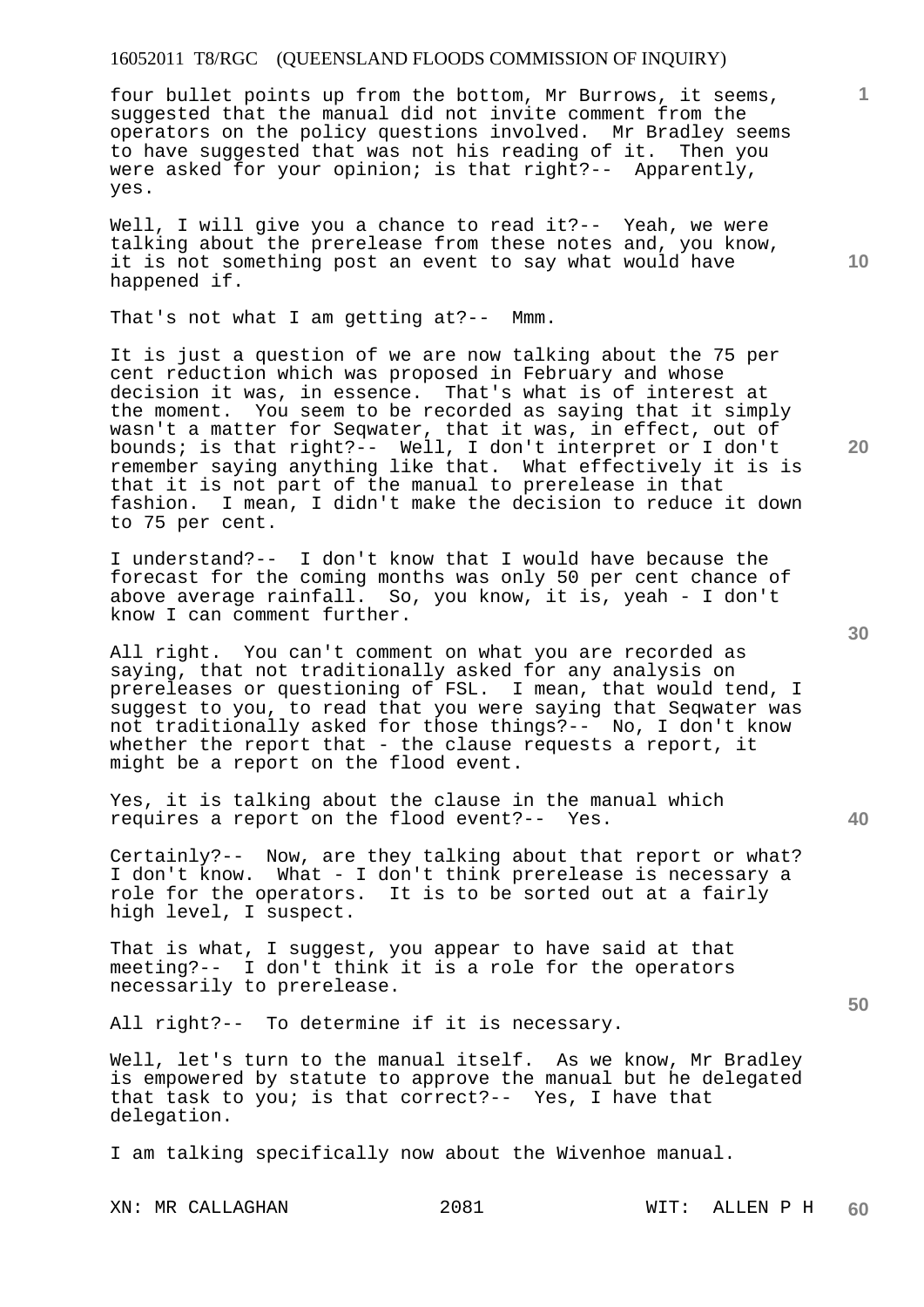four bullet points up from the bottom, Mr Burrows, it seems, suggested that the manual did not invite comment from the operators on the policy questions involved. Mr Bradley seems to have suggested that was not his reading of it. Then you were asked for your opinion; is that right?-- Apparently, yes.

Well, I will give you a chance to read it?-- Yeah, we were talking about the prerelease from these notes and, you know, it is not something post an event to say what would have happened if.

That's not what I am getting at?-- Mmm.

It is just a question of we are now talking about the 75 per cent reduction which was proposed in February and whose decision it was, in essence. That's what is of interest at the moment. You seem to be recorded as saying that it simply wasn't a matter for Seqwater, that it was, in effect, out of bounds; is that right?-- Well, I don't interpret or I don't remember saying anything like that. What effectively it is is that it is not part of the manual to prerelease in that fashion. I mean, I didn't make the decision to reduce it down to 75 per cent.

I understand?-- I don't know that I would have because the forecast for the coming months was only 50 per cent chance of above average rainfall. So, you know, it is, yeah - I don't know I can comment further.

All right. You can't comment on what you are recorded as saying, that not traditionally asked for any analysis on prereleases or questioning of FSL. I mean, that would tend, I suggest to you, to read that you were saying that Seqwater was not traditionally asked for those things?-- No, I don't know whether the report that - the clause requests a report, it might be a report on the flood event.

Yes, it is talking about the clause in the manual which requires a report on the flood event?-- Yes.

Certainly?-- Now, are they talking about that report or what? I don't know. What - I don't think prerelease is necessary a role for the operators. It is to be sorted out at a fairly high level, I suspect.

That is what, I suggest, you appear to have said at that meeting?-- I don't think it is a role for the operators necessarily to prerelease.

All right?-- To determine if it is necessary.

Well, let's turn to the manual itself. As we know, Mr Bradley is empowered by statute to approve the manual but he delegated that task to you; is that correct?-- Yes, I have that delegation.

I am talking specifically now about the Wivenhoe manual.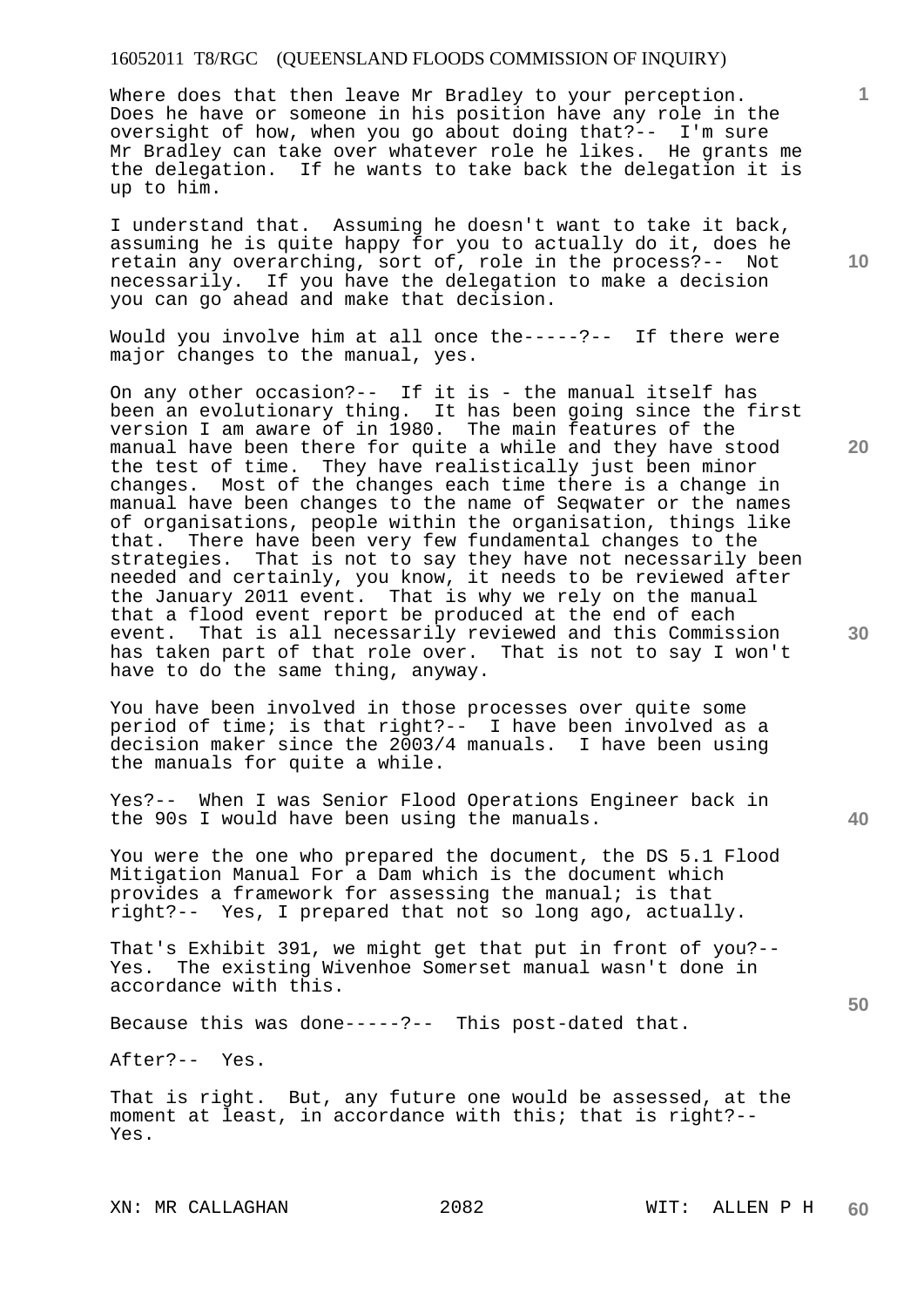Where does that then leave Mr Bradley to your perception. Does he have or someone in his position have any role in the oversight of how, when you go about doing that?-- I'm sure Mr Bradley can take over whatever role he likes. He grants me the delegation. If he wants to take back the delegation it is up to him.

I understand that. Assuming he doesn't want to take it back, assuming he is quite happy for you to actually do it, does he retain any overarching, sort of, role in the process?-- Not necessarily. If you have the delegation to make a decision you can go ahead and make that decision.

Would you involve him at all once the-----?-- If there were major changes to the manual, yes.

On any other occasion?-- If it is - the manual itself has been an evolutionary thing. It has been going since the first version I am aware of in 1980. The main features of the manual have been there for quite a while and they have stood the test of time. They have realistically just been minor changes. Most of the changes each time there is a change in manual have been changes to the name of Seqwater or the names of organisations, people within the organisation, things like that. There have been very few fundamental changes to the strategies. That is not to say they have not necessarily been needed and certainly, you know, it needs to be reviewed after the January 2011 event. That is why we rely on the manual that a flood event report be produced at the end of each event. That is all necessarily reviewed and this Commission has taken part of that role over. That is not to say I won't have to do the same thing, anyway.

You have been involved in those processes over quite some period of time; is that right?-- I have been involved as a decision maker since the 2003/4 manuals. I have been using the manuals for quite a while.

Yes?-- When I was Senior Flood Operations Engineer back in the 90s I would have been using the manuals.

You were the one who prepared the document, the DS 5.1 Flood Mitigation Manual For a Dam which is the document which provides a framework for assessing the manual; is that right?-- Yes, I prepared that not so long ago, actually.

That's Exhibit 391, we might get that put in front of you?-- Yes. The existing Wivenhoe Somerset manual wasn't done in accordance with this.

Because this was done-----?-- This post-dated that.

After?-- Yes.

That is right. But, any future one would be assessed, at the moment at least, in accordance with this; that is right?-- Yes.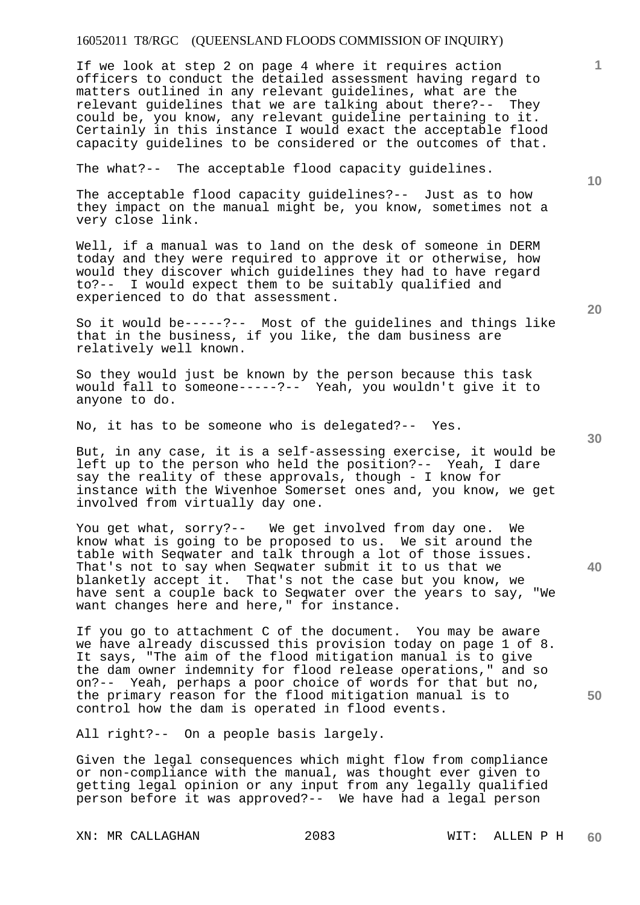If we look at step 2 on page 4 where it requires action officers to conduct the detailed assessment having regard to matters outlined in any relevant guidelines, what are the relevant guidelines that we are talking about there?-- They could be, you know, any relevant guideline pertaining to it. Certainly in this instance I would exact the acceptable flood capacity guidelines to be considered or the outcomes of that.

The what?-- The acceptable flood capacity guidelines.

The acceptable flood capacity guidelines?-- Just as to how they impact on the manual might be, you know, sometimes not a very close link.

Well, if a manual was to land on the desk of someone in DERM today and they were required to approve it or otherwise, how would they discover which guidelines they had to have regard to?-- I would expect them to be suitably qualified and experienced to do that assessment.

So it would be-----?-- Most of the guidelines and things like that in the business, if you like, the dam business are relatively well known.

So they would just be known by the person because this task would fall to someone-----?-- Yeah, you wouldn't give it to anyone to do.

No, it has to be someone who is delegated?-- Yes.

But, in any case, it is a self-assessing exercise, it would be left up to the person who held the position?-- Yeah, I dare say the reality of these approvals, though - I know for instance with the Wivenhoe Somerset ones and, you know, we get involved from virtually day one.

You get what, sorry?-- We get involved from day one. We know what is going to be proposed to us. We sit around the table with Seqwater and talk through a lot of those issues. That's not to say when Seqwater submit it to us that we blanketly accept it. That's not the case but you know, we have sent a couple back to Seqwater over the years to say, "We want changes here and here," for instance.

If you go to attachment C of the document. You may be aware we have already discussed this provision today on page 1 of 8. It says, "The aim of the flood mitigation manual is to give the dam owner indemnity for flood release operations," and so on?-- Yeah, perhaps a poor choice of words for that but no, the primary reason for the flood mitigation manual is to control how the dam is operated in flood events.

All right?-- On a people basis largely.

Given the legal consequences which might flow from compliance or non-compliance with the manual, was thought ever given to getting legal opinion or any input from any legally qualified person before it was approved?-- We have had a legal person

XN: MR CALLAGHAN WIT: ALLEN P H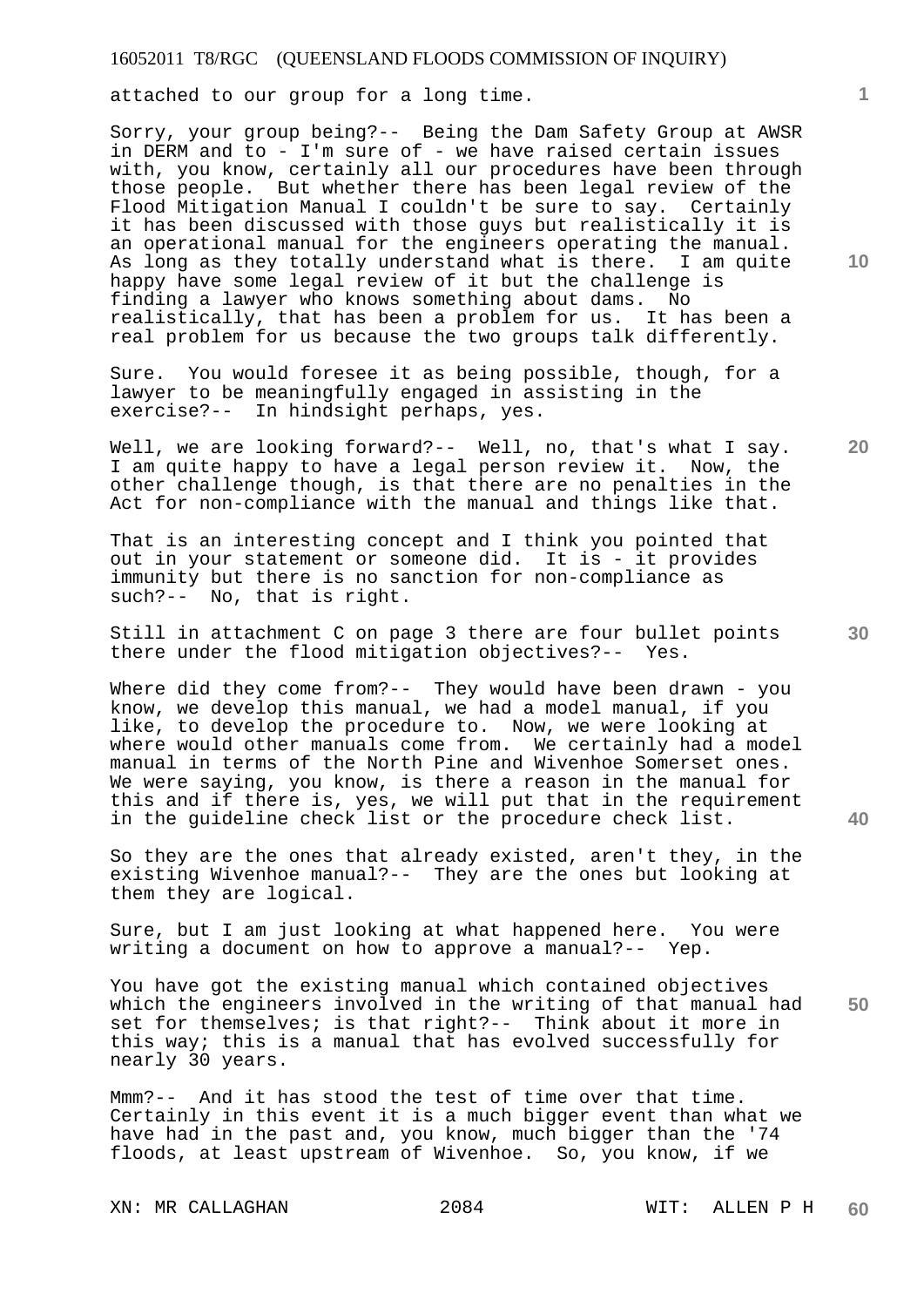attached to our group for a long time.

Sorry, your group being?-- Being the Dam Safety Group at AWSR in DERM and to - I'm sure of - we have raised certain issues with, you know, certainly all our procedures have been through those people. But whether there has been legal review of the Flood Mitigation Manual I couldn't be sure to say. Certainly it has been discussed with those guys but realistically it is an operational manual for the engineers operating the manual. As long as they totally understand what is there. I am quite happy have some legal review of it but the challenge is finding a lawyer who knows something about dams. No realistically, that has been a problem for us. It has been a real problem for us because the two groups talk differently.

Sure. You would foresee it as being possible, though, for a lawyer to be meaningfully engaged in assisting in the exercise?-- In hindsight perhaps, yes.

Well, we are looking forward?-- Well, no, that's what I say. I am quite happy to have a legal person review it. Now, the other challenge though, is that there are no penalties in the Act for non-compliance with the manual and things like that.

That is an interesting concept and I think you pointed that out in your statement or someone did. It is - it provides immunity but there is no sanction for non-compliance as such?-- No, that is right.

Still in attachment C on page 3 there are four bullet points there under the flood mitigation objectives?-- Yes.

Where did they come from?-- They would have been drawn - you know, we develop this manual, we had a model manual, if you like, to develop the procedure to. Now, we were looking at where would other manuals come from. We certainly had a model manual in terms of the North Pine and Wivenhoe Somerset ones. We were saying, you know, is there a reason in the manual for this and if there is, yes, we will put that in the requirement in the guideline check list or the procedure check list.

So they are the ones that already existed, aren't they, in the existing Wivenhoe manual?-- They are the ones but looking at them they are logical.

Sure, but I am just looking at what happened here. You were writing a document on how to approve a manual?-- Yep.

You have got the existing manual which contained objectives which the engineers involved in the writing of that manual had set for themselves; is that right?-- Think about it more in this way; this is a manual that has evolved successfully for nearly 30 years.

Mmm?-- And it has stood the test of time over that time. Certainly in this event it is a much bigger event than what we have had in the past and, you know, much bigger than the '74 floods, at least upstream of Wivenhoe. So, you know, if we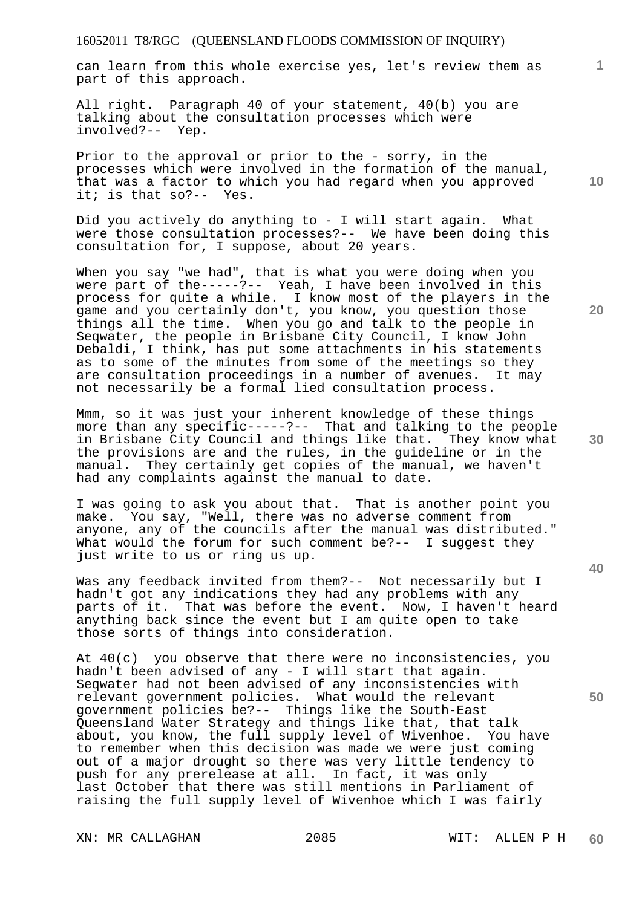can learn from this whole exercise yes, let's review them as part of this approach.

All right. Paragraph 40 of your statement, 40(b) you are talking about the consultation processes which were involved?-- Yep.

Prior to the approval or prior to the - sorry, in the processes which were involved in the formation of the manual, that was a factor to which you had regard when you approved it; is that so?-- Yes.

Did you actively do anything to - I will start again. What were those consultation processes?-- We have been doing this consultation for, I suppose, about 20 years.

When you say "we had", that is what you were doing when you were part of the-----?-- Yeah, I have been involved in this process for quite a while. I know most of the players in the game and you certainly don't, you know, you question those things all the time. When you go and talk to the people in Seqwater, the people in Brisbane City Council, I know John Debaldi, I think, has put some attachments in his statements as to some of the minutes from some of the meetings so they are consultation proceedings in a number of avenues. It may not necessarily be a formal lied consultation process.

Mmm, so it was just your inherent knowledge of these things more than any specific-----?-- That and talking to the people in Brisbane City Council and things like that. They know what the provisions are and the rules, in the guideline or in the manual. They certainly get copies of the manual, we haven't had any complaints against the manual to date.

I was going to ask you about that. That is another point you make. You say, "Well, there was no adverse comment from anyone, any of the councils after the manual was distributed." What would the forum for such comment be?-- I suggest they just write to us or ring us up.

Was any feedback invited from them?-- Not necessarily but I hadn't got any indications they had any problems with any parts of it. That was before the event. Now, I haven't heard anything back since the event but I am quite open to take those sorts of things into consideration.

At 40(c) you observe that there were no inconsistencies, you hadn't been advised of any - I will start that again. Seqwater had not been advised of any inconsistencies with relevant government policies. What would the relevant government policies be?-- Things like the South-East Queensland Water Strategy and things like that, that talk about, you know, the full supply level of Wivenhoe. You have to remember when this decision was made we were just coming out of a major drought so there was very little tendency to push for any prerelease at all. In fact, it was only last October that there was still mentions in Parliament of raising the full supply level of Wivenhoe which I was fairly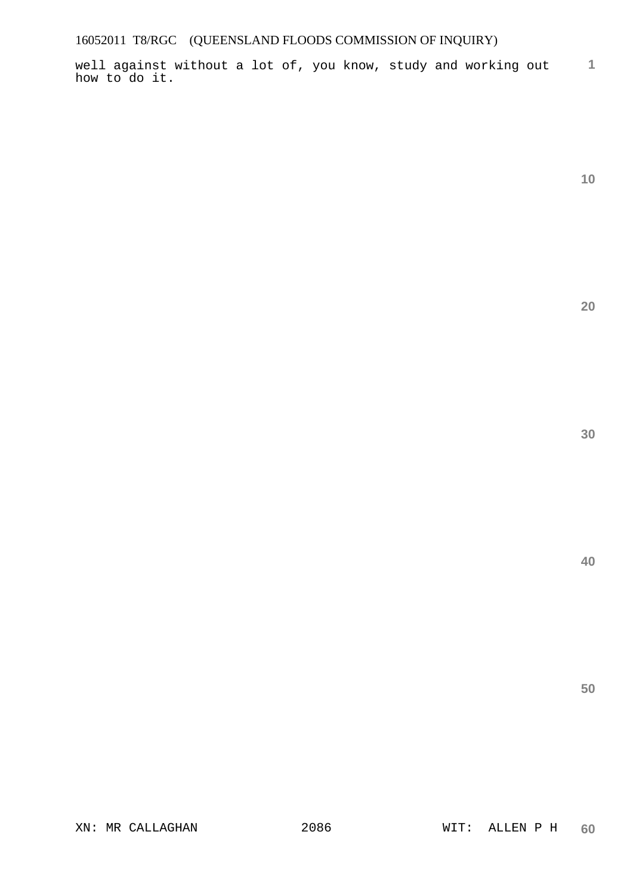well against without a lot of, you know, study and working out how to do it.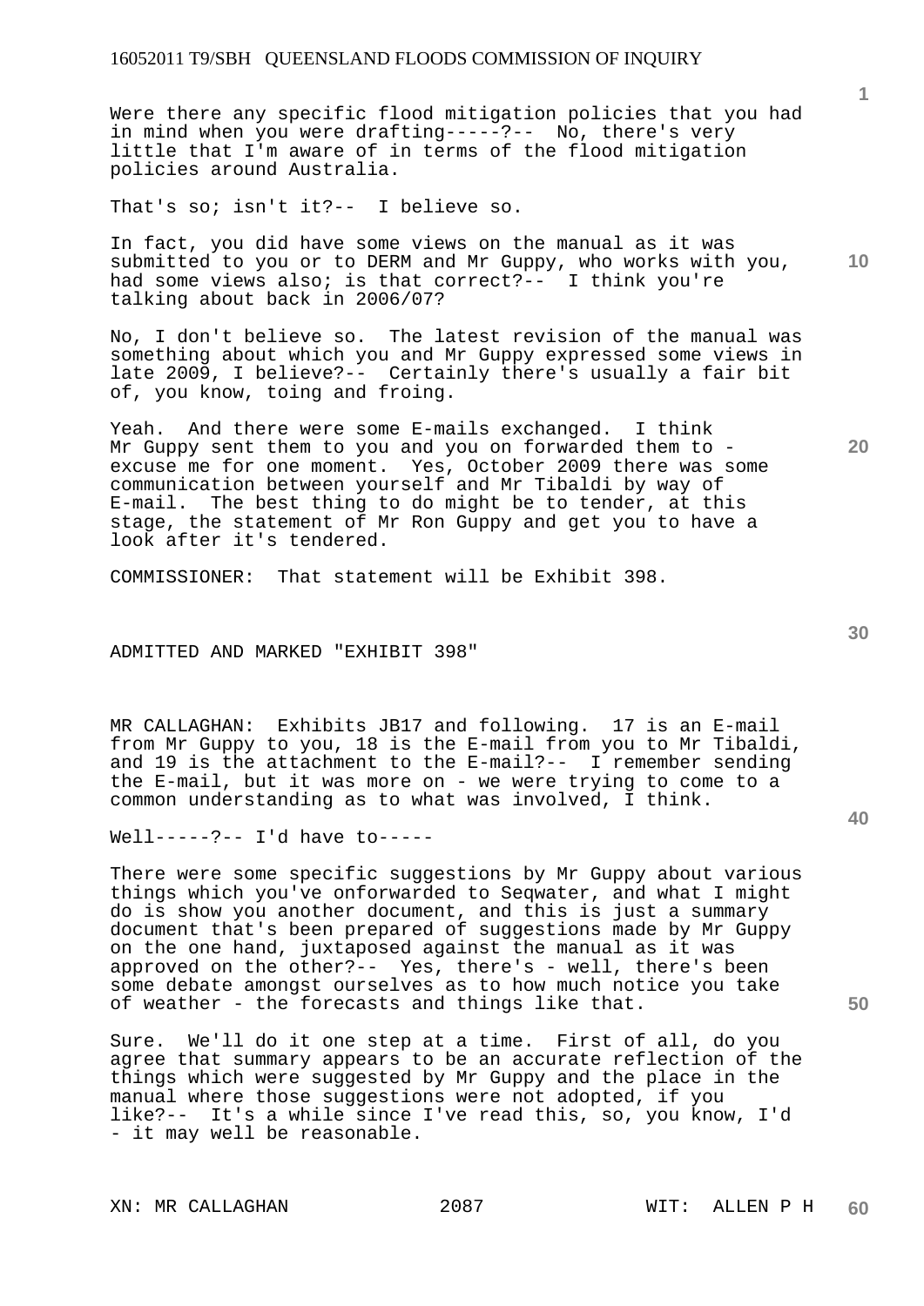Were there any specific flood mitigation policies that you had in mind when you were drafting-----?-- No, there's very little that I'm aware of in terms of the flood mitigation policies around Australia.

That's so; isn't it?-- I believe so.

In fact, you did have some views on the manual as it was submitted to you or to DERM and Mr Guppy, who works with you, had some views also; is that correct?-- I think you're talking about back in 2006/07?

No, I don't believe so. The latest revision of the manual was something about which you and Mr Guppy expressed some views in late 2009, I believe?-- Certainly there's usually a fair bit of, you know, toing and froing.

Yeah. And there were some E-mails exchanged. I think Mr Guppy sent them to you and you on forwarded them to - excuse me for one moment. Yes, October 2009 there was some communication between yourself and Mr Tibaldi by way of E-mail. The best thing to do might be to tender, at this stage, the statement of Mr Ron Guppy and get you to have a look after it's tendered.

COMMISSIONER: That statement will be Exhibit 398.

ADMITTED AND MARKED "EXHIBIT 398"

MR CALLAGHAN: Exhibits JB17 and following. 17 is an E-mail from Mr Guppy to you, 18 is the E-mail from you to Mr Tibaldi, and 19 is the attachment to the E-mail?-- I remember sending the E-mail, but it was more on - we were trying to come to a common understanding as to what was involved, I think.

Well-----?-- I'd have to-----

There were some specific suggestions by Mr Guppy about various things which you've onforwarded to Seqwater, and what I might do is show you another document, and this is just a summary document that's been prepared of suggestions made by Mr Guppy on the one hand, juxtaposed against the manual as it was approved on the other?-- Yes, there's - well, there's been some debate amongst ourselves as to how much notice you take of weather - the forecasts and things like that.

Sure. We'll do it one step at a time. First of all, do you agree that summary appears to be an accurate reflection of the things which were suggested by Mr Guppy and the place in the manual where those suggestions were not adopted, if you like?-- It's a while since I've read this, so, you know, I'd - it may well be reasonable.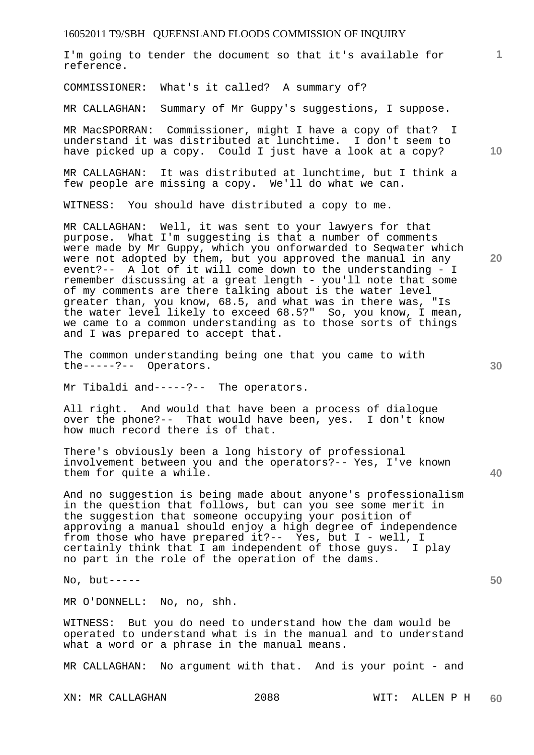I'm going to tender the document so that it's available for reference.

COMMISSIONER: What's it called? A summary of?

MR CALLAGHAN: Summary of Mr Guppy's suggestions, I suppose.

MR MacSPORRAN: Commissioner, might I have a copy of that? I understand it was distributed at lunchtime. I don't seem to have picked up a copy. Could I just have a look at a copy?

MR CALLAGHAN: It was distributed at lunchtime, but I think a few people are missing a copy. We'll do what we can.

WITNESS: You should have distributed a copy to me.

MR CALLAGHAN: Well, it was sent to your lawyers for that purpose. What I'm suggesting is that a number of comments were made by Mr Guppy, which you onforwarded to Seqwater which were not adopted by them, but you approved the manual in any event?-- A lot of it will come down to the understanding - I remember discussing at a great length - you'll note that some of my comments are there talking about is the water level greater than, you know, 68.5, and what was in there was, "Is the water level likely to exceed 68.5?" So, you know, I mean, we came to a common understanding as to those sorts of things and I was prepared to accept that.

The common understanding being one that you came to with the-----?-- Operators.

Mr Tibaldi and-----?-- The operators.

All right. And would that have been a process of dialogue over the phone?-- That would have been, yes. I don't know how much record there is of that.

There's obviously been a long history of professional involvement between you and the operators?-- Yes, I've known them for quite a while.

And no suggestion is being made about anyone's professionalism in the question that follows, but can you see some merit in the suggestion that someone occupying your position of approving a manual should enjoy a high degree of independence from those who have prepared it?-- Yes, but I - well, I certainly think that I am independent of those guys. I play no part in the role of the operation of the dams.

No, but-----

MR O'DONNELL: No, no, shh.

WITNESS: But you do need to understand how the dam would be operated to understand what is in the manual and to understand what a word or a phrase in the manual means.

MR CALLAGHAN: No argument with that. And is your point - and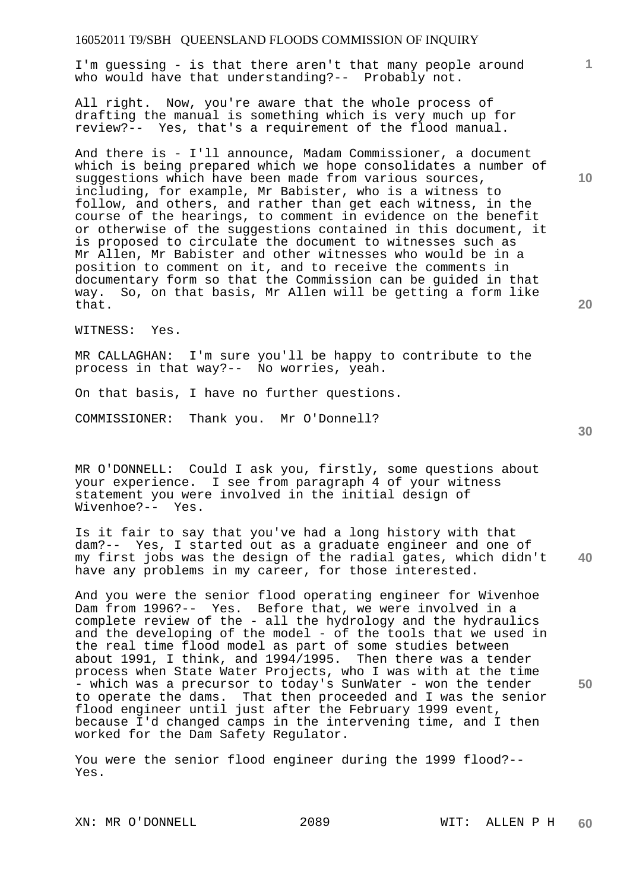I'm guessing - is that there aren't that many people around who would have that understanding?-- Probably not.

All right. Now, you're aware that the whole process of drafting the manual is something which is very much up for review?-- Yes, that's a requirement of the flood manual.

And there is - I'll announce, Madam Commissioner, a document which is being prepared which we hope consolidates a number of suggestions which have been made from various sources, including, for example, Mr Babister, who is a witness to follow, and others, and rather than get each witness, in the course of the hearings, to comment in evidence on the benefit or otherwise of the suggestions contained in this document, it is proposed to circulate the document to witnesses such as Mr Allen, Mr Babister and other witnesses who would be in a position to comment on it, and to receive the comments in documentary form so that the Commission can be guided in that way. So, on that basis, Mr Allen will be getting a form like that.

WITNESS: Yes.

MR CALLAGHAN: I'm sure you'll be happy to contribute to the process in that way?-- No worries, yeah.

On that basis, I have no further questions.

COMMISSIONER: Thank you. Mr O'Donnell?

MR O'DONNELL: Could I ask you, firstly, some questions about your experience. I see from paragraph 4 of your witness statement you were involved in the initial design of Wivenhoe?-- Yes.

Is it fair to say that you've had a long history with that dam?-- Yes, I started out as a graduate engineer and one of my first jobs was the design of the radial gates, which didn't have any problems in my career, for those interested.

And you were the senior flood operating engineer for Wivenhoe Dam from 1996?-- Yes. Before that, we were involved in a complete review of the - all the hydrology and the hydraulics and the developing of the model - of the tools that we used in the real time flood model as part of some studies between about 1991, I think, and 1994/1995. Then there was a tender process when State Water Projects, who I was with at the time - which was a precursor to today's SunWater - won the tender to operate the dams. That then proceeded and I was the senior flood engineer until just after the February 1999 event, because I'd changed camps in the intervening time, and I then worked for the Dam Safety Regulator.

You were the senior flood engineer during the 1999 flood?-- Yes.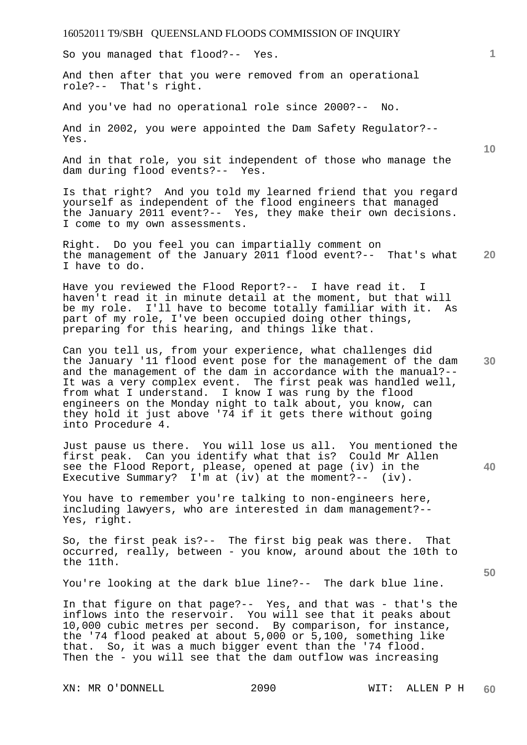So you managed that flood?-- Yes.

And then after that you were removed from an operational role?-- That's right.

And you've had no operational role since 2000?-- No.

And in 2002, you were appointed the Dam Safety Regulator?-- Yes.

And in that role, you sit independent of those who manage the dam during flood events?-- Yes.

Is that right? And you told my learned friend that you regard yourself as independent of the flood engineers that managed the January 2011 event?-- Yes, they make their own decisions. I come to my own assessments.

Right. Do you feel you can impartially comment on the management of the January 2011 flood event?-- That's what I have to do.

Have you reviewed the Flood Report?-- I have read it. I haven't read it in minute detail at the moment, but that will be my role. I'll have to become totally familiar with it. As part of my role, I've been occupied doing other things, preparing for this hearing, and things like that.

Can you tell us, from your experience, what challenges did the January '11 flood event pose for the management of the dam and the management of the dam in accordance with the manual?-- It was a very complex event. The first peak was handled well, from what I understand. I know I was rung by the flood engineers on the Monday night to talk about, you know, can they hold it just above '74 if it gets there without going into Procedure 4.

Just pause us there. You will lose us all. You mentioned the first peak. Can you identify what that is? Could Mr Allen see the Flood Report, please, opened at page (iv) in the Executive Summary? I'm at (iv) at the moment?-- (iv).

You have to remember you're talking to non-engineers here, including lawyers, who are interested in dam management?-- Yes, right.

So, the first peak is?-- The first big peak was there. That occurred, really, between - you know, around about the 10th to the 11th.

You're looking at the dark blue line?-- The dark blue line.

In that figure on that page?-- Yes, and that was - that's the inflows into the reservoir. You will see that it peaks about 10,000 cubic metres per second. By comparison, for instance, the '74 flood peaked at about 5,000 or 5,100, something like that. So, it was a much bigger event than the '74 flood. Then the - you will see that the dam outflow was increasing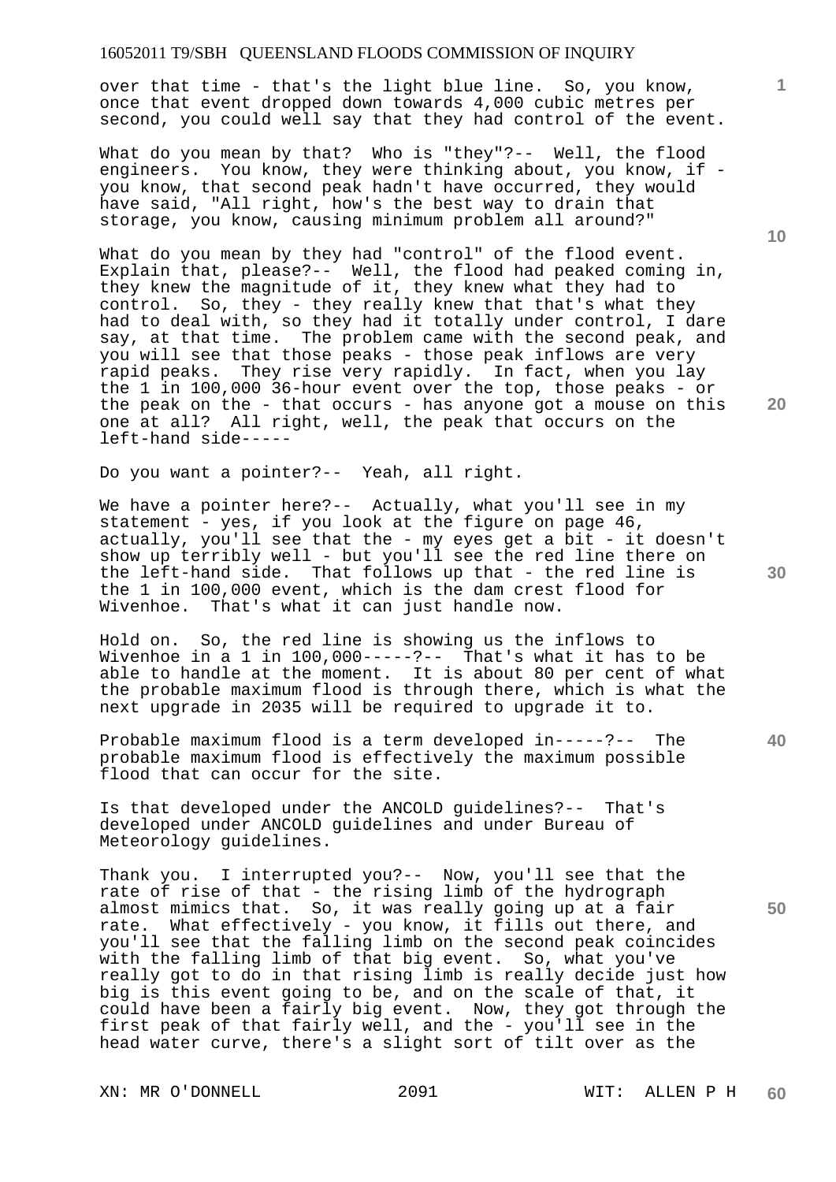over that time - that's the light blue line. So, you know, once that event dropped down towards 4,000 cubic metres per second, you could well say that they had control of the event.

What do you mean by that? Who is "they"?-- Well, the flood engineers. You know, they were thinking about, you know, if - you know, that second peak hadn't have occurred, they would have said, "All right, how's the best way to drain that storage, you know, causing minimum problem all around?"

What do you mean by they had "control" of the flood event. Explain that, please?-- Well, the flood had peaked coming in, they knew the magnitude of it, they knew what they had to control. So, they - they really knew that that's what they had to deal with, so they had it totally under control, I dare say, at that time. The problem came with the second peak, and you will see that those peaks - those peak inflows are very rapid peaks. They rise very rapidly. In fact, when you lay the 1 in 100,000 36-hour event over the top, those peaks - or the peak on the - that occurs - has anyone got a mouse on this one at all? All right, well, the peak that occurs on the left-hand side-----

Do you want a pointer?-- Yeah, all right.

We have a pointer here?-- Actually, what you'll see in my statement - yes, if you look at the figure on page 46, actually, you'll see that the - my eyes get a bit - it doesn't show up terribly well - but you'll see the red line there on the left-hand side. That follows up that - the red line is the 1 in 100,000 event, which is the dam crest flood for Wivenhoe. That's what it can just handle now.

Hold on. So, the red line is showing us the inflows to Wivenhoe in a 1 in 100,000-----?-- That's what it has to be able to handle at the moment. It is about 80 per cent of what the probable maximum flood is through there, which is what the next upgrade in 2035 will be required to upgrade it to.

Probable maximum flood is a term developed in-----?-- The probable maximum flood is effectively the maximum possible flood that can occur for the site.

Is that developed under the ANCOLD guidelines?-- That's developed under ANCOLD guidelines and under Bureau of Meteorology guidelines.

Thank you. I interrupted you?-- Now, you'll see that the rate of rise of that - the rising limb of the hydrograph almost mimics that. So, it was really going up at a fair rate. What effectively - you know, it fills out there, and you'll see that the falling limb on the second peak coincides with the falling limb of that big event. So, what you've really got to do in that rising limb is really decide just how big is this event going to be, and on the scale of that, it could have been a fairly big event. Now, they got through the first peak of that fairly well, and the - you'll see in the head water curve, there's a slight sort of tilt over as the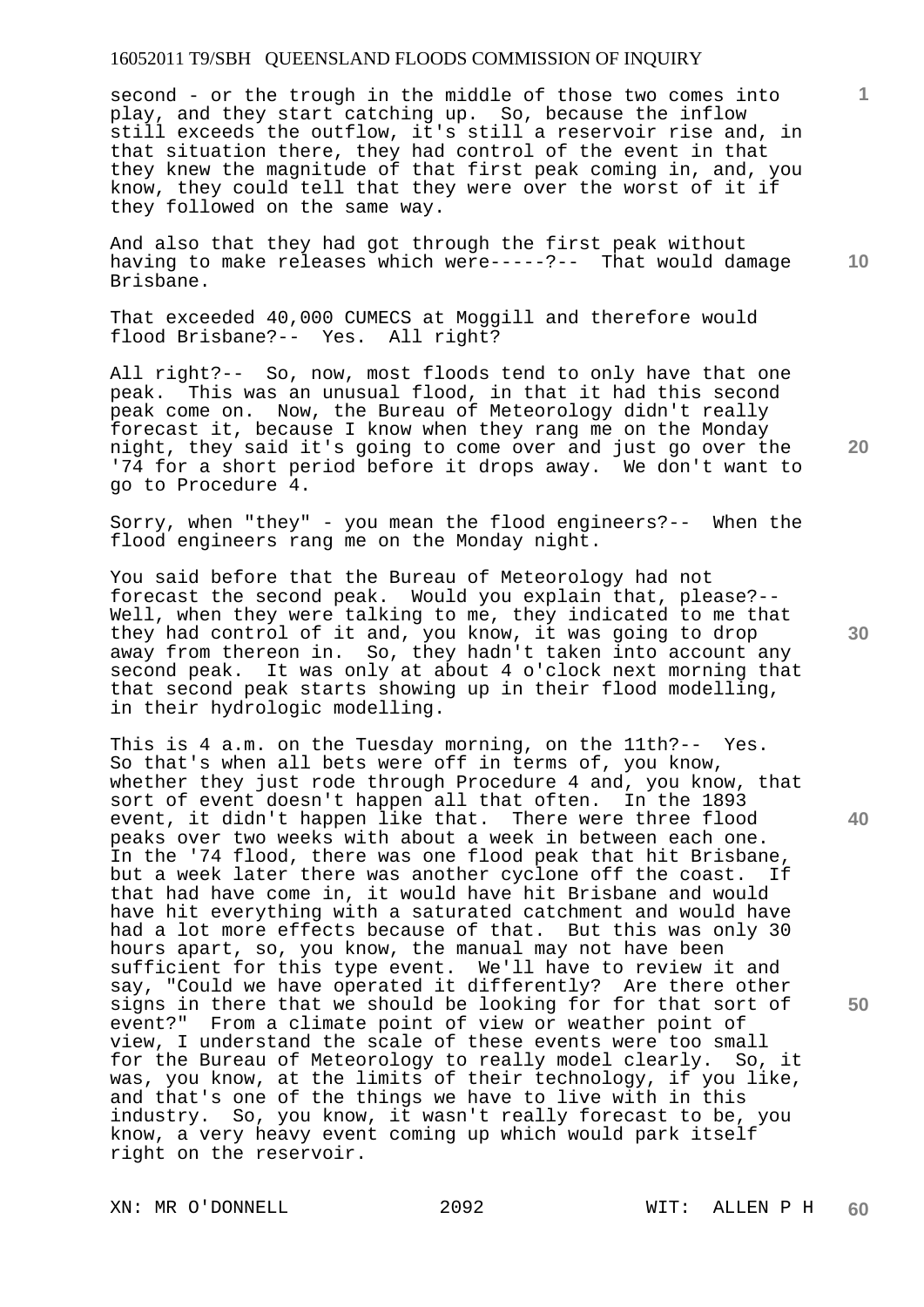second - or the trough in the middle of those two comes into play, and they start catching up. So, because the inflow still exceeds the outflow, it's still a reservoir rise and, in that situation there, they had control of the event in that they knew the magnitude of that first peak coming in, and, you know, they could tell that they were over the worst of it if they followed on the same way.

And also that they had got through the first peak without having to make releases which were-----?-- That would damage Brisbane.

That exceeded 40,000 CUMECS at Moggill and therefore would flood Brisbane?-- Yes. All right?

All right?-- So, now, most floods tend to only have that one peak. This was an unusual flood, in that it had this second peak come on. Now, the Bureau of Meteorology didn't really forecast it, because I know when they rang me on the Monday night, they said it's going to come over and just go over the '74 for a short period before it drops away. We don't want to go to Procedure 4.

Sorry, when "they" - you mean the flood engineers?-- When the flood engineers rang me on the Monday night.

You said before that the Bureau of Meteorology had not forecast the second peak. Would you explain that, please?-- Well, when they were talking to me, they indicated to me that they had control of it and, you know, it was going to drop away from thereon in. So, they hadn't taken into account any second peak. It was only at about 4 o'clock next morning that that second peak starts showing up in their flood modelling, in their hydrologic modelling.

This is 4 a.m. on the Tuesday morning, on the 11th?-- Yes. So that's when all bets were off in terms of, you know, whether they just rode through Procedure 4 and, you know, that sort of event doesn't happen all that often. In the 1893 event, it didn't happen like that. There were three flood peaks over two weeks with about a week in between each one. In the '74 flood, there was one flood peak that hit Brisbane, but a week later there was another cyclone off the coast. If that had have come in, it would have hit Brisbane and would have hit everything with a saturated catchment and would have had a lot more effects because of that. But this was only 30 hours apart, so, you know, the manual may not have been sufficient for this type event. We'll have to review it and say, "Could we have operated it differently? Are there other signs in there that we should be looking for for that sort of event?" From a climate point of view or weather point of view, I understand the scale of these events were too small for the Bureau of Meteorology to really model clearly. So, it was, you know, at the limits of their technology, if you like, and that's one of the things we have to live with in this industry. So, you know, it wasn't really forecast to be, you know, a very heavy event coming up which would park itself right on the reservoir.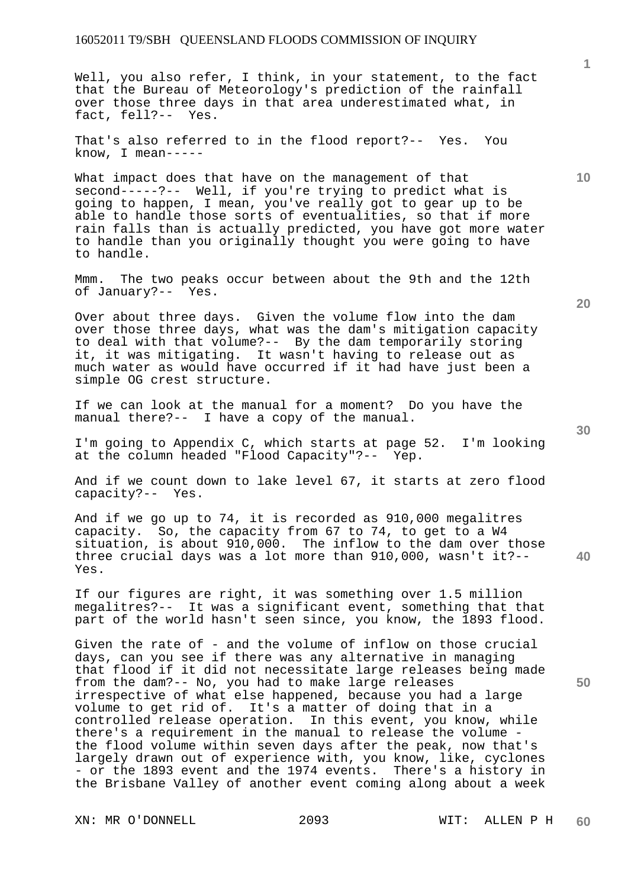Well, you also refer, I think, in your statement, to the fact that the Bureau of Meteorology's prediction of the rainfall over those three days in that area underestimated what, in fact, fell?-- Yes.

That's also referred to in the flood report?-- Yes. You know, I mean-----

What impact does that have on the management of that second-----?-- Well, if you're trying to predict what is going to happen, I mean, you've really got to gear up to be able to handle those sorts of eventualities, so that if more rain falls than is actually predicted, you have got more water to handle than you originally thought you were going to have to handle.

Mmm. The two peaks occur between about the 9th and the 12th of January?-- Yes.

Over about three days. Given the volume flow into the dam over those three days, what was the dam's mitigation capacity to deal with that volume?-- By the dam temporarily storing it, it was mitigating. It wasn't having to release out as much water as would have occurred if it had have just been a simple OG crest structure.

If we can look at the manual for a moment? Do you have the manual there?-- I have a copy of the manual.

I'm going to Appendix C, which starts at page 52. I'm looking at the column headed "Flood Capacity"?-- Yep.

And if we count down to lake level 67, it starts at zero flood capacity?-- Yes.

And if we go up to 74, it is recorded as 910,000 megalitres capacity. So, the capacity from 67 to 74, to get to a W4 situation, is about 910,000. The inflow to the dam over those three crucial days was a lot more than 910,000, wasn't it?-- Yes.

If our figures are right, it was something over 1.5 million megalitres?-- It was a significant event, something that that part of the world hasn't seen since, you know, the 1893 flood.

Given the rate of - and the volume of inflow on those crucial days, can you see if there was any alternative in managing that flood if it did not necessitate large releases being made from the dam?-- No, you had to make large releases irrespective of what else happened, because you had a large volume to get rid of. It's a matter of doing that in a controlled release operation. In this event, you know, while there's a requirement in the manual to release the volume - the flood volume within seven days after the peak, now that's largely drawn out of experience with, you know, like, cyclones - or the 1893 event and the 1974 events. There's a history in the Brisbane Valley of another event coming along about a week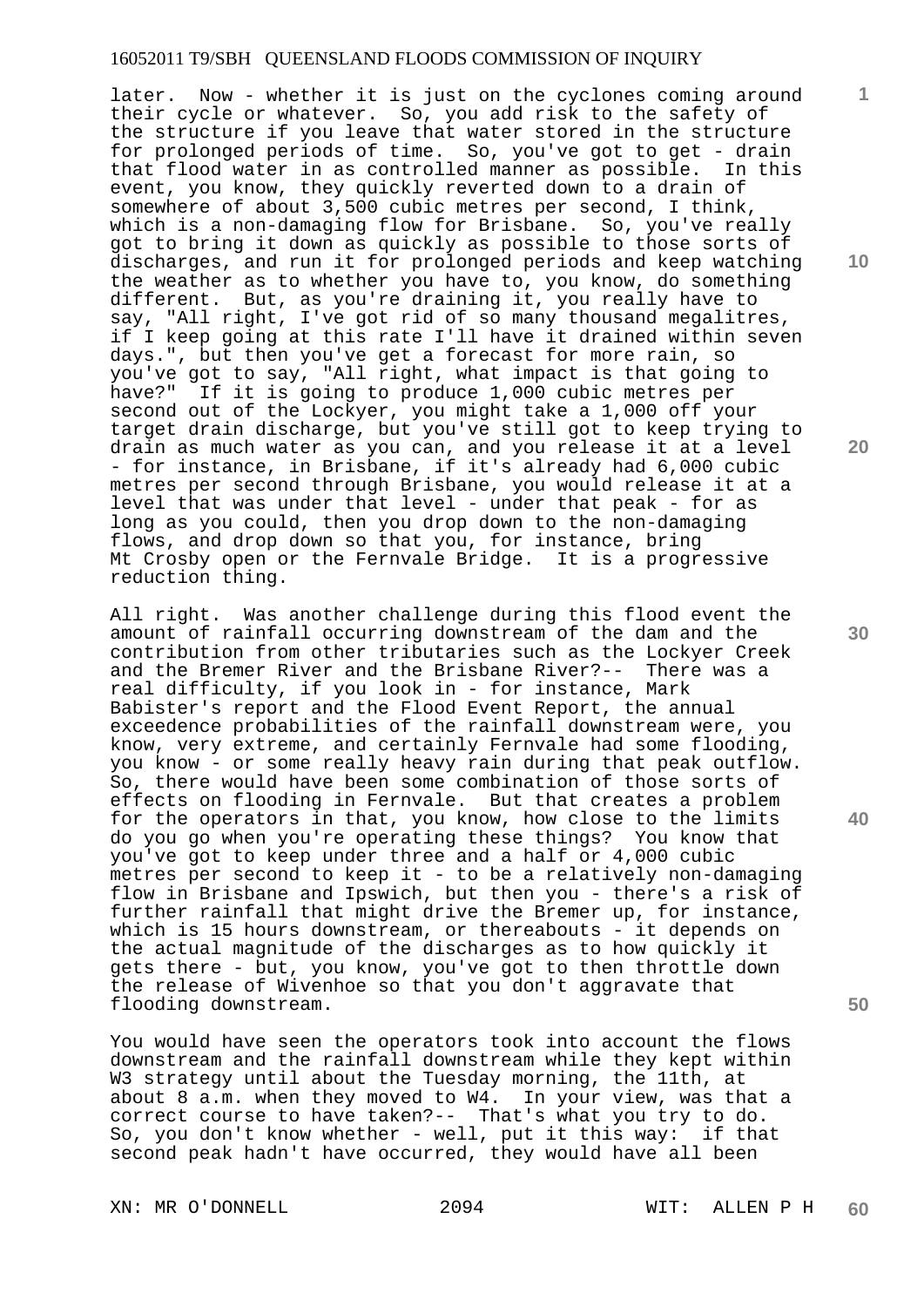later. Now - whether it is just on the cyclones coming around their cycle or whatever. So, you add risk to the safety of the structure if you leave that water stored in the structure for prolonged periods of time. So, you've got to get - drain that flood water in as controlled manner as possible. In this event, you know, they quickly reverted down to a drain of somewhere of about 3,500 cubic metres per second, I think, which is a non-damaging flow for Brisbane. So, you've really got to bring it down as quickly as possible to those sorts of discharges, and run it for prolonged periods and keep watching the weather as to whether you have to, you know, do something different. But, as you're draining it, you really have to say, "All right, I've got rid of so many thousand megalitres, if I keep going at this rate I'll have it drained within seven days.", but then you've get a forecast for more rain, so you've got to say, "All right, what impact is that going to have?" If it is going to produce 1,000 cubic metres per second out of the Lockyer, you might take a 1,000 off your target drain discharge, but you've still got to keep trying to drain as much water as you can, and you release it at a level - for instance, in Brisbane, if it's already had 6,000 cubic metres per second through Brisbane, you would release it at a level that was under that level - under that peak - for as long as you could, then you drop down to the non-damaging flows, and drop down so that you, for instance, bring Mt Crosby open or the Fernvale Bridge. It is a progressive reduction thing.

All right. Was another challenge during this flood event the amount of rainfall occurring downstream of the dam and the contribution from other tributaries such as the Lockyer Creek and the Bremer River and the Brisbane River?-- There was a real difficulty, if you look in - for instance, Mark Babister's report and the Flood Event Report, the annual exceedence probabilities of the rainfall downstream were, you know, very extreme, and certainly Fernvale had some flooding, you know - or some really heavy rain during that peak outflow. So, there would have been some combination of those sorts of effects on flooding in Fernvale. But that creates a problem for the operators in that, you know, how close to the limits do you go when you're operating these things? You know that you've got to keep under three and a half or 4,000 cubic metres per second to keep it - to be a relatively non-damaging flow in Brisbane and Ipswich, but then you - there's a risk of further rainfall that might drive the Bremer up, for instance, which is 15 hours downstream, or thereabouts - it depends on the actual magnitude of the discharges as to how quickly it gets there - but, you know, you've got to then throttle down the release of Wivenhoe so that you don't aggravate that flooding downstream.

You would have seen the operators took into account the flows downstream and the rainfall downstream while they kept within W3 strategy until about the Tuesday morning, the 11th, at about 8 a.m. when they moved to W4. In your view, was that a correct course to have taken?-- That's what you try to do. So, you don't know whether - well, put it this way: if that second peak hadn't have occurred, they would have all been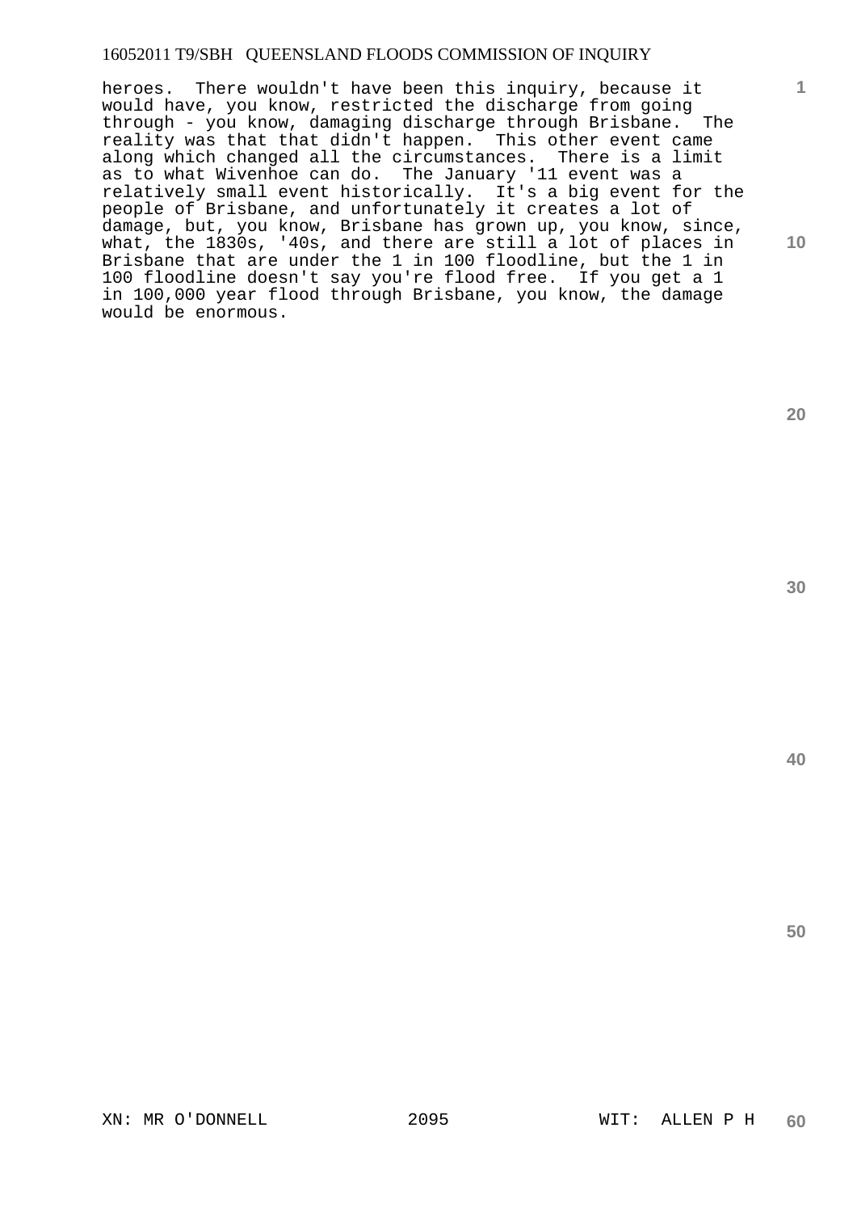heroes. There wouldn't have been this inquiry, because it would have, you know, restricted the discharge from going through - you know, damaging discharge through Brisbane. The reality was that that didn't happen. This other event came along which changed all the circumstances. There is a limit as to what Wivenhoe can do. The January '11 event was a relatively small event historically. It's a big event for the people of Brisbane, and unfortunately it creates a lot of damage, but, you know, Brisbane has grown up, you know, since, what, the 1830s, '40s, and there are still a lot of places in Brisbane that are under the 1 in 100 floodline, but the 1 in 100 floodline doesn't say you're flood free. If you get a 1 in 100,000 year flood through Brisbane, you know, the damage would be enormous.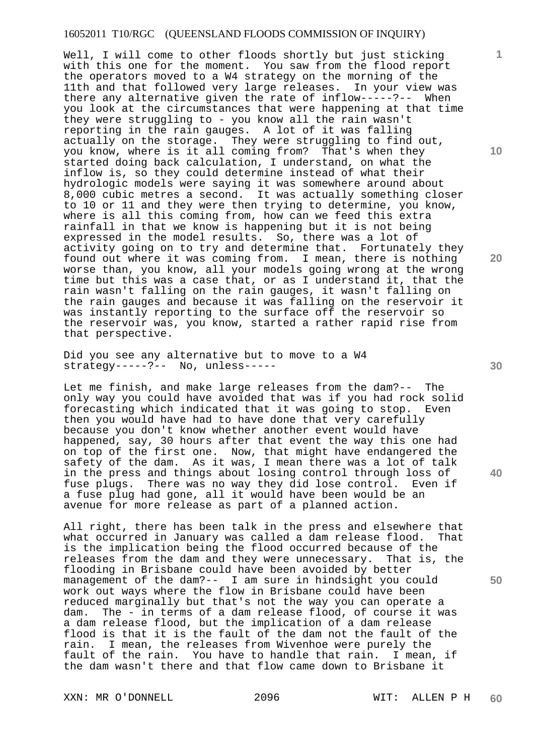Well, I will come to other floods shortly but just sticking with this one for the moment. You saw from the flood report the operators moved to a W4 strategy on the morning of the 11th and that followed very large releases. In your view was there any alternative given the rate of inflow-----?-- When you look at the circumstances that were happening at that time they were struggling to - you know all the rain wasn't reporting in the rain gauges. A lot of it was falling actually on the storage. They were struggling to find out, you know, where is it all coming from? That's when they started doing back calculation, I understand, on what the inflow is, so they could determine instead of what their hydrologic models were saying it was somewhere around about 8,000 cubic metres a second. It was actually something closer to 10 or 11 and they were then trying to determine, you know, where is all this coming from, how can we feed this extra rainfall in that we know is happening but it is not being expressed in the model results. So, there was a lot of activity going on to try and determine that. Fortunately they found out where it was coming from. I mean, there is nothing worse than, you know, all your models going wrong at the wrong time but this was a case that, or as I understand it, that the rain wasn't falling on the rain gauges, it wasn't falling on the rain gauges and because it was falling on the reservoir it was instantly reporting to the surface off the reservoir so the reservoir was, you know, started a rather rapid rise from that perspective.

Did you see any alternative but to move to a W4 strategy-----?-- No, unless-----

Let me finish, and make large releases from the dam?-- The only way you could have avoided that was if you had rock solid forecasting which indicated that it was going to stop. Even then you would have had to have done that very carefully because you don't know whether another event would have happened, say, 30 hours after that event the way this one had on top of the first one. Now, that might have endangered the safety of the dam. As it was, I mean there was a lot of talk in the press and things about losing control through loss of fuse plugs. There was no way they did lose control. Even if a fuse plug had gone, all it would have been would be an avenue for more release as part of a planned action.

All right, there has been talk in the press and elsewhere that what occurred in January was called a dam release flood. That is the implication being the flood occurred because of the releases from the dam and they were unnecessary. That is, the flooding in Brisbane could have been avoided by better management of the dam?-- I am sure in hindsight you could work out ways where the flow in Brisbane could have been reduced marginally but that's not the way you can operate a dam. The - in terms of a dam release flood, of course it was a dam release flood, but the implication of a dam release flood is that it is the fault of the dam not the fault of the rain. I mean, the releases from Wivenhoe were purely the fault of the rain. You have to handle that rain. I mean, if the dam wasn't there and that flow came down to Brisbane it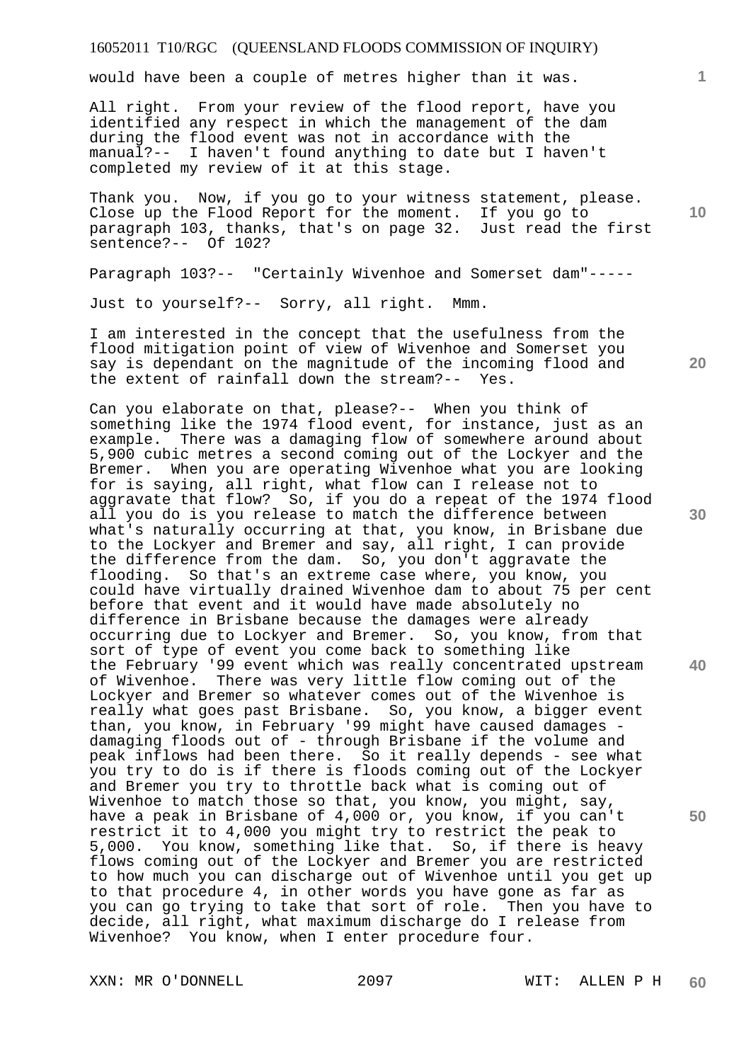would have been a couple of metres higher than it was.

All right. From your review of the flood report, have you identified any respect in which the management of the dam during the flood event was not in accordance with the manual?-- I haven't found anything to date but I haven't completed my review of it at this stage.

Thank you. Now, if you go to your witness statement, please. Close up the Flood Report for the moment. If you go to paragraph 103, thanks, that's on page 32. Just read the first sentence?-- Of 102?

Paragraph 103?-- "Certainly Wivenhoe and Somerset dam"-----

Just to yourself?-- Sorry, all right. Mmm.

I am interested in the concept that the usefulness from the flood mitigation point of view of Wivenhoe and Somerset you say is dependant on the magnitude of the incoming flood and the extent of rainfall down the stream?-- Yes.

Can you elaborate on that, please?-- When you think of something like the 1974 flood event, for instance, just as an example. There was a damaging flow of somewhere around about 5,900 cubic metres a second coming out of the Lockyer and the Bremer. When you are operating Wivenhoe what you are looking for is saying, all right, what flow can I release not to aggravate that flow? So, if you do a repeat of the 1974 flood all you do is you release to match the difference between what's naturally occurring at that, you know, in Brisbane due to the Lockyer and Bremer and say, all right, I can provide the difference from the dam. So, you don't aggravate the flooding. So that's an extreme case where, you know, you could have virtually drained Wivenhoe dam to about 75 per cent before that event and it would have made absolutely no difference in Brisbane because the damages were already occurring due to Lockyer and Bremer. So, you know, from that sort of type of event you come back to something like the February '99 event which was really concentrated upstream of Wivenhoe. There was very little flow coming out of the Lockyer and Bremer so whatever comes out of the Wivenhoe is really what goes past Brisbane. So, you know, a bigger event than, you know, in February '99 might have caused damages - damaging floods out of - through Brisbane if the volume and peak inflows had been there. So it really depends - see what you try to do is if there is floods coming out of the Lockyer and Bremer you try to throttle back what is coming out of Wivenhoe to match those so that, you know, you might, say, have a peak in Brisbane of 4,000 or, you know, if you can't restrict it to 4,000 you might try to restrict the peak to 5,000. You know, something like that. So, if there is heavy flows coming out of the Lockyer and Bremer you are restricted to how much you can discharge out of Wivenhoe until you get up to that procedure 4, in other words you have gone as far as you can go trying to take that sort of role. Then you have to decide, all right, what maximum discharge do I release from Wivenhoe? You know, when I enter procedure four.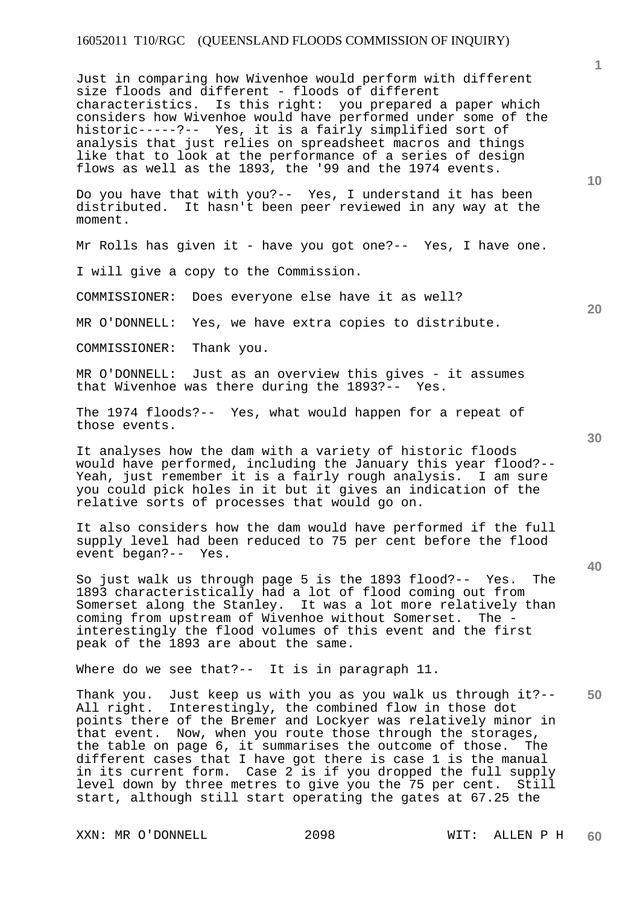Just in comparing how Wivenhoe would perform with different size floods and different - floods of different characteristics. Is this right: you prepared a paper which considers how Wivenhoe would have performed under some of the historic-----?-- Yes, it is a fairly simplified sort of analysis that just relies on spreadsheet macros and things like that to look at the performance of a series of design flows as well as the 1893, the '99 and the 1974 events.

Do you have that with you?-- Yes, I understand it has been distributed. It hasn't been peer reviewed in any way at the moment.

Mr Rolls has given it - have you got one?-- Yes, I have one.

I will give a copy to the Commission.

COMMISSIONER: Does everyone else have it as well?

MR O'DONNELL: Yes, we have extra copies to distribute.

COMMISSIONER: Thank you.

MR O'DONNELL: Just as an overview this gives - it assumes that Wivenhoe was there during the 1893?-- Yes.

The 1974 floods?-- Yes, what would happen for a repeat of those events.

It analyses how the dam with a variety of historic floods would have performed, including the January this year flood?-- Yeah, just remember it is a fairly rough analysis. I am sure you could pick holes in it but it gives an indication of the relative sorts of processes that would go on.

It also considers how the dam would have performed if the full supply level had been reduced to 75 per cent before the flood event began?-- Yes.

So just walk us through page 5 is the 1893 flood?-- Yes. The 1893 characteristically had a lot of flood coming out from Somerset along the Stanley. It was a lot more relatively than coming from upstream of Wivenhoe without Somerset. The - interestingly the flood volumes of this event and the first peak of the 1893 are about the same.

Where do we see that?-- It is in paragraph 11.

Thank you. Just keep us with you as you walk us through it?-- All right. Interestingly, the combined flow in those dot points there of the Bremer and Lockyer was relatively minor in that event. Now, when you route those through the storages, the table on page 6, it summarises the outcome of those. The different cases that I have got there is case 1 is the manual in its current form. Case 2 is if you dropped the full supply level down by three metres to give you the 75 per cent. Still start, although still start operating the gates at 67.25 the

XXN: MR O'DONNELL WIT: ALLEN P H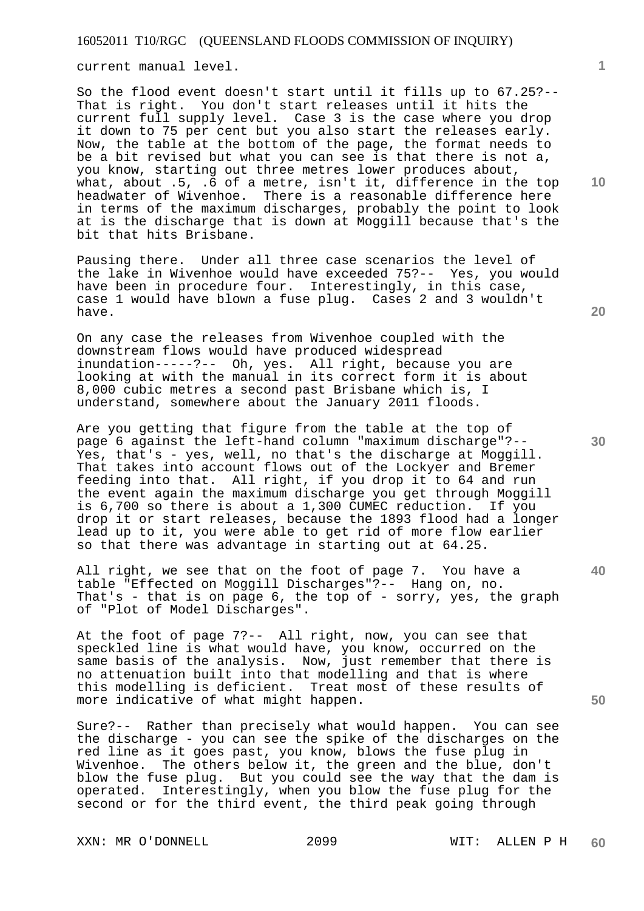current manual level.

So the flood event doesn't start until it fills up to 67.25?-- That is right. You don't start releases until it hits the current full supply level. Case 3 is the case where you drop it down to 75 per cent but you also start the releases early. Now, the table at the bottom of the page, the format needs to be a bit revised but what you can see is that there is not a, you know, starting out three metres lower produces about, what, about .5, .6 of a metre, isn't it, difference in the top headwater of Wivenhoe. There is a reasonable difference here in terms of the maximum discharges, probably the point to look at is the discharge that is down at Moggill because that's the bit that hits Brisbane.

Pausing there. Under all three case scenarios the level of the lake in Wivenhoe would have exceeded 75?-- Yes, you would have been in procedure four. Interestingly, in this case, case 1 would have blown a fuse plug. Cases 2 and 3 wouldn't have.

On any case the releases from Wivenhoe coupled with the downstream flows would have produced widespread inundation-----?-- Oh, yes. All right, because you are looking at with the manual in its correct form it is about 8,000 cubic metres a second past Brisbane which is, I understand, somewhere about the January 2011 floods.

Are you getting that figure from the table at the top of page 6 against the left-hand column "maximum discharge"?-- Yes, that's - yes, well, no that's the discharge at Moggill. That takes into account flows out of the Lockyer and Bremer feeding into that. All right, if you drop it to 64 and run the event again the maximum discharge you get through Moggill is 6,700 so there is about a 1,300 CUMEC reduction. If you drop it or start releases, because the 1893 flood had a longer lead up to it, you were able to get rid of more flow earlier so that there was advantage in starting out at 64.25.

All right, we see that on the foot of page 7. You have a table "Effected on Moggill Discharges"?-- Hang on, no. That's - that is on page 6, the top of - sorry, yes, the graph of "Plot of Model Discharges".

At the foot of page 7?-- All right, now, you can see that speckled line is what would have, you know, occurred on the same basis of the analysis. Now, just remember that there is no attenuation built into that modelling and that is where this modelling is deficient. Treat most of these results of more indicative of what might happen.

Sure?-- Rather than precisely what would happen. You can see the discharge - you can see the spike of the discharges on the red line as it goes past, you know, blows the fuse plug in Wivenhoe. The others below it, the green and the blue, don't blow the fuse plug. But you could see the way that the dam is operated. Interestingly, when you blow the fuse plug for the second or for the third event, the third peak going through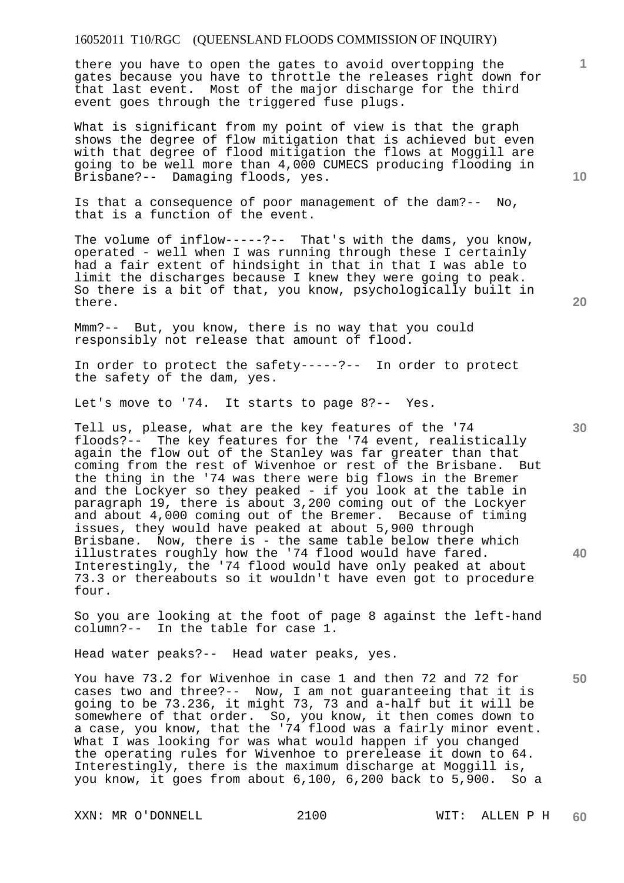there you have to open the gates to avoid overtopping the gates because you have to throttle the releases right down for that last event. Most of the major discharge for the third event goes through the triggered fuse plugs.

What is significant from my point of view is that the graph shows the degree of flow mitigation that is achieved but even with that degree of flood mitigation the flows at Moggill are going to be well more than 4,000 CUMECS producing flooding in Brisbane?-- Damaging floods, yes.

Is that a consequence of poor management of the dam?-- No, that is a function of the event.

The volume of inflow-----?-- That's with the dams, you know, operated - well when I was running through these I certainly had a fair extent of hindsight in that in that I was able to limit the discharges because I knew they were going to peak. So there is a bit of that, you know, psychologically built in there.

Mmm?-- But, you know, there is no way that you could responsibly not release that amount of flood.

In order to protect the safety-----?-- In order to protect the safety of the dam, yes.

Let's move to '74. It starts to page 8?-- Yes.

Tell us, please, what are the key features of the '74 floods?-- The key features for the '74 event, realistically again the flow out of the Stanley was far greater than that coming from the rest of Wivenhoe or rest of the Brisbane. But the thing in the '74 was there were big flows in the Bremer and the Lockyer so they peaked - if you look at the table in paragraph 19, there is about 3,200 coming out of the Lockyer and about 4,000 coming out of the Bremer. Because of timing issues, they would have peaked at about 5,900 through Brisbane. Now, there is - the same table below there which illustrates roughly how the '74 flood would have fared. Interestingly, the '74 flood would have only peaked at about 73.3 or thereabouts so it wouldn't have even got to procedure four.

So you are looking at the foot of page 8 against the left-hand column?-- In the table for case 1.

Head water peaks?-- Head water peaks, yes.

You have 73.2 for Wivenhoe in case 1 and then 72 and 72 for cases two and three?-- Now, I am not guaranteeing that it is going to be 73.236, it might 73, 73 and a-half but it will be somewhere of that order. So, you know, it then comes down to a case, you know, that the '74 flood was a fairly minor event. What I was looking for was what would happen if you changed the operating rules for Wivenhoe to prerelease it down to 64. Interestingly, there is the maximum discharge at Moggill is, you know, it goes from about 6,100, 6,200 back to 5,900. So a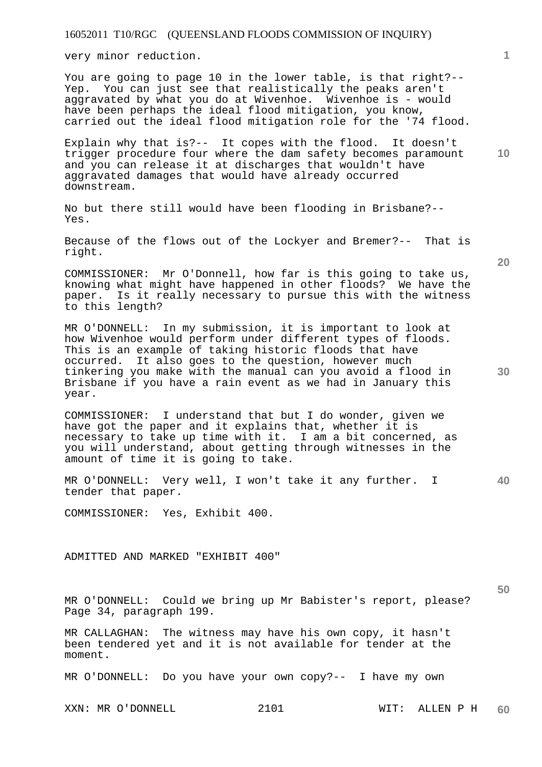very minor reduction.

You are going to page 10 in the lower table, is that right?-- Yep. You can just see that realistically the peaks aren't aggravated by what you do at Wivenhoe. Wivenhoe is - would have been perhaps the ideal flood mitigation, you know, carried out the ideal flood mitigation role for the '74 flood.

Explain why that is?-- It copes with the flood. It doesn't trigger procedure four where the dam safety becomes paramount and you can release it at discharges that wouldn't have aggravated damages that would have already occurred downstream.

No but there still would have been flooding in Brisbane?-- Yes.

Because of the flows out of the Lockyer and Bremer?-- That is right.

COMMISSIONER: Mr O'Donnell, how far is this going to take us, knowing what might have happened in other floods? We have the paper. Is it really necessary to pursue this with the witness to this length?

MR O'DONNELL: In my submission, it is important to look at how Wivenhoe would perform under different types of floods. This is an example of taking historic floods that have occurred. It also goes to the question, however much tinkering you make with the manual can you avoid a flood in Brisbane if you have a rain event as we had in January this year.

COMMISSIONER: I understand that but I do wonder, given we have got the paper and it explains that, whether it is necessary to take up time with it. I am a bit concerned, as you will understand, about getting through witnesses in the amount of time it is going to take.

MR O'DONNELL: Very well, I won't take it any further. I tender that paper.

COMMISSIONER: Yes, Exhibit 400.

ADMITTED AND MARKED "EXHIBIT 400"

MR O'DONNELL: Could we bring up Mr Babister's report, please? Page 34, paragraph 199.

MR CALLAGHAN: The witness may have his own copy, it hasn't been tendered yet and it is not available for tender at the moment.

MR O'DONNELL: Do you have your own copy?-- I have my own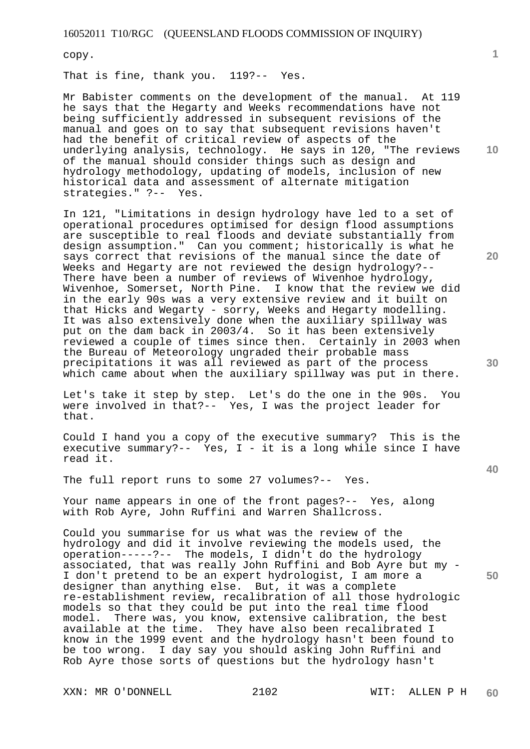copy.

That is fine, thank you. 119?-- Yes.

Mr Babister comments on the development of the manual. At 119 he says that the Hegarty and Weeks recommendations have not being sufficiently addressed in subsequent revisions of the manual and goes on to say that subsequent revisions haven't had the benefit of critical review of aspects of the underlying analysis, technology. He says in 120, "The reviews of the manual should consider things such as design and hydrology methodology, updating of models, inclusion of new historical data and assessment of alternate mitigation strategies." ?-- Yes.

In 121, "Limitations in design hydrology have led to a set of operational procedures optimised for design flood assumptions are susceptible to real floods and deviate substantially from design assumption." Can you comment; historically is what he says correct that revisions of the manual since the date of Weeks and Hegarty are not reviewed the design hydrology?-- There have been a number of reviews of Wivenhoe hydrology, Wivenhoe, Somerset, North Pine. I know that the review we did in the early 90s was a very extensive review and it built on that Hicks and Wegarty - sorry, Weeks and Hegarty modelling. It was also extensively done when the auxiliary spillway was put on the dam back in 2003/4. So it has been extensively reviewed a couple of times since then. Certainly in 2003 when the Bureau of Meteorology ungraded their probable mass precipitations it was all reviewed as part of the process which came about when the auxiliary spillway was put in there.

Let's take it step by step. Let's do the one in the 90s. You were involved in that?-- Yes, I was the project leader for that.

Could I hand you a copy of the executive summary? This is the executive summary?-- Yes, I - it is a long while since I have read it.

The full report runs to some 27 volumes?-- Yes.

Your name appears in one of the front pages?-- Yes, along with Rob Ayre, John Ruffini and Warren Shallcross.

Could you summarise for us what was the review of the hydrology and did it involve reviewing the models used, the operation-----?-- The models, I didn't do the hydrology associated, that was really John Ruffini and Bob Ayre but my - I don't pretend to be an expert hydrologist, I am more a designer than anything else. But, it was a complete re-establishment review, recalibration of all those hydrologic models so that they could be put into the real time flood model. There was, you know, extensive calibration, the best available at the time. They have also been recalibrated I know in the 1999 event and the hydrology hasn't been found to be too wrong. I day say you should asking John Ruffini and Rob Ayre those sorts of questions but the hydrology hasn't

XXN: MR O'DONNELL WIT: ALLEN P H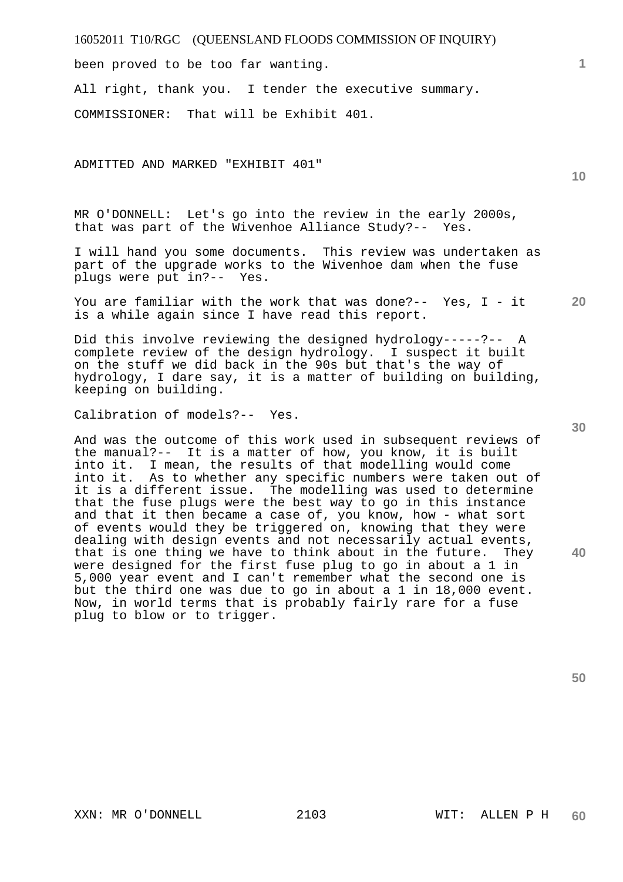been proved to be too far wanting.

All right, thank you. I tender the executive summary.

COMMISSIONER: That will be Exhibit 401.

ADMITTED AND MARKED "EXHIBIT 401"

MR O'DONNELL: Let's go into the review in the early 2000s, that was part of the Wivenhoe Alliance Study?-- Yes.

I will hand you some documents. This review was undertaken as part of the upgrade works to the Wivenhoe dam when the fuse plugs were put in?-- Yes.

You are familiar with the work that was done?-- Yes, I - it is a while again since I have read this report.

Did this involve reviewing the designed hydrology-----?-- A complete review of the design hydrology. I suspect it built on the stuff we did back in the 90s but that's the way of hydrology, I dare say, it is a matter of building on building, keeping on building.

Calibration of models?-- Yes.

And was the outcome of this work used in subsequent reviews of the manual?-- It is a matter of how, you know, it is built into it. I mean, the results of that modelling would come into it. As to whether any specific numbers were taken out of it is a different issue. The modelling was used to determine that the fuse plugs were the best way to go in this instance and that it then became a case of, you know, how - what sort of events would they be triggered on, knowing that they were dealing with design events and not necessarily actual events, that is one thing we have to think about in the future. They were designed for the first fuse plug to go in about a 1 in 5,000 year event and I can't remember what the second one is but the third one was due to go in about a 1 in 18,000 event. Now, in world terms that is probably fairly rare for a fuse plug to blow or to trigger.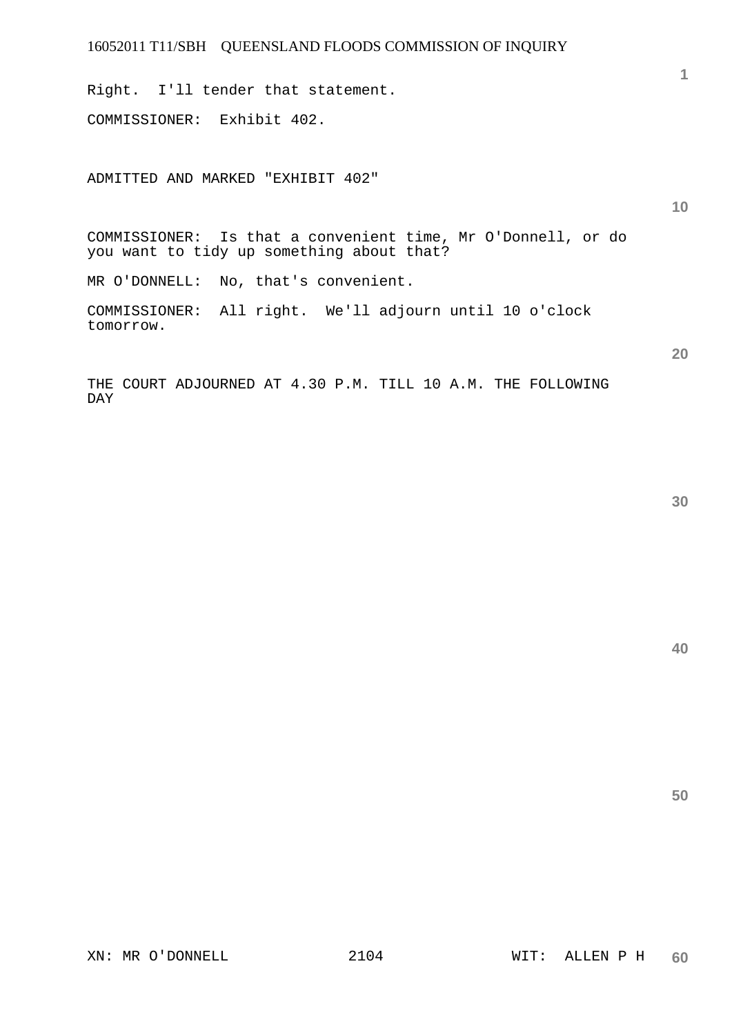Right. I'll tender that statement.

COMMISSIONER: Exhibit 402.

ADMITTED AND MARKED "EXHIBIT 402"

COMMISSIONER: Is that a convenient time, Mr O'Donnell, or do you want to tidy up something about that?

MR O'DONNELL: No, that's convenient.

COMMISSIONER: All right. We'll adjourn until 10 o'clock tomorrow.

THE COURT ADJOURNED AT 4.30 P.M. TILL 10 A.M. THE FOLLOWING DAY